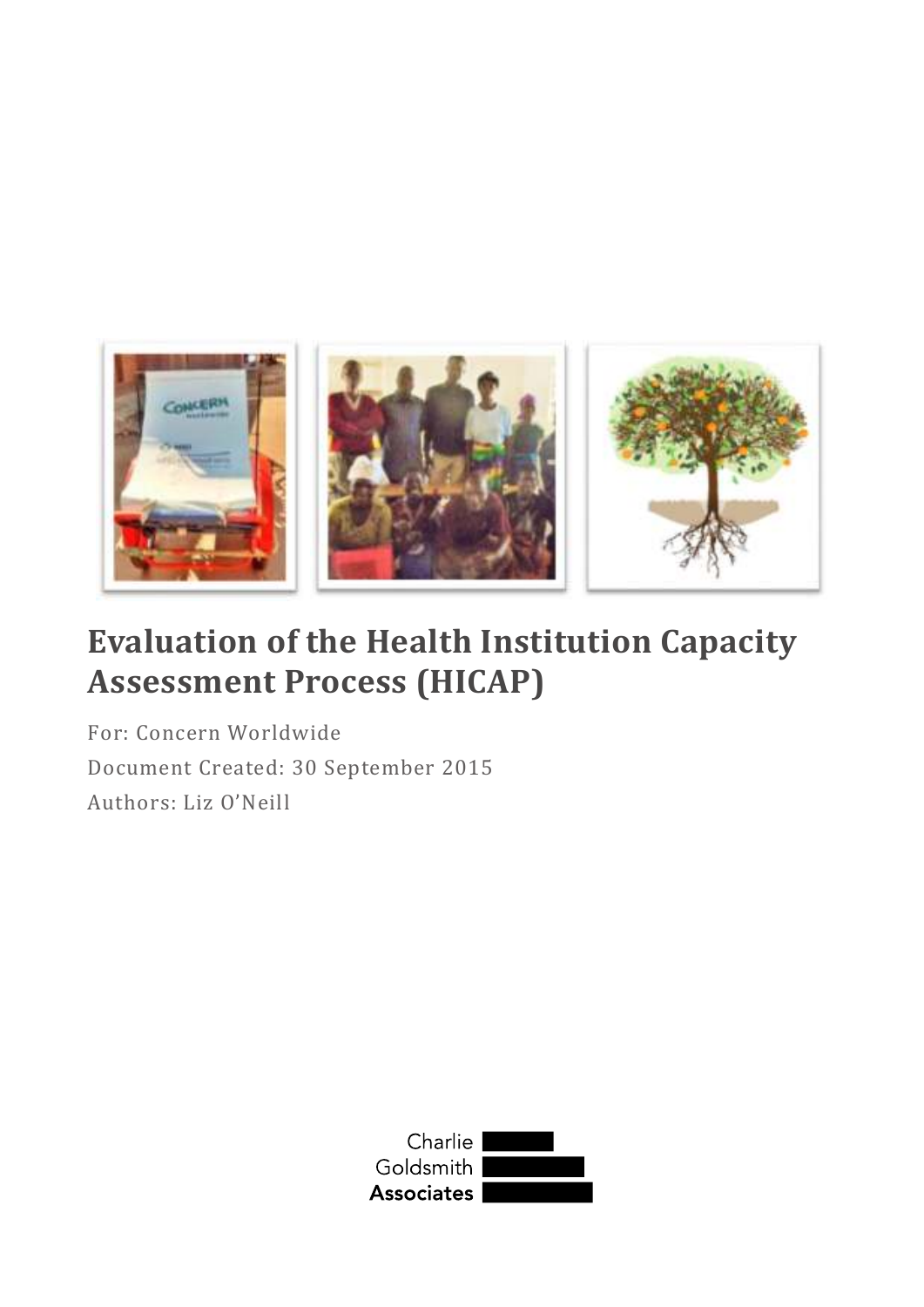# Evaluation of the Health Institution Capacity Assessment Process (HICAP)

For: Concern Worldwide

Document Created: 30 September 2015

Authors: Liz O'Neill

Charlie Goldsmith Associates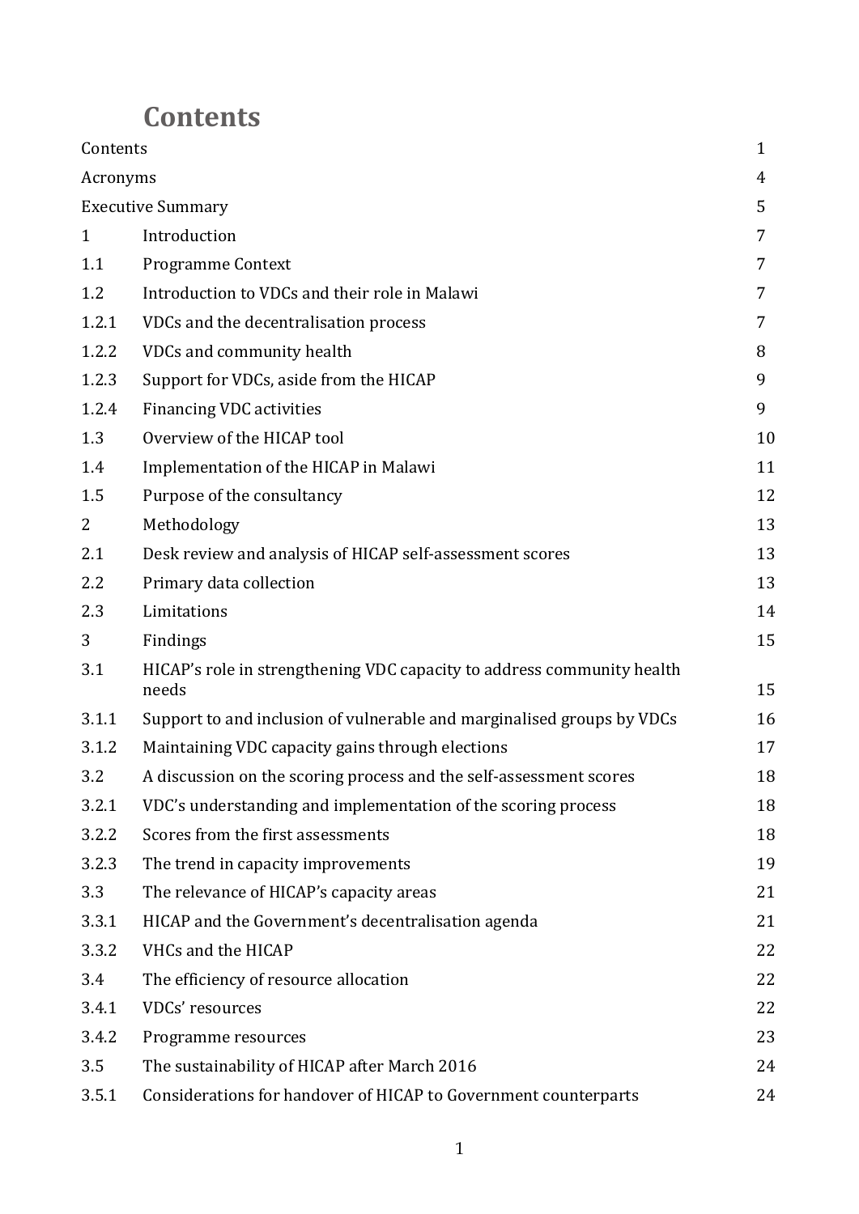# Contents

| | | |
|---|---|---|
| Contents | | 1 |
| Acronyms | | 4 |
| Executive Summary | | 5 |
| 1 | Introduction | 7 |
| 1.1 | Programme Context | 7 |
| 1.2 | Introduction to VDCs and their role in Malawi | 7 |
| 1.2.1 | VDCs and the decentralisation process | 7 |
| 1.2.2 | VDCs and community health | 8 |
| 1.2.3 | Support for VDCs, aside from the HICAP | 9 |
| 1.2.4 | Financing VDC activities | 9 |
| 1.3 | Overview of the HICAP tool | 10 |
| 1.4 | Implementation of the HICAP in Malawi | 11 |
| 1.5 | Purpose of the consultancy | 12 |
| 2 | Methodology | 13 |
| 2.1 | Desk review and analysis of HICAP self-assessment scores | 13 |
| 2.2 | Primary data collection | 13 |
| 2.3 | Limitations | 14 |
| 3 | Findings | 15 |
| 3.1 | HICAP's role in strengthening VDC capacity to address community health needs | 15 |
| 3.1.1 | Support to and inclusion of vulnerable and marginalised groups by VDCs | 16 |
| 3.1.2 | Maintaining VDC capacity gains through elections | 17 |
| 3.2 | A discussion on the scoring process and the self-assessment scores | 18 |
| 3.2.1 | VDC's understanding and implementation of the scoring process | 18 |
| 3.2.2 | Scores from the first assessments | 18 |
| 3.2.3 | The trend in capacity improvements | 19 |
| 3.3 | The relevance of HICAP's capacity areas | 21 |
| 3.3.1 | HICAP and the Government's decentralisation agenda | 21 |
| 3.3.2 | VHCs and the HICAP | 22 |
| 3.4 | The efficiency of resource allocation | 22 |
| 3.4.1 | VDCs' resources | 22 |
| 3.4.2 | Programme resources | 23 |
| 3.5 | The sustainability of HICAP after March 2016 | 24 |
| 3.5.1 | Considerations for handover of HICAP to Government counterparts | 24 |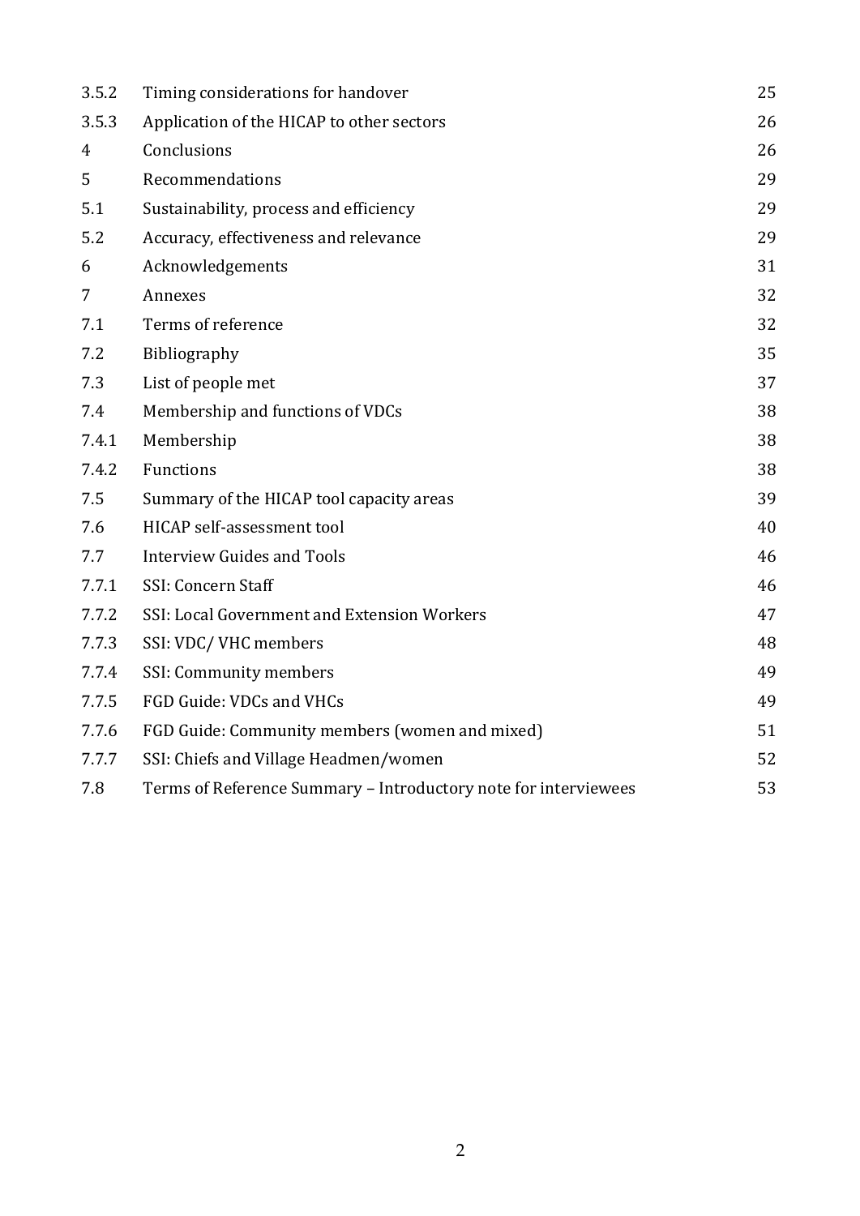| | | |
|---|---|---|
| 3.5.2 | Timing considerations for handover | 25 |
| 3.5.3 | Application of the HICAP to other sectors | 26 |
| 4 | Conclusions | 26 |
| 5 | Recommendations | 29 |
| 5.1 | Sustainability, process and efficiency | 29 |
| 5.2 | Accuracy, effectiveness and relevance | 29 |
| 6 | Acknowledgements | 31 |
| 7 | Annexes | 32 |
| 7.1 | Terms of reference | 32 |
| 7.2 | Bibliography | 35 |
| 7.3 | List of people met | 37 |
| 7.4 | Membership and functions of VDCs | 38 |
| 7.4.1 | Membership | 38 |
| 7.4.2 | Functions | 38 |
| 7.5 | Summary of the HICAP tool capacity areas | 39 |
| 7.6 | HICAP self-assessment tool | 40 |
| 7.7 | Interview Guides and Tools | 46 |
| 7.7.1 | SSI: Concern Staff | 46 |
| 7.7.2 | SSI: Local Government and Extension Workers | 47 |
| 7.7.3 | SSI: VDC/ VHC members | 48 |
| 7.7.4 | SSI: Community members | 49 |
| 7.7.5 | FGD Guide: VDCs and VHCs | 49 |
| 7.7.6 | FGD Guide: Community members (women and mixed) | 51 |
| 7.7.7 | SSI: Chiefs and Village Headmen/women | 52 |
| 7.8 | Terms of Reference Summary – Introductory note for interviewees | 53 |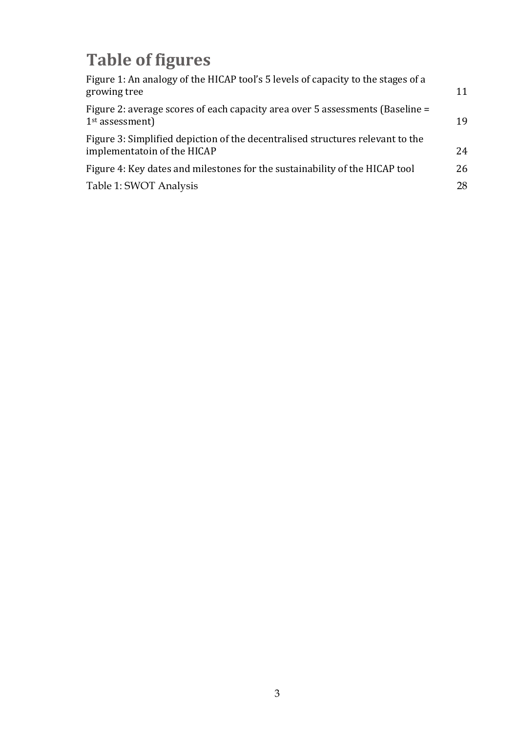# Table of figures

Figure 1: An analogy of the HICAP tool's 5 levels of capacity to the stages of a growing tree 11

Figure 2: average scores of each capacity area over 5 assessments (Baseline = 1st assessment) 19

Figure 3: Simplified depiction of the decentralised structures relevant to the implementatoin of the HICAP 24

Figure 4: Key dates and milestones for the sustainability of the HICAP tool 26

Table 1: SWOT Analysis 28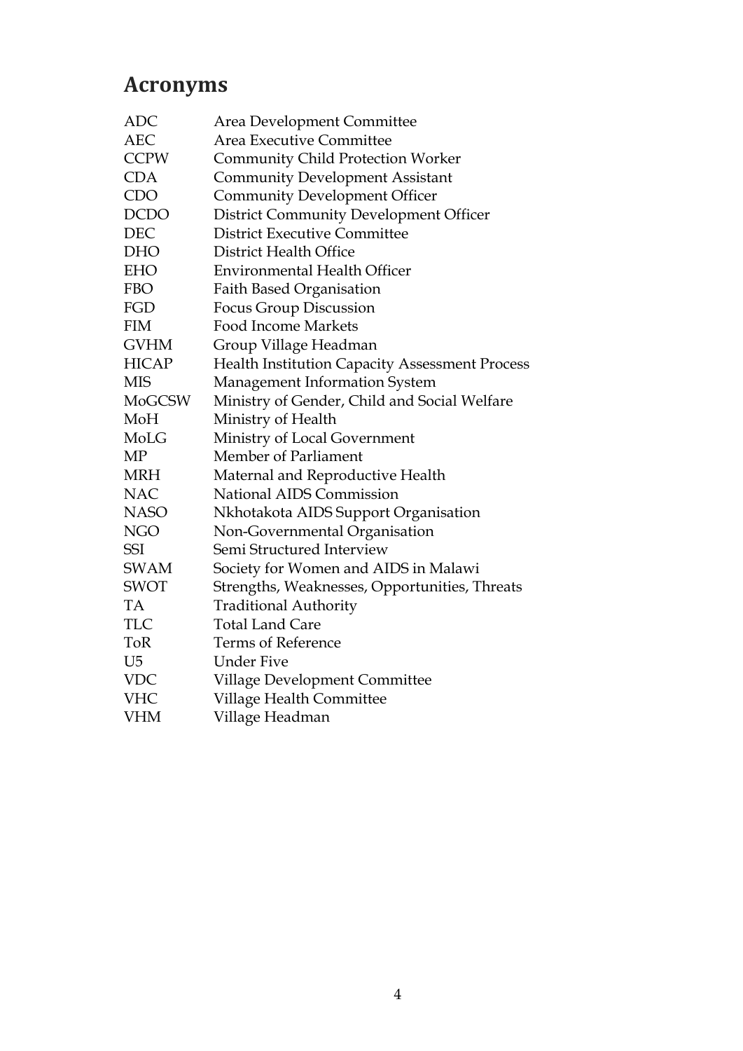# Acronyms

| | |
|---|---|
| ADC | Area Development Committee |
| AEC | Area Executive Committee |
| CCPW | Community Child Protection Worker |
| CDA | Community Development Assistant |
| CDO | Community Development Officer |
| DCDO | District Community Development Officer |
| DEC | District Executive Committee |
| DHO | District Health Office |
| EHO | Environmental Health Officer |
| FBO | Faith Based Organisation |
| FGD | Focus Group Discussion |
| FIM | Food Income Markets |
| GVHM | Group Village Headman |
| HICAP | Health Institution Capacity Assessment Process |
| MIS | Management Information System |
| MoGCSW | Ministry of Gender, Child and Social Welfare |
| MoH | Ministry of Health |
| MoLG | Ministry of Local Government |
| MP | Member of Parliament |
| MRH | Maternal and Reproductive Health |
| NAC | National AIDS Commission |
| NASO | Nkhotakota AIDS Support Organisation |
| NGO | Non-Governmental Organisation |
| SSI | Semi Structured Interview |
| SWAM | Society for Women and AIDS in Malawi |
| SWOT | Strengths, Weaknesses, Opportunities, Threats |
| TA | Traditional Authority |
| TLC | Total Land Care |
| ToR | Terms of Reference |
| U5 | Under Five |
| VDC | Village Development Committee |
| VHC | Village Health Committee |
| VHM | Village Headman |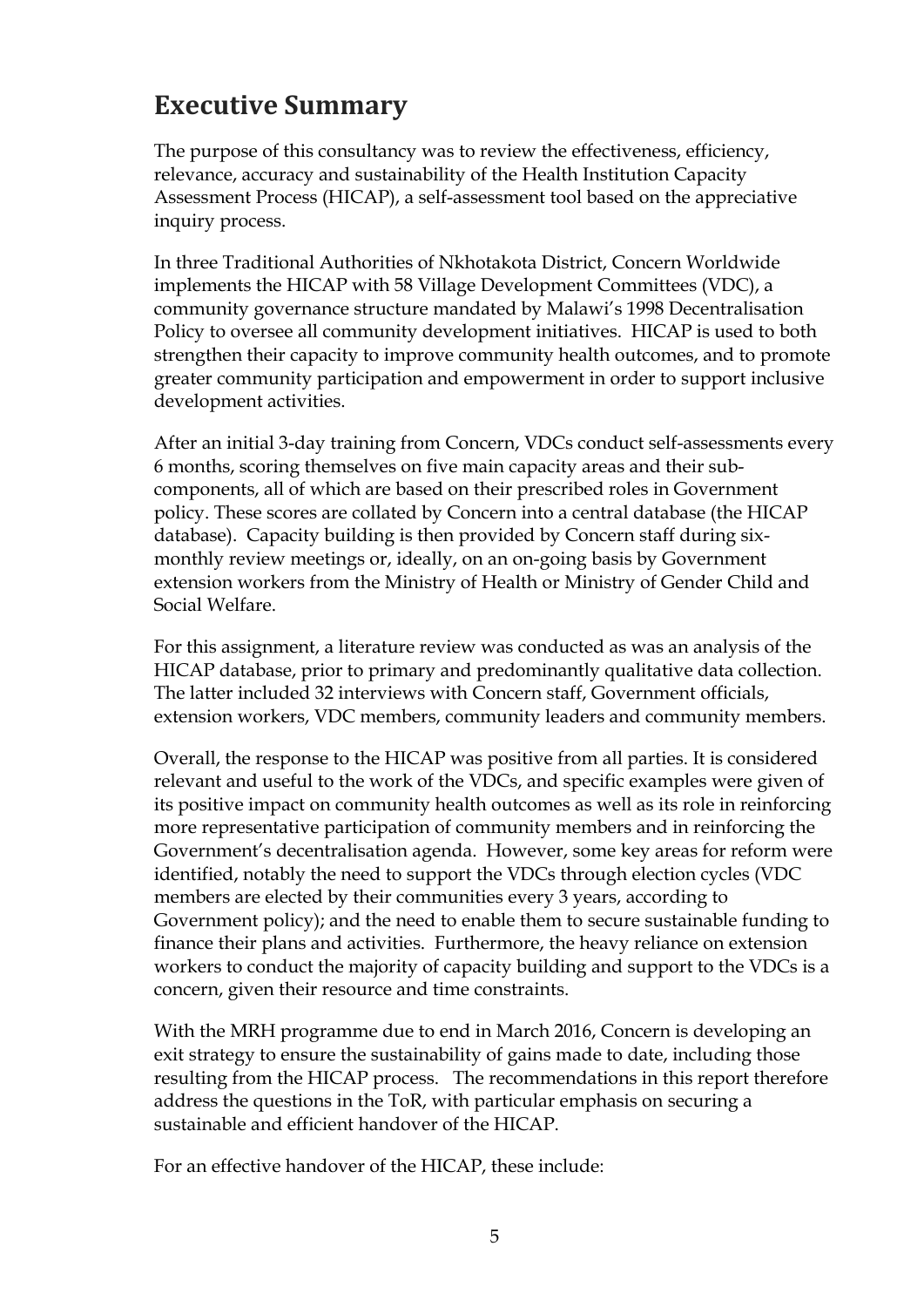# Executive Summary

The purpose of this consultancy was to review the effectiveness, efficiency, relevance, accuracy and sustainability of the Health Institution Capacity Assessment Process (HICAP), a self-assessment tool based on the appreciative inquiry process.

In three Traditional Authorities of Nkhotakota District, Concern Worldwide implements the HICAP with 58 Village Development Committees (VDC), a community governance structure mandated by Malawi's 1998 Decentralisation Policy to oversee all community development initiatives. HICAP is used to both strengthen their capacity to improve community health outcomes, and to promote greater community participation and empowerment in order to support inclusive development activities.

After an initial 3-day training from Concern, VDCs conduct self-assessments every 6 months, scoring themselves on five main capacity areas and their sub-components, all of which are based on their prescribed roles in Government policy. These scores are collated by Concern into a central database (the HICAP database). Capacity building is then provided by Concern staff during six-monthly review meetings or, ideally, on an on-going basis by Government extension workers from the Ministry of Health or Ministry of Gender Child and Social Welfare.

For this assignment, a literature review was conducted as was an analysis of the HICAP database, prior to primary and predominantly qualitative data collection. The latter included 32 interviews with Concern staff, Government officials, extension workers, VDC members, community leaders and community members.

Overall, the response to the HICAP was positive from all parties. It is considered relevant and useful to the work of the VDCs, and specific examples were given of its positive impact on community health outcomes as well as its role in reinforcing more representative participation of community members and in reinforcing the Government's decentralisation agenda. However, some key areas for reform were identified, notably the need to support the VDCs through election cycles (VDC members are elected by their communities every 3 years, according to Government policy); and the need to enable them to secure sustainable funding to finance their plans and activities. Furthermore, the heavy reliance on extension workers to conduct the majority of capacity building and support to the VDCs is a concern, given their resource and time constraints.

With the MRH programme due to end in March 2016, Concern is developing an exit strategy to ensure the sustainability of gains made to date, including those resulting from the HICAP process. The recommendations in this report therefore address the questions in the ToR, with particular emphasis on securing a sustainable and efficient handover of the HICAP.

For an effective handover of the HICAP, these include: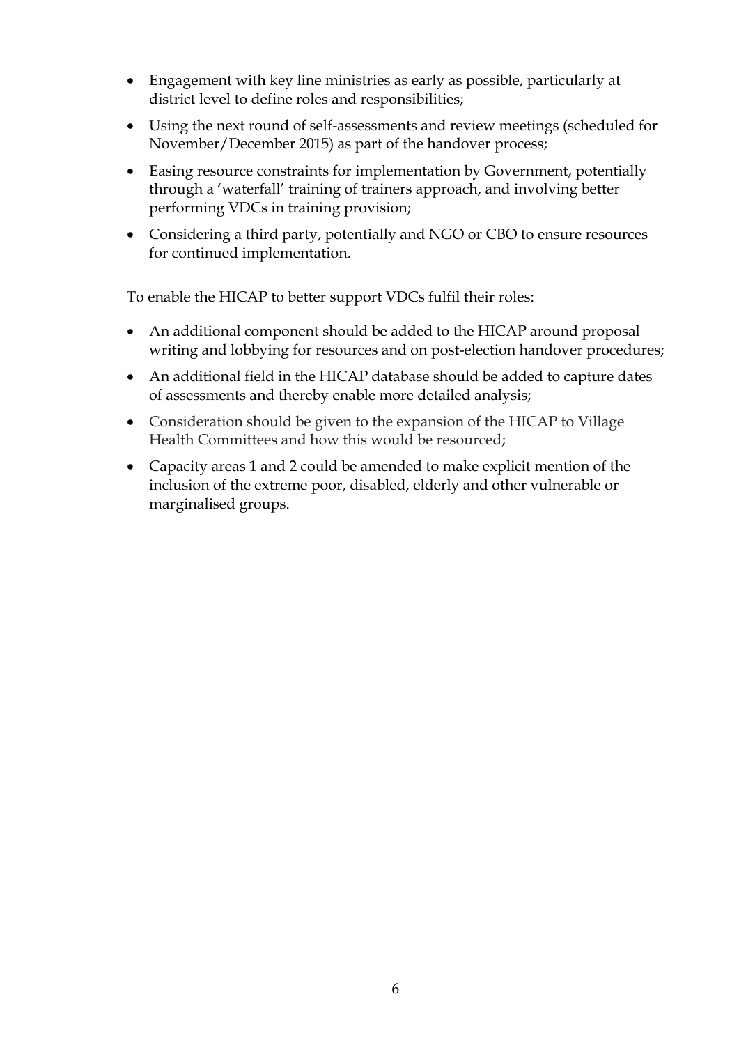- Engagement with key line ministries as early as possible, particularly at district level to define roles and responsibilities;
- Using the next round of self-assessments and review meetings (scheduled for November/December 2015) as part of the handover process;
- Easing resource constraints for implementation by Government, potentially through a 'waterfall' training of trainers approach, and involving better performing VDCs in training provision;
- Considering a third party, potentially and NGO or CBO to ensure resources for continued implementation.

To enable the HICAP to better support VDCs fulfil their roles:

- An additional component should be added to the HICAP around proposal writing and lobbying for resources and on post-election handover procedures;
- An additional field in the HICAP database should be added to capture dates of assessments and thereby enable more detailed analysis;
- Consideration should be given to the expansion of the HICAP to Village Health Committees and how this would be resourced;
- Capacity areas 1 and 2 could be amended to make explicit mention of the inclusion of the extreme poor, disabled, elderly and other vulnerable or marginalised groups.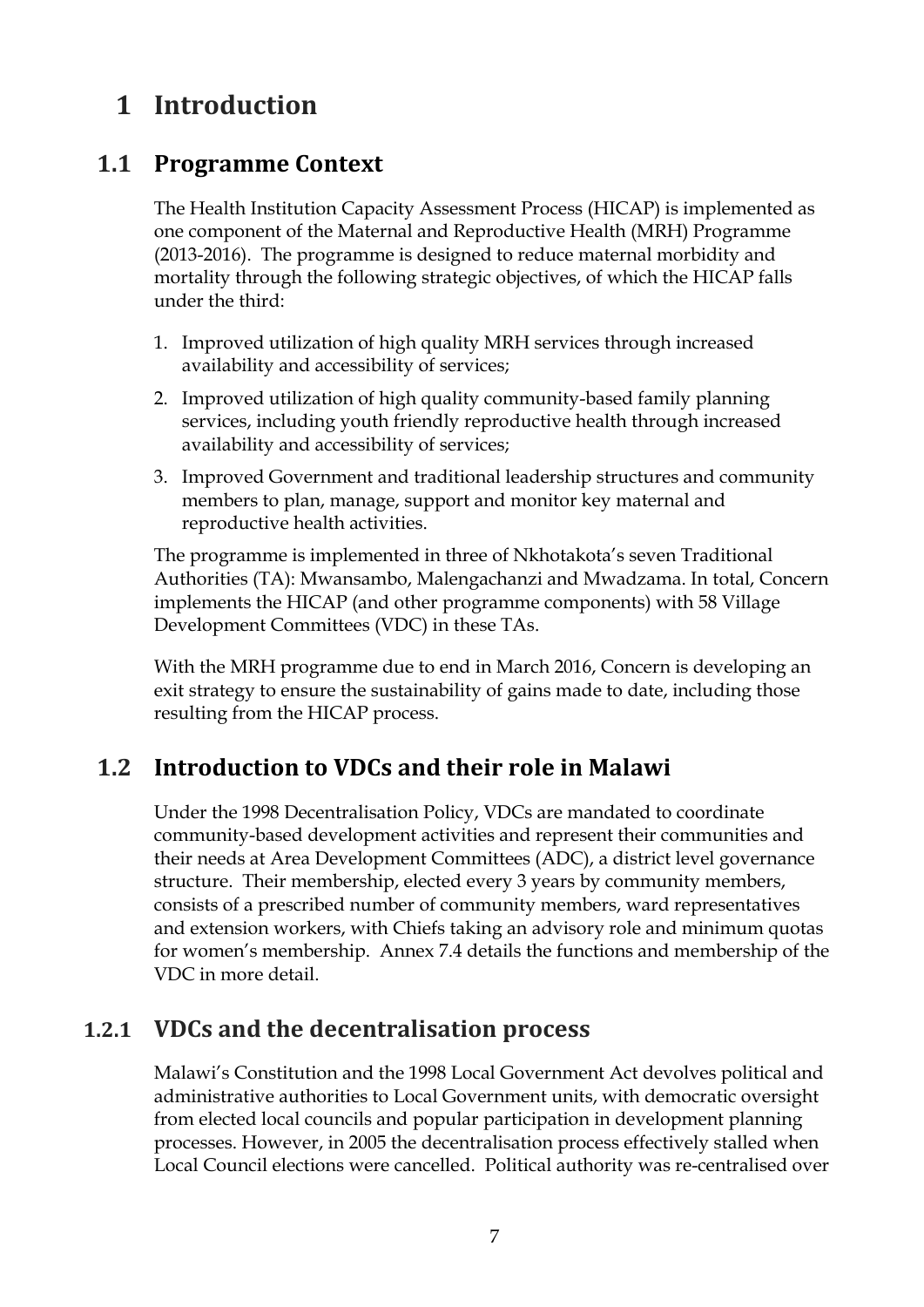# 1 Introduction

## 1.1 Programme Context

The Health Institution Capacity Assessment Process (HICAP) is implemented as one component of the Maternal and Reproductive Health (MRH) Programme (2013-2016). The programme is designed to reduce maternal morbidity and mortality through the following strategic objectives, of which the HICAP falls under the third:

1. Improved utilization of high quality MRH services through increased availability and accessibility of services;
2. Improved utilization of high quality community-based family planning services, including youth friendly reproductive health through increased availability and accessibility of services;
3. Improved Government and traditional leadership structures and community members to plan, manage, support and monitor key maternal and reproductive health activities.

The programme is implemented in three of Nkhotakota's seven Traditional Authorities (TA): Mwansambo, Malengachanzi and Mwadzama. In total, Concern implements the HICAP (and other programme components) with 58 Village Development Committees (VDC) in these TAs.

With the MRH programme due to end in March 2016, Concern is developing an exit strategy to ensure the sustainability of gains made to date, including those resulting from the HICAP process.

## 1.2 Introduction to VDCs and their role in Malawi

Under the 1998 Decentralisation Policy, VDCs are mandated to coordinate community-based development activities and represent their communities and their needs at Area Development Committees (ADC), a district level governance structure. Their membership, elected every 3 years by community members, consists of a prescribed number of community members, ward representatives and extension workers, with Chiefs taking an advisory role and minimum quotas for women's membership. Annex 7.4 details the functions and membership of the VDC in more detail.

### 1.2.1 VDCs and the decentralisation process

Malawi's Constitution and the 1998 Local Government Act devolves political and administrative authorities to Local Government units, with democratic oversight from elected local councils and popular participation in development planning processes. However, in 2005 the decentralisation process effectively stalled when Local Council elections were cancelled. Political authority was re-centralised over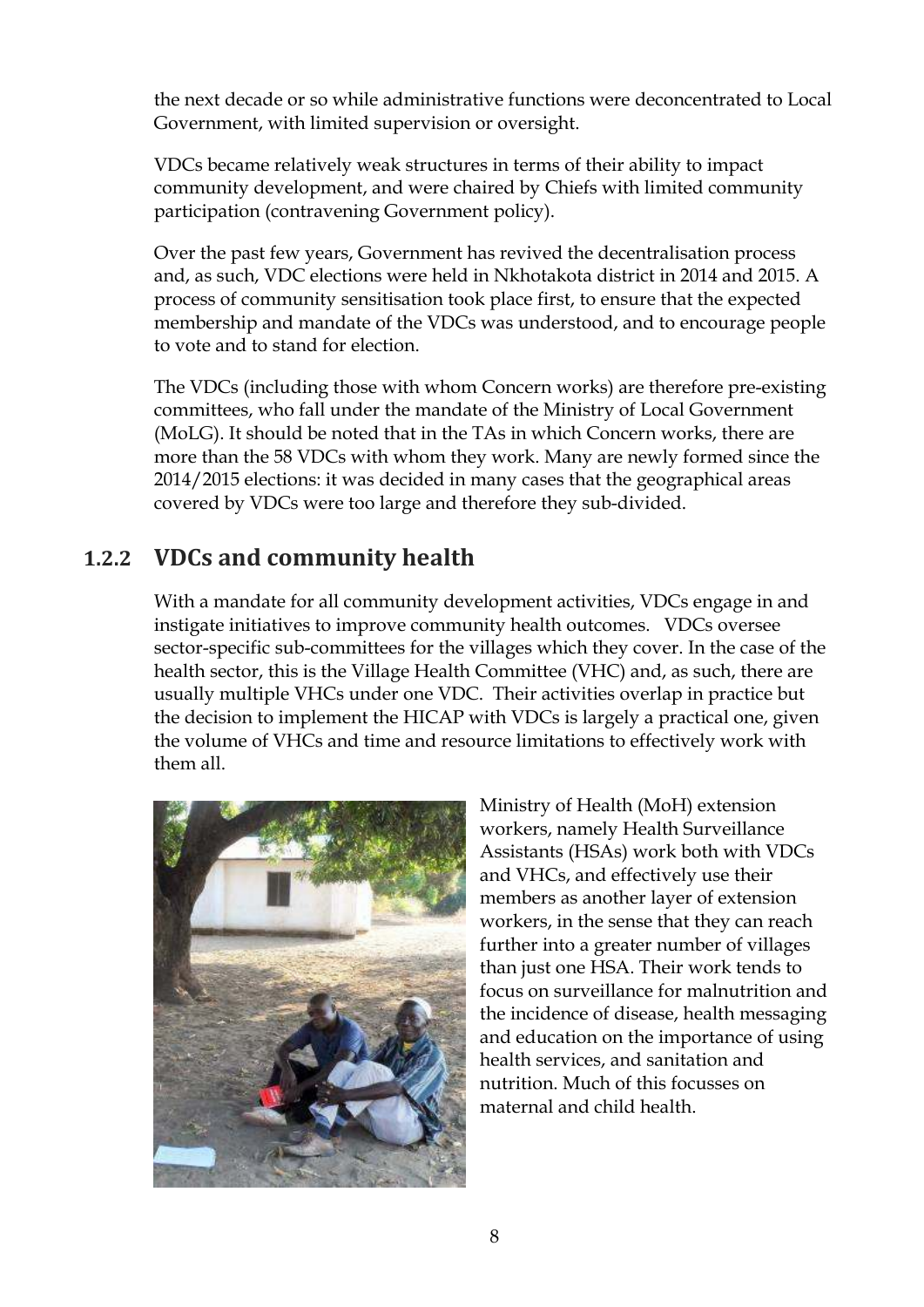the next decade or so while administrative functions were deconcentrated to Local Government, with limited supervision or oversight.

VDCs became relatively weak structures in terms of their ability to impact community development, and were chaired by Chiefs with limited community participation (contravening Government policy).

Over the past few years, Government has revived the decentralisation process and, as such, VDC elections were held in Nkhotakota district in 2014 and 2015. A process of community sensitisation took place first, to ensure that the expected membership and mandate of the VDCs was understood, and to encourage people to vote and to stand for election.

The VDCs (including those with whom Concern works) are therefore pre-existing committees, who fall under the mandate of the Ministry of Local Government (MoLG). It should be noted that in the TAs in which Concern works, there are more than the 58 VDCs with whom they work. Many are newly formed since the 2014/2015 elections: it was decided in many cases that the geographical areas covered by VDCs were too large and therefore they sub-divided.

### 1.2.2 VDCs and community health

With a mandate for all community development activities, VDCs engage in and instigate initiatives to improve community health outcomes. VDCs oversee sector-specific sub-committees for the villages which they cover. In the case of the health sector, this is the Village Health Committee (VHC) and, as such, there are usually multiple VHCs under one VDC. Their activities overlap in practice but the decision to implement the HICAP with VDCs is largely a practical one, given the volume of VHCs and time and resource limitations to effectively work with them all.

Ministry of Health (MoH) extension workers, namely Health Surveillance Assistants (HSAs) work both with VDCs and VHCs, and effectively use their members as another layer of extension workers, in the sense that they can reach further into a greater number of villages than just one HSA. Their work tends to focus on surveillance for malnutrition and the incidence of disease, health messaging and education on the importance of using health services, and sanitation and nutrition. Much of this focusses on maternal and child health.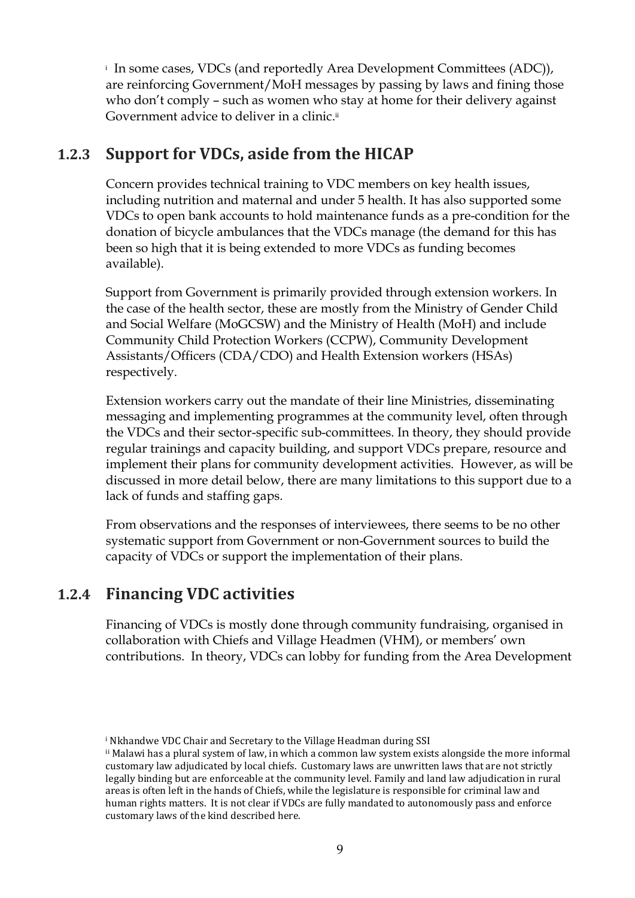[i] In some cases, VDCs (and reportedly Area Development Committees (ADC)), are reinforcing Government/MoH messages by passing by laws and fining those who don't comply – such as women who stay at home for their delivery against Government advice to deliver in a clinic.[ii]

### 1.2.3 Support for VDCs, aside from the HICAP

Concern provides technical training to VDC members on key health issues, including nutrition and maternal and under 5 health. It has also supported some VDCs to open bank accounts to hold maintenance funds as a pre-condition for the donation of bicycle ambulances that the VDCs manage (the demand for this has been so high that it is being extended to more VDCs as funding becomes available).

Support from Government is primarily provided through extension workers. In the case of the health sector, these are mostly from the Ministry of Gender Child and Social Welfare (MoGCSW) and the Ministry of Health (MoH) and include Community Child Protection Workers (CCPW), Community Development Assistants/Officers (CDA/CDO) and Health Extension workers (HSAs) respectively.

Extension workers carry out the mandate of their line Ministries, disseminating messaging and implementing programmes at the community level, often through the VDCs and their sector-specific sub-committees. In theory, they should provide regular trainings and capacity building, and support VDCs prepare, resource and implement their plans for community development activities. However, as will be discussed in more detail below, there are many limitations to this support due to a lack of funds and staffing gaps.

From observations and the responses of interviewees, there seems to be no other systematic support from Government or non-Government sources to build the capacity of VDCs or support the implementation of their plans.

### 1.2.4 Financing VDC activities

Financing of VDCs is mostly done through community fundraising, organised in collaboration with Chiefs and Village Headmen (VHM), or members' own contributions. In theory, VDCs can lobby for funding from the Area Development

[i] Nkhandwe VDC Chair and Secretary to the Village Headman during SSI

[ii] Malawi has a plural system of law, in which a common law system exists alongside the more informal customary law adjudicated by local chiefs. Customary laws are unwritten laws that are not strictly legally binding but are enforceable at the community level. Family and land law adjudication in rural areas is often left in the hands of Chiefs, while the legislature is responsible for criminal law and human rights matters. It is not clear if VDCs are fully mandated to autonomously pass and enforce customary laws of the kind described here.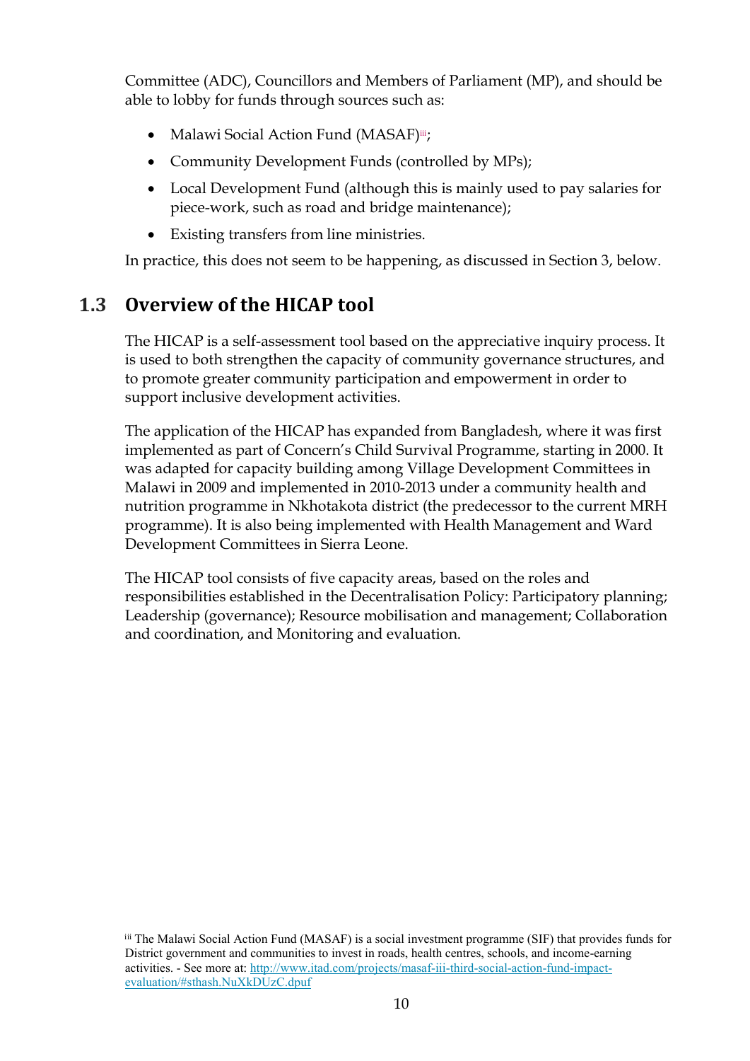Committee (ADC), Councillors and Members of Parliament (MP), and should be able to lobby for funds through sources such as:

- Malawi Social Action Fund (MASAF)[iii];
- Community Development Funds (controlled by MPs);
- Local Development Fund (although this is mainly used to pay salaries for piece-work, such as road and bridge maintenance);
- Existing transfers from line ministries.

In practice, this does not seem to be happening, as discussed in Section 3, below.

## 1.3 Overview of the HICAP tool

The HICAP is a self-assessment tool based on the appreciative inquiry process. It is used to both strengthen the capacity of community governance structures, and to promote greater community participation and empowerment in order to support inclusive development activities.

The application of the HICAP has expanded from Bangladesh, where it was first implemented as part of Concern's Child Survival Programme, starting in 2000. It was adapted for capacity building among Village Development Committees in Malawi in 2009 and implemented in 2010-2013 under a community health and nutrition programme in Nkhotakota district (the predecessor to the current MRH programme). It is also being implemented with Health Management and Ward Development Committees in Sierra Leone.

The HICAP tool consists of five capacity areas, based on the roles and responsibilities established in the Decentralisation Policy: Participatory planning; Leadership (governance); Resource mobilisation and management; Collaboration and coordination, and Monitoring and evaluation.

[iii] The Malawi Social Action Fund (MASAF) is a social investment programme (SIF) that provides funds for District government and communities to invest in roads, health centres, schools, and income-earning activities. - See more at: http://www.itad.com/projects/masaf-iii-third-social-action-fund-impact-evaluation/#sthash.NuXkDUzC.dpuf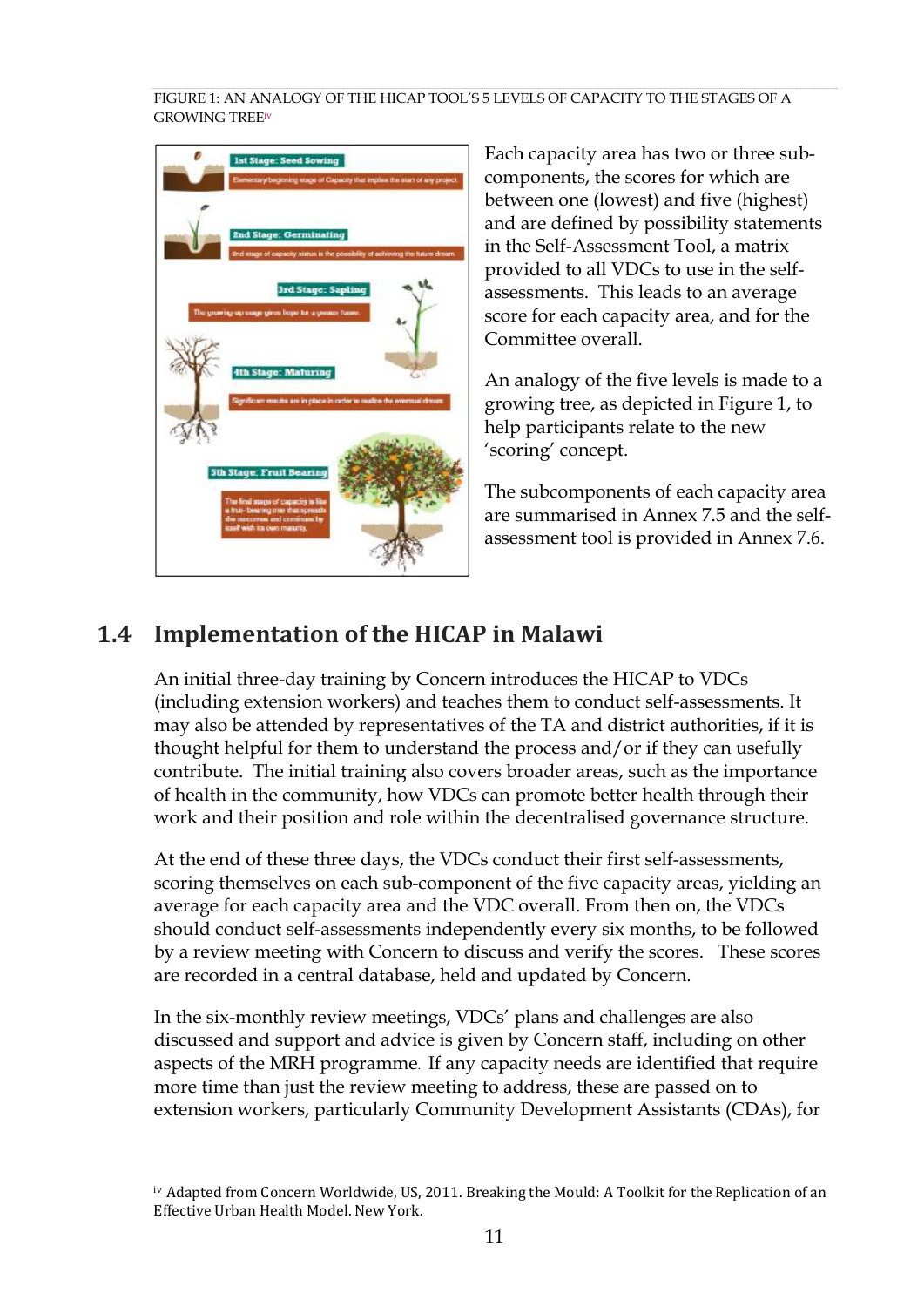FIGURE 1: AN ANALOGY OF THE HICAP TOOL'S 5 LEVELS OF CAPACITY TO THE STAGES OF A GROWING TREE[iv]

Each capacity area has two or three sub-components, the scores for which are between one (lowest) and five (highest) and are defined by possibility statements in the Self-Assessment Tool, a matrix provided to all VDCs to use in the self-assessments. This leads to an average score for each capacity area, and for the Committee overall.

An analogy of the five levels is made to a growing tree, as depicted in Figure 1, to help participants relate to the new 'scoring' concept.

The subcomponents of each capacity area are summarised in Annex 7.5 and the self-assessment tool is provided in Annex 7.6.

## 1.4 Implementation of the HICAP in Malawi

An initial three-day training by Concern introduces the HICAP to VDCs (including extension workers) and teaches them to conduct self-assessments. It may also be attended by representatives of the TA and district authorities, if it is thought helpful for them to understand the process and/or if they can usefully contribute. The initial training also covers broader areas, such as the importance of health in the community, how VDCs can promote better health through their work and their position and role within the decentralised governance structure.

At the end of these three days, the VDCs conduct their first self-assessments, scoring themselves on each sub-component of the five capacity areas, yielding an average for each capacity area and the VDC overall. From then on, the VDCs should conduct self-assessments independently every six months, to be followed by a review meeting with Concern to discuss and verify the scores. These scores are recorded in a central database, held and updated by Concern.

In the six-monthly review meetings, VDCs' plans and challenges are also discussed and support and advice is given by Concern staff, including on other aspects of the MRH programme. If any capacity needs are identified that require more time than just the review meeting to address, these are passed on to extension workers, particularly Community Development Assistants (CDAs), for

[iv] Adapted from Concern Worldwide, US, 2011. Breaking the Mould: A Toolkit for the Replication of an Effective Urban Health Model. New York.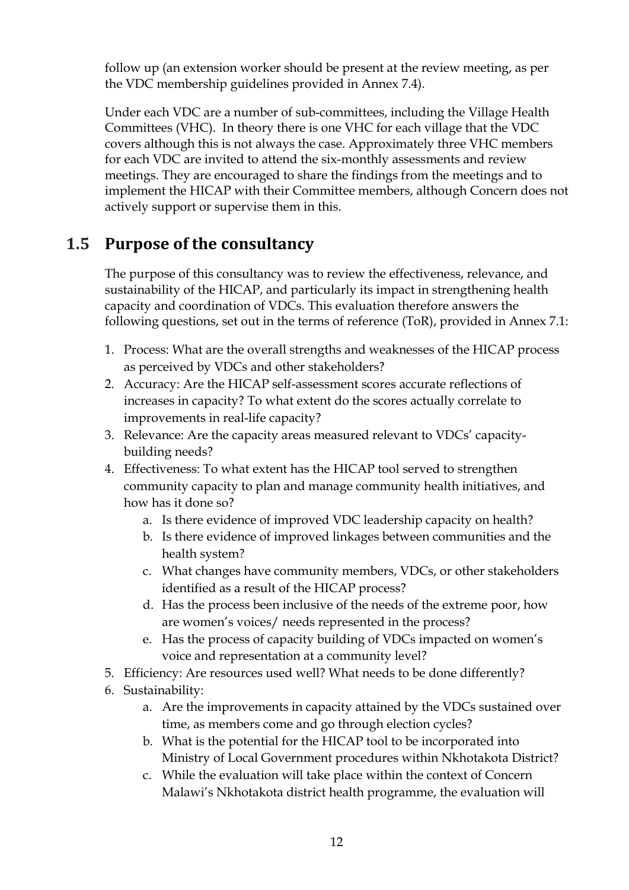follow up (an extension worker should be present at the review meeting, as per the VDC membership guidelines provided in Annex 7.4).

Under each VDC are a number of sub-committees, including the Village Health Committees (VHC). In theory there is one VHC for each village that the VDC covers although this is not always the case. Approximately three VHC members for each VDC are invited to attend the six-monthly assessments and review meetings. They are encouraged to share the findings from the meetings and to implement the HICAP with their Committee members, although Concern does not actively support or supervise them in this.

## 1.5 Purpose of the consultancy

The purpose of this consultancy was to review the effectiveness, relevance, and sustainability of the HICAP, and particularly its impact in strengthening health capacity and coordination of VDCs. This evaluation therefore answers the following questions, set out in the terms of reference (ToR), provided in Annex 7.1:

1. Process: What are the overall strengths and weaknesses of the HICAP process as perceived by VDCs and other stakeholders?
2. Accuracy: Are the HICAP self-assessment scores accurate reflections of increases in capacity? To what extent do the scores actually correlate to improvements in real-life capacity?
3. Relevance: Are the capacity areas measured relevant to VDCs' capacity-building needs?
4. Effectiveness: To what extent has the HICAP tool served to strengthen community capacity to plan and manage community health initiatives, and how has it done so?
    a. Is there evidence of improved VDC leadership capacity on health?
    b. Is there evidence of improved linkages between communities and the health system?
    c. What changes have community members, VDCs, or other stakeholders identified as a result of the HICAP process?
    d. Has the process been inclusive of the needs of the extreme poor, how are women's voices/ needs represented in the process?
    e. Has the process of capacity building of VDCs impacted on women's voice and representation at a community level?
5. Efficiency: Are resources used well? What needs to be done differently?
6. Sustainability:
    a. Are the improvements in capacity attained by the VDCs sustained over time, as members come and go through election cycles?
    b. What is the potential for the HICAP tool to be incorporated into Ministry of Local Government procedures within Nkhotakota District?
    c. While the evaluation will take place within the context of Concern Malawi's Nkhotakota district health programme, the evaluation will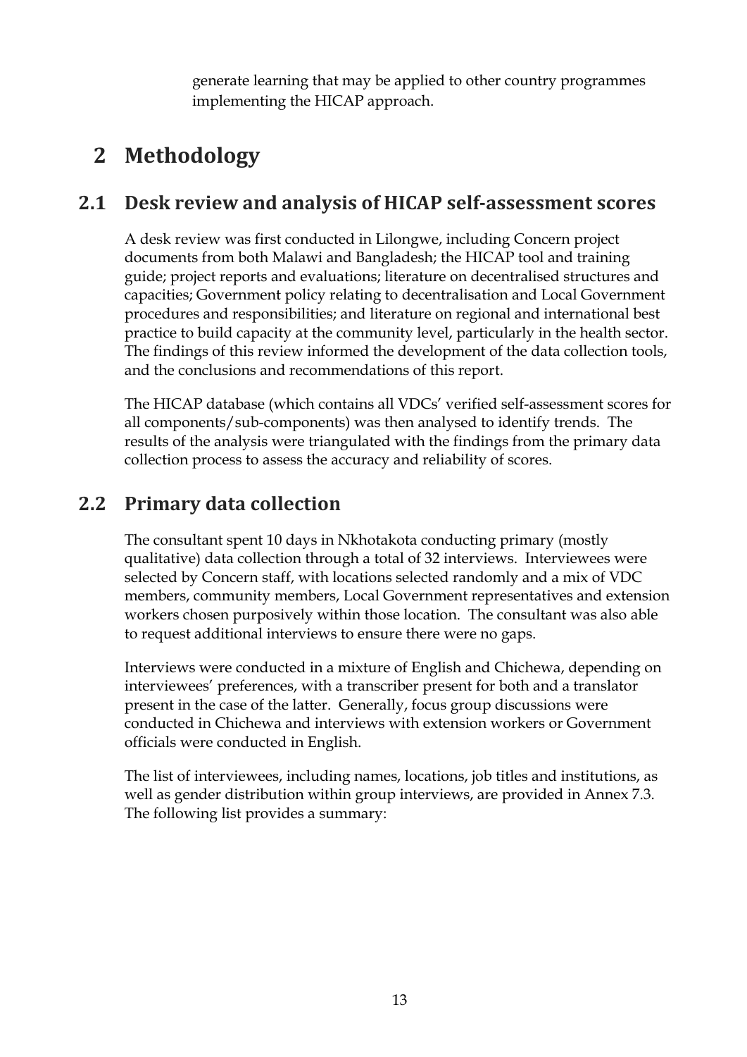generate learning that may be applied to other country programmes implementing the HICAP approach.

# 2 Methodology

## 2.1 Desk review and analysis of HICAP self-assessment scores

A desk review was first conducted in Lilongwe, including Concern project documents from both Malawi and Bangladesh; the HICAP tool and training guide; project reports and evaluations; literature on decentralised structures and capacities; Government policy relating to decentralisation and Local Government procedures and responsibilities; and literature on regional and international best practice to build capacity at the community level, particularly in the health sector. The findings of this review informed the development of the data collection tools, and the conclusions and recommendations of this report.

The HICAP database (which contains all VDCs' verified self-assessment scores for all components/sub-components) was then analysed to identify trends. The results of the analysis were triangulated with the findings from the primary data collection process to assess the accuracy and reliability of scores.

## 2.2 Primary data collection

The consultant spent 10 days in Nkhotakota conducting primary (mostly qualitative) data collection through a total of 32 interviews. Interviewees were selected by Concern staff, with locations selected randomly and a mix of VDC members, community members, Local Government representatives and extension workers chosen purposively within those location. The consultant was also able to request additional interviews to ensure there were no gaps.

Interviews were conducted in a mixture of English and Chichewa, depending on interviewees' preferences, with a transcriber present for both and a translator present in the case of the latter. Generally, focus group discussions were conducted in Chichewa and interviews with extension workers or Government officials were conducted in English.

The list of interviewees, including names, locations, job titles and institutions, as well as gender distribution within group interviews, are provided in Annex 7.3. The following list provides a summary: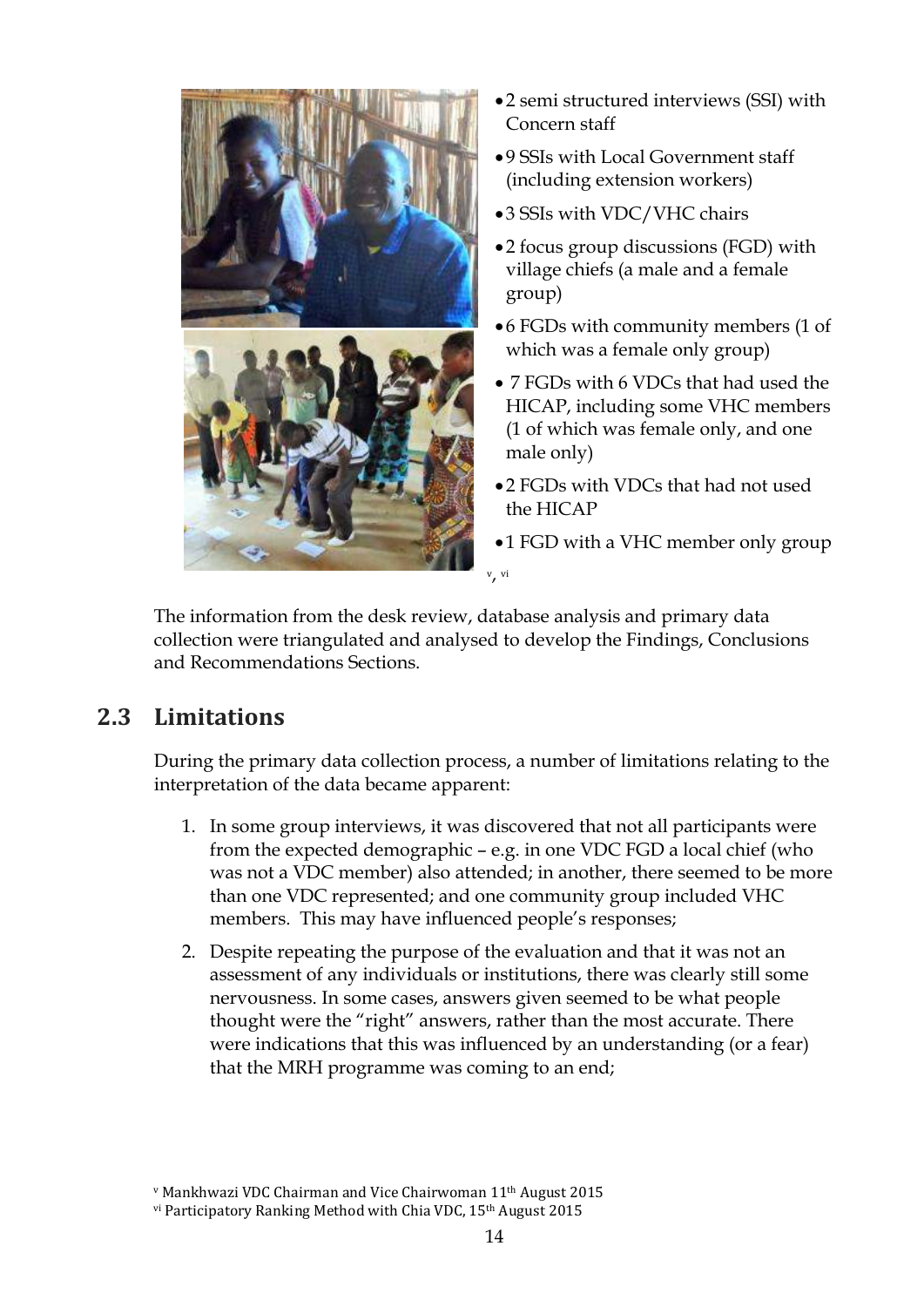- 2 semi structured interviews (SSI) with Concern staff
- 9 SSIs with Local Government staff (including extension workers)
- 3 SSIs with VDC/VHC chairs
- 2 focus group discussions (FGD) with village chiefs (a male and a female group)
- 6 FGDs with community members (1 of which was a female only group)
- 7 FGDs with 6 VDCs that had used the HICAP, including some VHC members (1 of which was female only, and one male only)
- 2 FGDs with VDCs that had not used the HICAP
- 1 FGD with a VHC member only group

[v], [vi]

The information from the desk review, database analysis and primary data collection were triangulated and analysed to develop the Findings, Conclusions and Recommendations Sections.

## 2.3 Limitations

During the primary data collection process, a number of limitations relating to the interpretation of the data became apparent:

1. In some group interviews, it was discovered that not all participants were from the expected demographic – e.g. in one VDC FGD a local chief (who was not a VDC member) also attended; in another, there seemed to be more than one VDC represented; and one community group included VHC members. This may have influenced people's responses;
2. Despite repeating the purpose of the evaluation and that it was not an assessment of any individuals or institutions, there was clearly still some nervousness. In some cases, answers given seemed to be what people thought were the "right" answers, rather than the most accurate. There were indications that this was influenced by an understanding (or a fear) that the MRH programme was coming to an end;

[v] Mankhwazi VDC Chairman and Vice Chairwoman 11th August 2015
[vi] Participatory Ranking Method with Chia VDC, 15th August 2015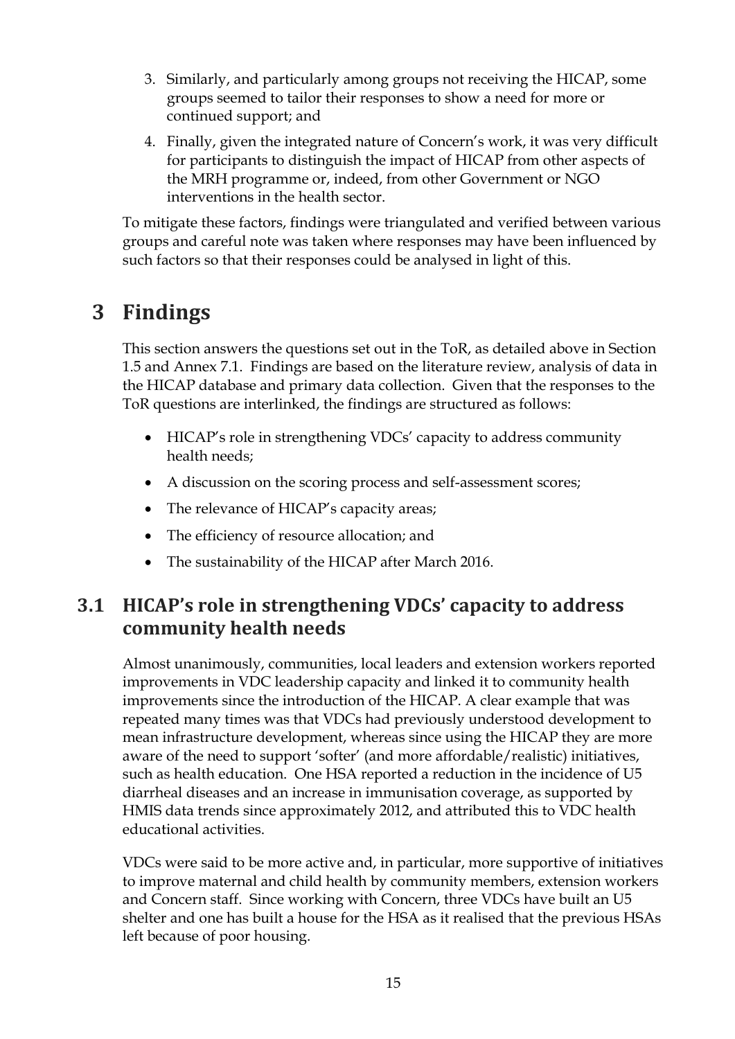3. Similarly, and particularly among groups not receiving the HICAP, some groups seemed to tailor their responses to show a need for more or continued support; and
4. Finally, given the integrated nature of Concern's work, it was very difficult for participants to distinguish the impact of HICAP from other aspects of the MRH programme or, indeed, from other Government or NGO interventions in the health sector.

To mitigate these factors, findings were triangulated and verified between various groups and careful note was taken where responses may have been influenced by such factors so that their responses could be analysed in light of this.

# 3 Findings

This section answers the questions set out in the ToR, as detailed above in Section 1.5 and Annex 7.1. Findings are based on the literature review, analysis of data in the HICAP database and primary data collection. Given that the responses to the ToR questions are interlinked, the findings are structured as follows:

- HICAP's role in strengthening VDCs' capacity to address community health needs;
- A discussion on the scoring process and self-assessment scores;
- The relevance of HICAP's capacity areas;
- The efficiency of resource allocation; and
- The sustainability of the HICAP after March 2016.

## 3.1 HICAP's role in strengthening VDCs' capacity to address community health needs

Almost unanimously, communities, local leaders and extension workers reported improvements in VDC leadership capacity and linked it to community health improvements since the introduction of the HICAP. A clear example that was repeated many times was that VDCs had previously understood development to mean infrastructure development, whereas since using the HICAP they are more aware of the need to support 'softer' (and more affordable/realistic) initiatives, such as health education. One HSA reported a reduction in the incidence of U5 diarrheal diseases and an increase in immunisation coverage, as supported by HMIS data trends since approximately 2012, and attributed this to VDC health educational activities.

VDCs were said to be more active and, in particular, more supportive of initiatives to improve maternal and child health by community members, extension workers and Concern staff. Since working with Concern, three VDCs have built an U5 shelter and one has built a house for the HSA as it realised that the previous HSAs left because of poor housing.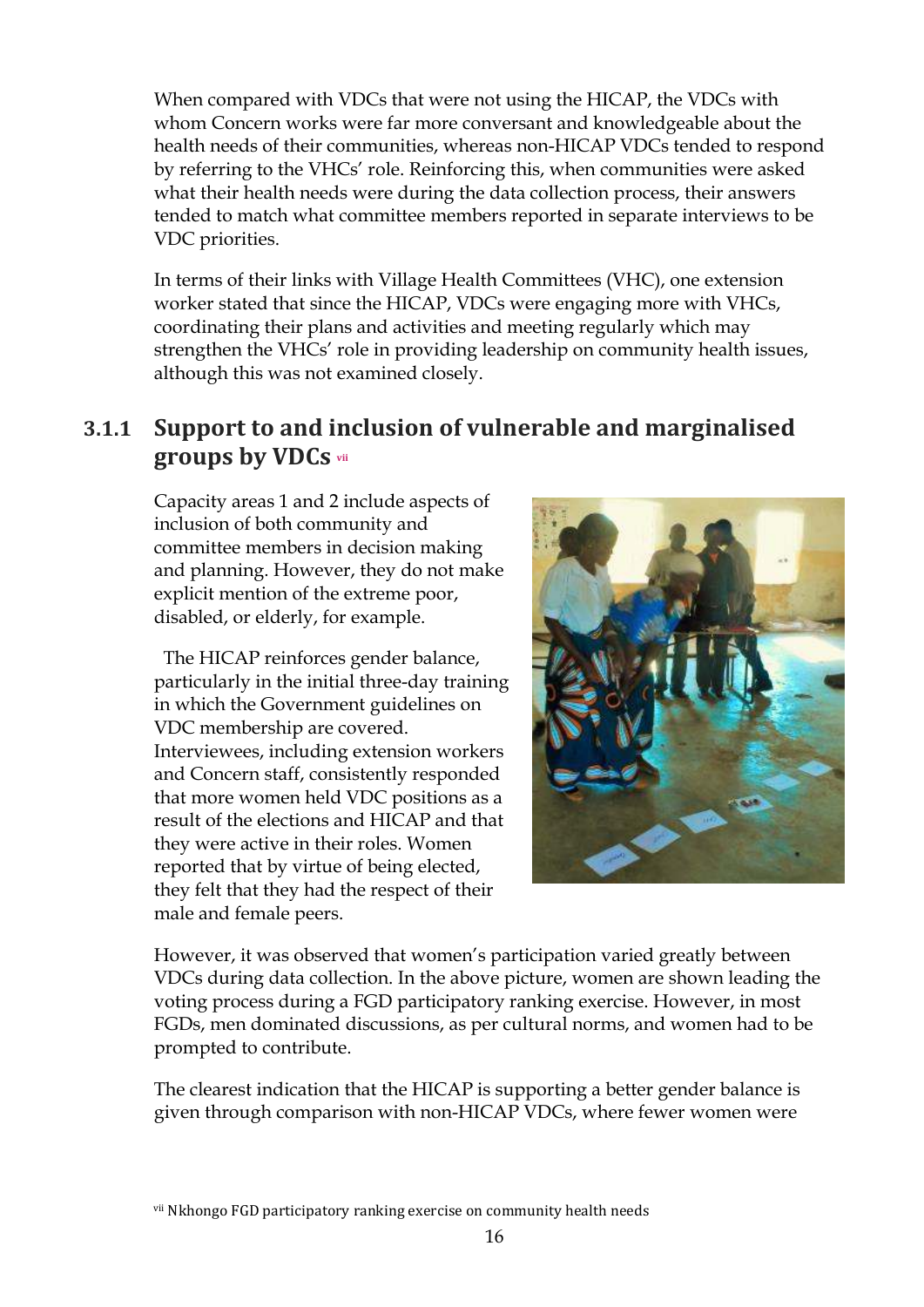When compared with VDCs that were not using the HICAP, the VDCs with whom Concern works were far more conversant and knowledgeable about the health needs of their communities, whereas non-HICAP VDCs tended to respond by referring to the VHCs' role. Reinforcing this, when communities were asked what their health needs were during the data collection process, their answers tended to match what committee members reported in separate interviews to be VDC priorities.

In terms of their links with Village Health Committees (VHC), one extension worker stated that since the HICAP, VDCs were engaging more with VHCs, coordinating their plans and activities and meeting regularly which may strengthen the VHCs' role in providing leadership on community health issues, although this was not examined closely.

### 3.1.1 Support to and inclusion of vulnerable and marginalised groups by VDCs [vii]

Capacity areas 1 and 2 include aspects of inclusion of both community and committee members in decision making and planning. However, they do not make explicit mention of the extreme poor, disabled, or elderly, for example.

The HICAP reinforces gender balance, particularly in the initial three-day training in which the Government guidelines on VDC membership are covered. Interviewees, including extension workers and Concern staff, consistently responded that more women held VDC positions as a result of the elections and HICAP and that they were active in their roles. Women reported that by virtue of being elected, they felt that they had the respect of their male and female peers.

However, it was observed that women's participation varied greatly between VDCs during data collection. In the above picture, women are shown leading the voting process during a FGD participatory ranking exercise. However, in most FGDs, men dominated discussions, as per cultural norms, and women had to be prompted to contribute.

The clearest indication that the HICAP is supporting a better gender balance is given through comparison with non-HICAP VDCs, where fewer women were

[vii] Nkhongo FGD participatory ranking exercise on community health needs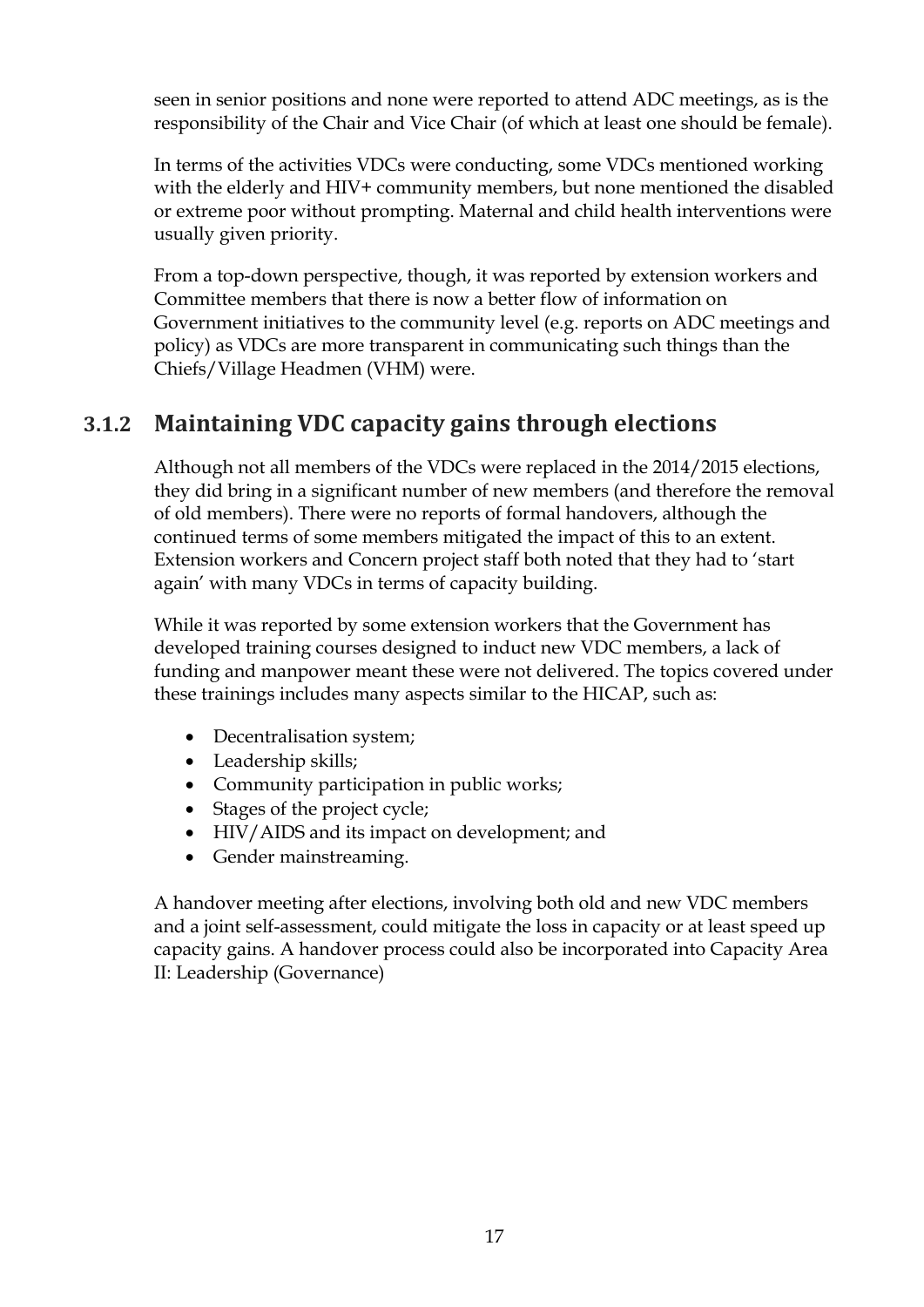seen in senior positions and none were reported to attend ADC meetings, as is the responsibility of the Chair and Vice Chair (of which at least one should be female).

In terms of the activities VDCs were conducting, some VDCs mentioned working with the elderly and HIV+ community members, but none mentioned the disabled or extreme poor without prompting. Maternal and child health interventions were usually given priority.

From a top-down perspective, though, it was reported by extension workers and Committee members that there is now a better flow of information on Government initiatives to the community level (e.g. reports on ADC meetings and policy) as VDCs are more transparent in communicating such things than the Chiefs/Village Headmen (VHM) were.

### 3.1.2 Maintaining VDC capacity gains through elections

Although not all members of the VDCs were replaced in the 2014/2015 elections, they did bring in a significant number of new members (and therefore the removal of old members). There were no reports of formal handovers, although the continued terms of some members mitigated the impact of this to an extent. Extension workers and Concern project staff both noted that they had to 'start again' with many VDCs in terms of capacity building.

While it was reported by some extension workers that the Government has developed training courses designed to induct new VDC members, a lack of funding and manpower meant these were not delivered. The topics covered under these trainings includes many aspects similar to the HICAP, such as:

- Decentralisation system;
- Leadership skills;
- Community participation in public works;
- Stages of the project cycle;
- HIV/AIDS and its impact on development; and
- Gender mainstreaming.

A handover meeting after elections, involving both old and new VDC members and a joint self-assessment, could mitigate the loss in capacity or at least speed up capacity gains. A handover process could also be incorporated into Capacity Area II: Leadership (Governance)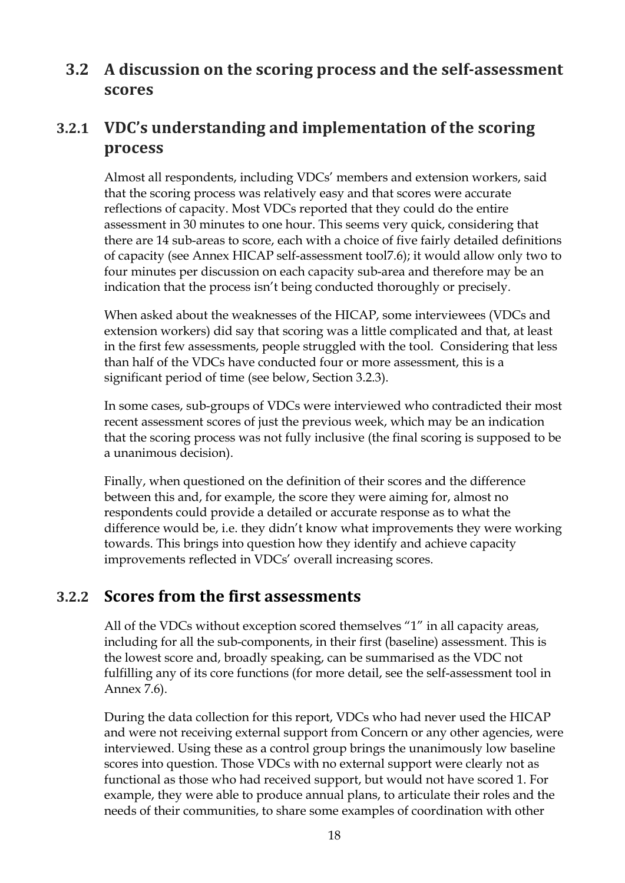## 3.2 A discussion on the scoring process and the self-assessment scores

### 3.2.1 VDC's understanding and implementation of the scoring process

Almost all respondents, including VDCs' members and extension workers, said that the scoring process was relatively easy and that scores were accurate reflections of capacity. Most VDCs reported that they could do the entire assessment in 30 minutes to one hour. This seems very quick, considering that there are 14 sub-areas to score, each with a choice of five fairly detailed definitions of capacity (see Annex HICAP self-assessment tool7.6); it would allow only two to four minutes per discussion on each capacity sub-area and therefore may be an indication that the process isn't being conducted thoroughly or precisely.

When asked about the weaknesses of the HICAP, some interviewees (VDCs and extension workers) did say that scoring was a little complicated and that, at least in the first few assessments, people struggled with the tool. Considering that less than half of the VDCs have conducted four or more assessment, this is a significant period of time (see below, Section 3.2.3).

In some cases, sub-groups of VDCs were interviewed who contradicted their most recent assessment scores of just the previous week, which may be an indication that the scoring process was not fully inclusive (the final scoring is supposed to be a unanimous decision).

Finally, when questioned on the definition of their scores and the difference between this and, for example, the score they were aiming for, almost no respondents could provide a detailed or accurate response as to what the difference would be, i.e. they didn't know what improvements they were working towards. This brings into question how they identify and achieve capacity improvements reflected in VDCs' overall increasing scores.

### 3.2.2 Scores from the first assessments

All of the VDCs without exception scored themselves "1" in all capacity areas, including for all the sub-components, in their first (baseline) assessment. This is the lowest score and, broadly speaking, can be summarised as the VDC not fulfilling any of its core functions (for more detail, see the self-assessment tool in Annex 7.6).

During the data collection for this report, VDCs who had never used the HICAP and were not receiving external support from Concern or any other agencies, were interviewed. Using these as a control group brings the unanimously low baseline scores into question. Those VDCs with no external support were clearly not as functional as those who had received support, but would not have scored 1. For example, they were able to produce annual plans, to articulate their roles and the needs of their communities, to share some examples of coordination with other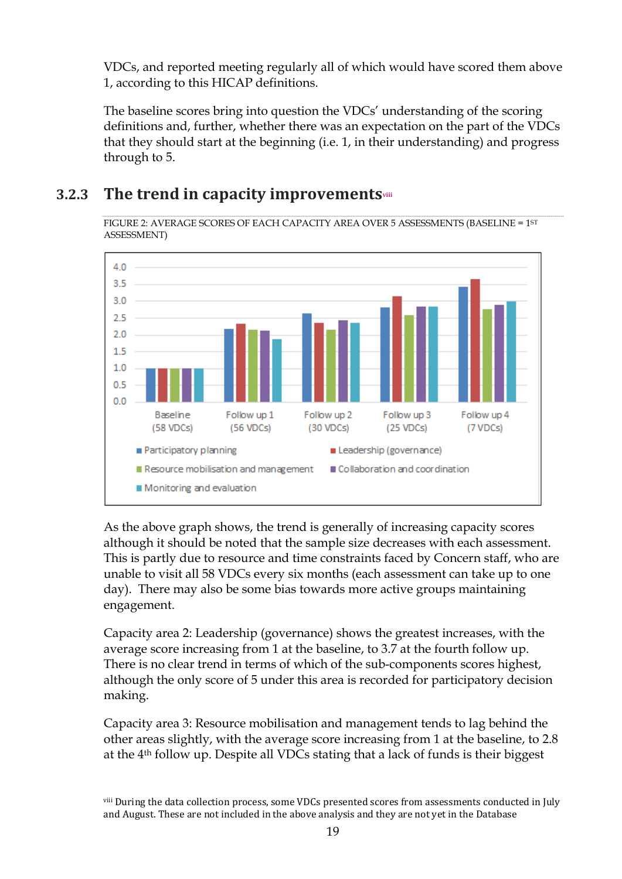VDCs, and reported meeting regularly all of which would have scored them above 1, according to this HICAP definitions.

The baseline scores bring into question the VDCs' understanding of the scoring definitions and, further, whether there was an expectation on the part of the VDCs that they should start at the beginning (i.e. 1, in their understanding) and progress through to 5.

### 3.2.3 The trend in capacity improvements[viii]

FIGURE 2: AVERAGE SCORES OF EACH CAPACITY AREA OVER 5 ASSESSMENTS (BASELINE = 1ST ASSESSMENT)

As the above graph shows, the trend is generally of increasing capacity scores although it should be noted that the sample size decreases with each assessment. This is partly due to resource and time constraints faced by Concern staff, who are unable to visit all 58 VDCs every six months (each assessment can take up to one day). There may also be some bias towards more active groups maintaining engagement.

Capacity area 2: Leadership (governance) shows the greatest increases, with the average score increasing from 1 at the baseline, to 3.7 at the fourth follow up. There is no clear trend in terms of which of the sub-components scores highest, although the only score of 5 under this area is recorded for participatory decision making.

Capacity area 3: Resource mobilisation and management tends to lag behind the other areas slightly, with the average score increasing from 1 at the baseline, to 2.8 at the 4th follow up. Despite all VDCs stating that a lack of funds is their biggest

[viii] During the data collection process, some VDCs presented scores from assessments conducted in July and August. These are not included in the above analysis and they are not yet in the Database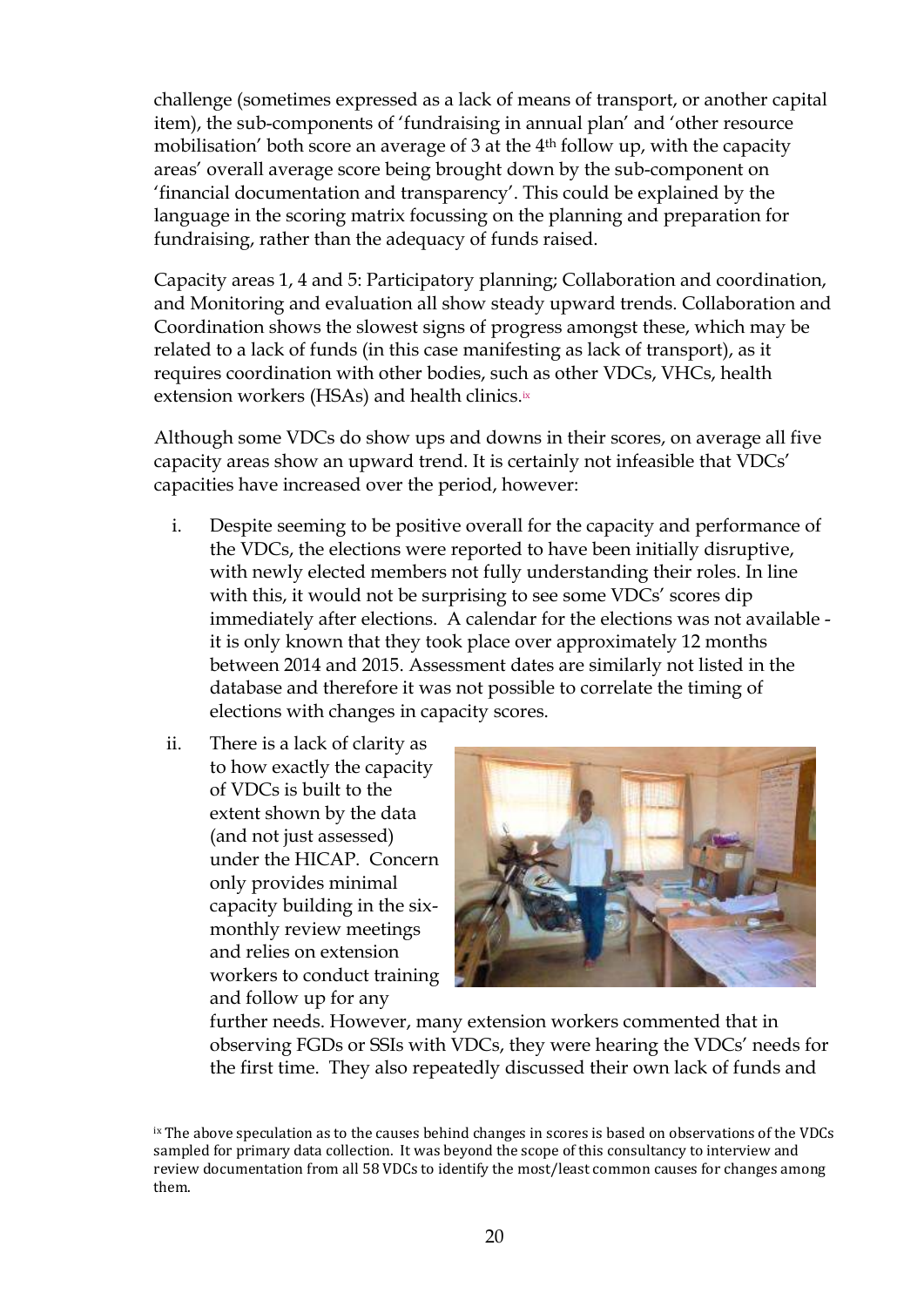challenge (sometimes expressed as a lack of means of transport, or another capital item), the sub-components of 'fundraising in annual plan' and 'other resource mobilisation' both score an average of 3 at the 4th follow up, with the capacity areas' overall average score being brought down by the sub-component on 'financial documentation and transparency'. This could be explained by the language in the scoring matrix focussing on the planning and preparation for fundraising, rather than the adequacy of funds raised.

Capacity areas 1, 4 and 5: Participatory planning; Collaboration and coordination, and Monitoring and evaluation all show steady upward trends. Collaboration and Coordination shows the slowest signs of progress amongst these, which may be related to a lack of funds (in this case manifesting as lack of transport), as it requires coordination with other bodies, such as other VDCs, VHCs, health extension workers (HSAs) and health clinics.[ix]

Although some VDCs do show ups and downs in their scores, on average all five capacity areas show an upward trend. It is certainly not infeasible that VDCs' capacities have increased over the period, however:

i. Despite seeming to be positive overall for the capacity and performance of the VDCs, the elections were reported to have been initially disruptive, with newly elected members not fully understanding their roles. In line with this, it would not be surprising to see some VDCs' scores dip immediately after elections. A calendar for the elections was not available - it is only known that they took place over approximately 12 months between 2014 and 2015. Assessment dates are similarly not listed in the database and therefore it was not possible to correlate the timing of elections with changes in capacity scores.

ii. There is a lack of clarity as to how exactly the capacity of VDCs is built to the extent shown by the data (and not just assessed) under the HICAP. Concern only provides minimal capacity building in the six-monthly review meetings and relies on extension workers to conduct training and follow up for any further needs. However, many extension workers commented that in observing FGDs or SSIs with VDCs, they were hearing the VDCs' needs for the first time. They also repeatedly discussed their own lack of funds and

[ix] The above speculation as to the causes behind changes in scores is based on observations of the VDCs sampled for primary data collection. It was beyond the scope of this consultancy to interview and review documentation from all 58 VDCs to identify the most/least common causes for changes among them.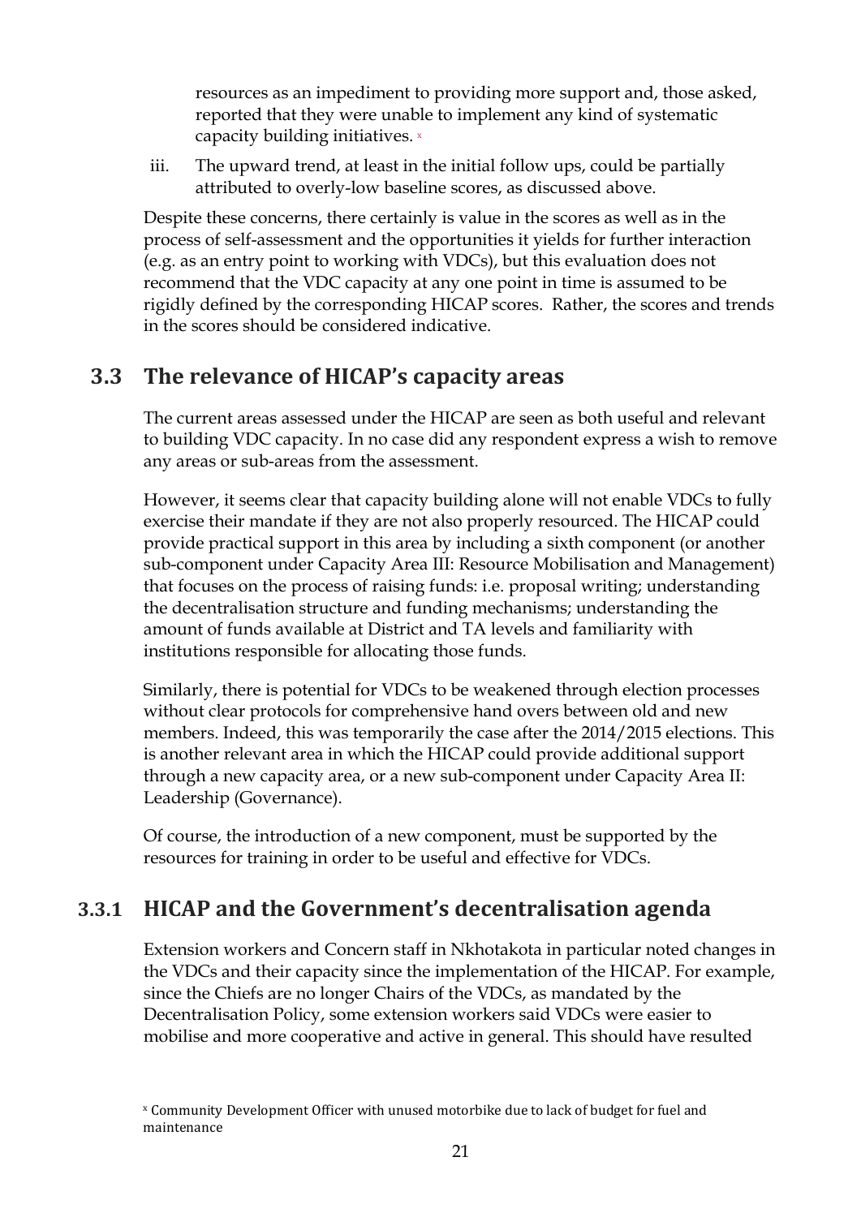resources as an impediment to providing more support and, those asked, reported that they were unable to implement any kind of systematic capacity building initiatives. [x]

iii. The upward trend, at least in the initial follow ups, could be partially attributed to overly-low baseline scores, as discussed above.

Despite these concerns, there certainly is value in the scores as well as in the process of self-assessment and the opportunities it yields for further interaction (e.g. as an entry point to working with VDCs), but this evaluation does not recommend that the VDC capacity at any one point in time is assumed to be rigidly defined by the corresponding HICAP scores. Rather, the scores and trends in the scores should be considered indicative.

## 3.3 The relevance of HICAP's capacity areas

The current areas assessed under the HICAP are seen as both useful and relevant to building VDC capacity. In no case did any respondent express a wish to remove any areas or sub-areas from the assessment.

However, it seems clear that capacity building alone will not enable VDCs to fully exercise their mandate if they are not also properly resourced. The HICAP could provide practical support in this area by including a sixth component (or another sub-component under Capacity Area III: Resource Mobilisation and Management) that focuses on the process of raising funds: i.e. proposal writing; understanding the decentralisation structure and funding mechanisms; understanding the amount of funds available at District and TA levels and familiarity with institutions responsible for allocating those funds.

Similarly, there is potential for VDCs to be weakened through election processes without clear protocols for comprehensive hand overs between old and new members. Indeed, this was temporarily the case after the 2014/2015 elections. This is another relevant area in which the HICAP could provide additional support through a new capacity area, or a new sub-component under Capacity Area II: Leadership (Governance).

Of course, the introduction of a new component, must be supported by the resources for training in order to be useful and effective for VDCs.

### 3.3.1 HICAP and the Government's decentralisation agenda

Extension workers and Concern staff in Nkhotakota in particular noted changes in the VDCs and their capacity since the implementation of the HICAP. For example, since the Chiefs are no longer Chairs of the VDCs, as mandated by the Decentralisation Policy, some extension workers said VDCs were easier to mobilise and more cooperative and active in general. This should have resulted

[x] Community Development Officer with unused motorbike due to lack of budget for fuel and maintenance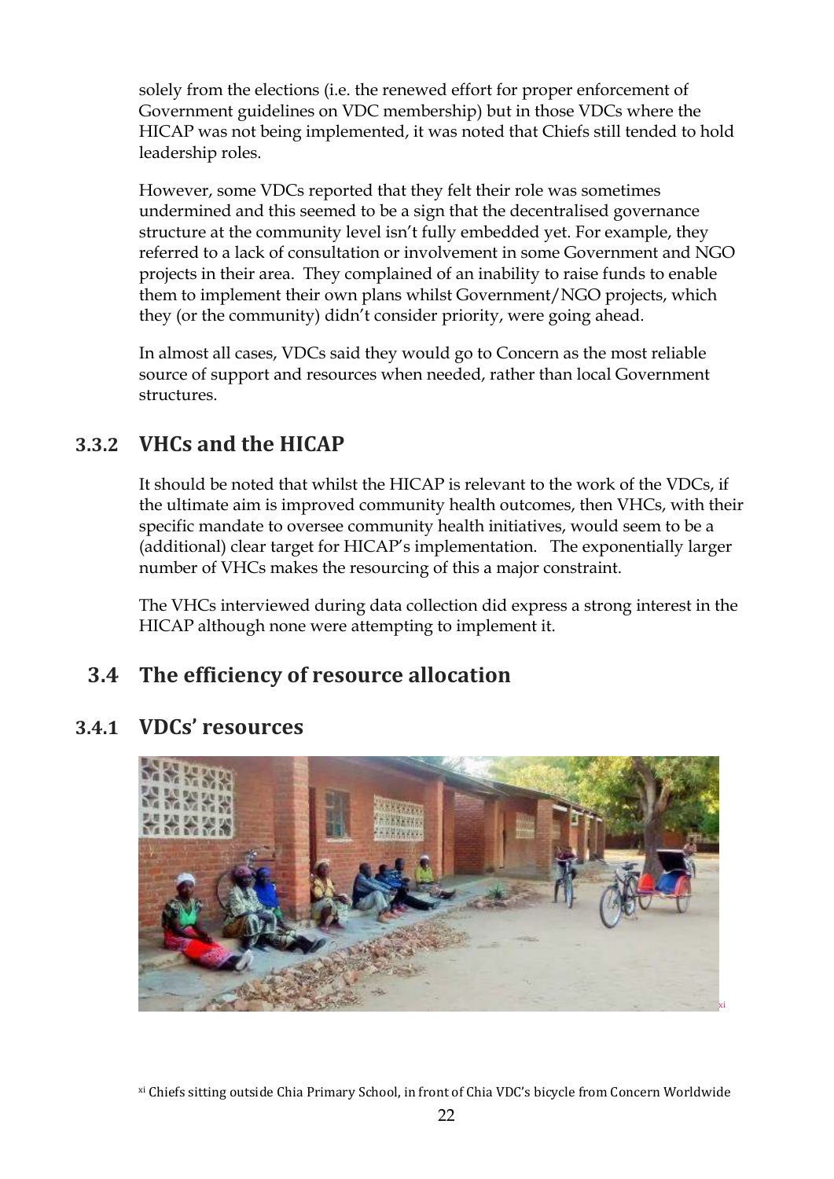solely from the elections (i.e. the renewed effort for proper enforcement of Government guidelines on VDC membership) but in those VDCs where the HICAP was not being implemented, it was noted that Chiefs still tended to hold leadership roles.

However, some VDCs reported that they felt their role was sometimes undermined and this seemed to be a sign that the decentralised governance structure at the community level isn't fully embedded yet. For example, they referred to a lack of consultation or involvement in some Government and NGO projects in their area. They complained of an inability to raise funds to enable them to implement their own plans whilst Government/NGO projects, which they (or the community) didn't consider priority, were going ahead.

In almost all cases, VDCs said they would go to Concern as the most reliable source of support and resources when needed, rather than local Government structures.

### 3.3.2 VHCs and the HICAP

It should be noted that whilst the HICAP is relevant to the work of the VDCs, if the ultimate aim is improved community health outcomes, then VHCs, with their specific mandate to oversee community health initiatives, would seem to be a (additional) clear target for HICAP's implementation. The exponentially larger number of VHCs makes the resourcing of this a major constraint.

The VHCs interviewed during data collection did express a strong interest in the HICAP although none were attempting to implement it.

## 3.4 The efficiency of resource allocation

### 3.4.1 VDCs' resources

[xi]

[xi] Chiefs sitting outside Chia Primary School, in front of Chia VDC's bicycle from Concern Worldwide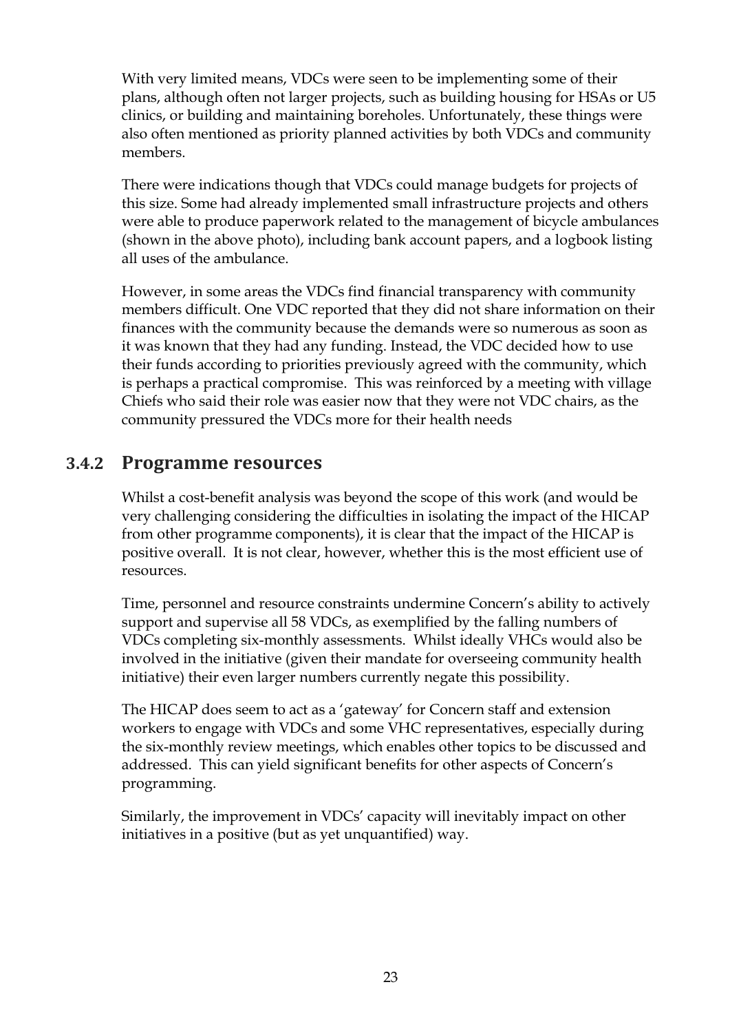With very limited means, VDCs were seen to be implementing some of their plans, although often not larger projects, such as building housing for HSAs or U5 clinics, or building and maintaining boreholes. Unfortunately, these things were also often mentioned as priority planned activities by both VDCs and community members.

There were indications though that VDCs could manage budgets for projects of this size. Some had already implemented small infrastructure projects and others were able to produce paperwork related to the management of bicycle ambulances (shown in the above photo), including bank account papers, and a logbook listing all uses of the ambulance.

However, in some areas the VDCs find financial transparency with community members difficult. One VDC reported that they did not share information on their finances with the community because the demands were so numerous as soon as it was known that they had any funding. Instead, the VDC decided how to use their funds according to priorities previously agreed with the community, which is perhaps a practical compromise. This was reinforced by a meeting with village Chiefs who said their role was easier now that they were not VDC chairs, as the community pressured the VDCs more for their health needs

### 3.4.2 Programme resources

Whilst a cost-benefit analysis was beyond the scope of this work (and would be very challenging considering the difficulties in isolating the impact of the HICAP from other programme components), it is clear that the impact of the HICAP is positive overall. It is not clear, however, whether this is the most efficient use of resources.

Time, personnel and resource constraints undermine Concern's ability to actively support and supervise all 58 VDCs, as exemplified by the falling numbers of VDCs completing six-monthly assessments. Whilst ideally VHCs would also be involved in the initiative (given their mandate for overseeing community health initiative) their even larger numbers currently negate this possibility.

The HICAP does seem to act as a 'gateway' for Concern staff and extension workers to engage with VDCs and some VHC representatives, especially during the six-monthly review meetings, which enables other topics to be discussed and addressed. This can yield significant benefits for other aspects of Concern's programming.

Similarly, the improvement in VDCs' capacity will inevitably impact on other initiatives in a positive (but as yet unquantified) way.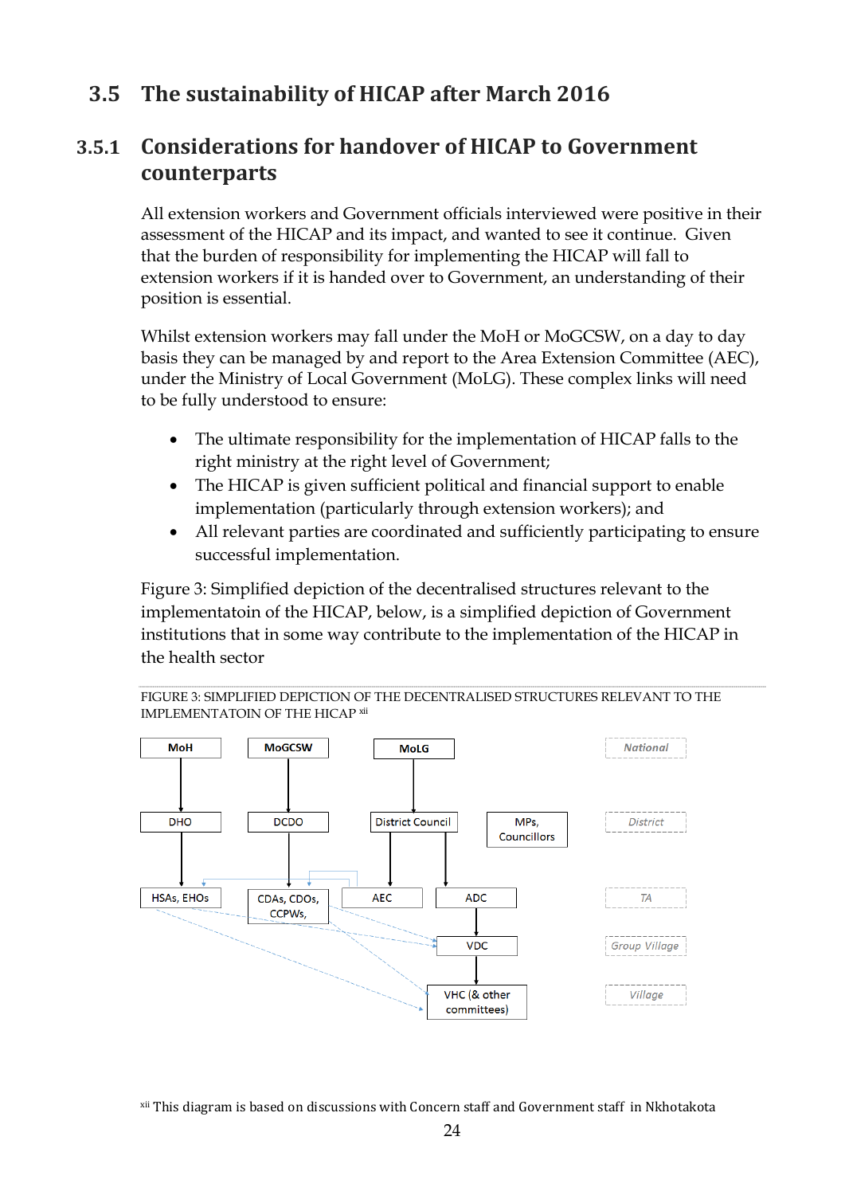## 3.5 The sustainability of HICAP after March 2016

### 3.5.1 Considerations for handover of HICAP to Government counterparts

All extension workers and Government officials interviewed were positive in their assessment of the HICAP and its impact, and wanted to see it continue. Given that the burden of responsibility for implementing the HICAP will fall to extension workers if it is handed over to Government, an understanding of their position is essential.

Whilst extension workers may fall under the MoH or MoGCSW, on a day to day basis they can be managed by and report to the Area Extension Committee (AEC), under the Ministry of Local Government (MoLG). These complex links will need to be fully understood to ensure:

- The ultimate responsibility for the implementation of HICAP falls to the right ministry at the right level of Government;
- The HICAP is given sufficient political and financial support to enable implementation (particularly through extension workers); and
- All relevant parties are coordinated and sufficiently participating to ensure successful implementation.

Figure 3: Simplified depiction of the decentralised structures relevant to the implementatoin of the HICAP, below, is a simplified depiction of Government institutions that in some way contribute to the implementation of the HICAP in the health sector

FIGURE 3: SIMPLIFIED DEPICTION OF THE DECENTRALISED STRUCTURES RELEVANT TO THE IMPLEMENTATOIN OF THE HICAP [xii]

| Level | | | | | |
|---|---|---|---|---|---|
| National | MoH | MoGCSW | MoLG | | |
| District | DHO | DCDO | District Council | | MPs, Councillors |
| TA | HSAs, EHOs | CDAs, CDOs, CCPWs, | AEC | ADC | |
| Group Village | | | | VDC | |
| Village | | | | VHC (& other committees) | |

[xii] This diagram is based on discussions with Concern staff and Government staff in Nkhotakota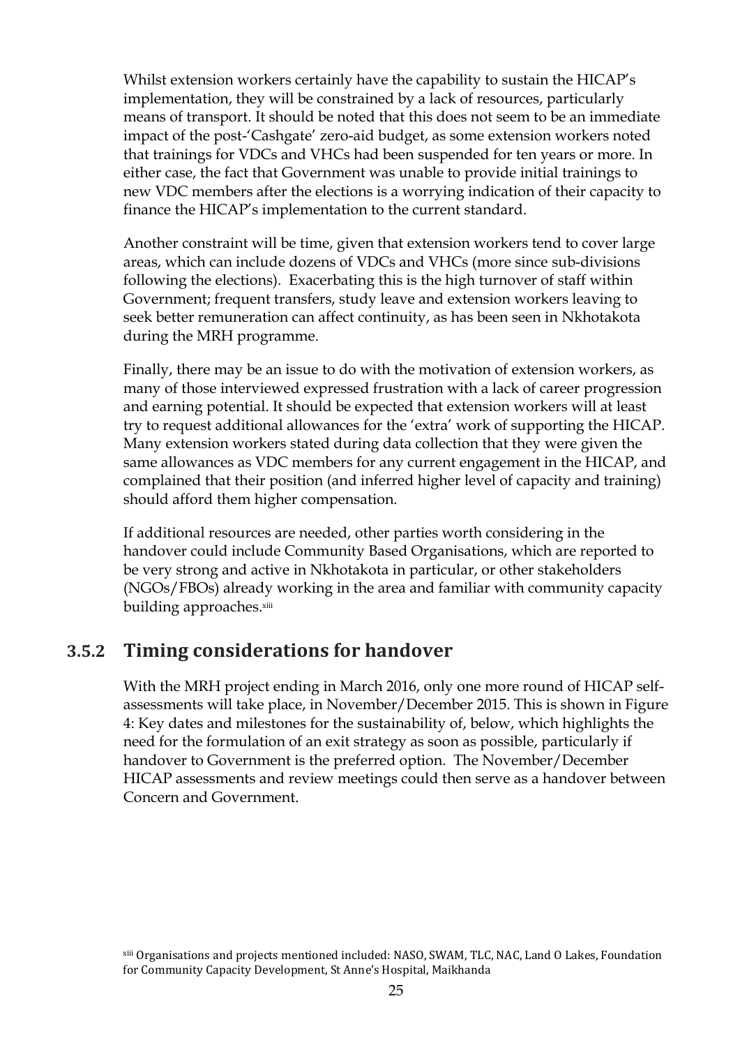Whilst extension workers certainly have the capability to sustain the HICAP's implementation, they will be constrained by a lack of resources, particularly means of transport. It should be noted that this does not seem to be an immediate impact of the post-'Cashgate' zero-aid budget, as some extension workers noted that trainings for VDCs and VHCs had been suspended for ten years or more. In either case, the fact that Government was unable to provide initial trainings to new VDC members after the elections is a worrying indication of their capacity to finance the HICAP's implementation to the current standard.

Another constraint will be time, given that extension workers tend to cover large areas, which can include dozens of VDCs and VHCs (more since sub-divisions following the elections). Exacerbating this is the high turnover of staff within Government; frequent transfers, study leave and extension workers leaving to seek better remuneration can affect continuity, as has been seen in Nkhotakota during the MRH programme.

Finally, there may be an issue to do with the motivation of extension workers, as many of those interviewed expressed frustration with a lack of career progression and earning potential. It should be expected that extension workers will at least try to request additional allowances for the 'extra' work of supporting the HICAP. Many extension workers stated during data collection that they were given the same allowances as VDC members for any current engagement in the HICAP, and complained that their position (and inferred higher level of capacity and training) should afford them higher compensation.

If additional resources are needed, other parties worth considering in the handover could include Community Based Organisations, which are reported to be very strong and active in Nkhotakota in particular, or other stakeholders (NGOs/FBOs) already working in the area and familiar with community capacity building approaches.[xiii]

### 3.5.2 Timing considerations for handover

With the MRH project ending in March 2016, only one more round of HICAP self-assessments will take place, in November/December 2015. This is shown in Figure 4: Key dates and milestones for the sustainability of, below, which highlights the need for the formulation of an exit strategy as soon as possible, particularly if handover to Government is the preferred option. The November/December HICAP assessments and review meetings could then serve as a handover between Concern and Government.

[xiii] Organisations and projects mentioned included: NASO, SWAM, TLC, NAC, Land O Lakes, Foundation for Community Capacity Development, St Anne's Hospital, Maikhanda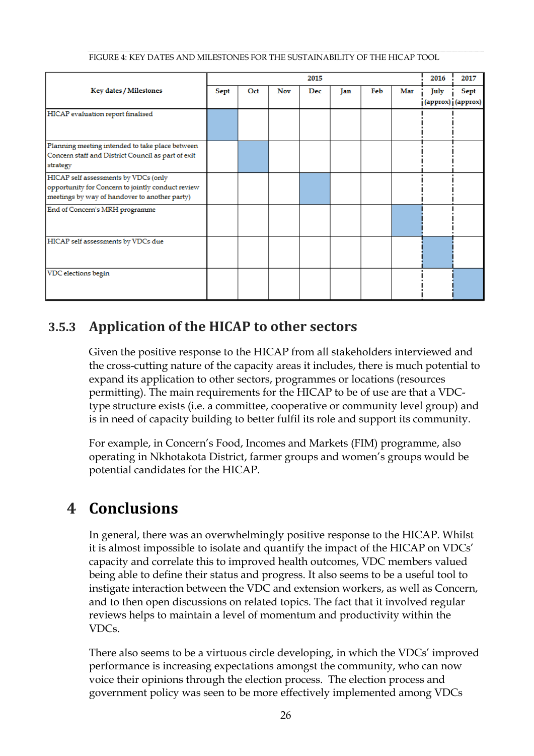FIGURE 4: KEY DATES AND MILESTONES FOR THE SUSTAINABILITY OF THE HICAP TOOL

| Key dates / Milestones | 2015 | | | | | | | 2016 | 2017 |
|---|---|---|---|---|---|---|---|---|---|
| | Sept | Oct | Nov | Dec | Jan | Feb | Mar | July (approx) | Sept (approx) |
| HICAP evaluation report finalised | ■ | | | | | | | | |
| Planning meeting intended to take place between Concern staff and District Council as part of exit strategy | | ■ | | | | | | | |
| HICAP self assessments by VDCs (only opportunity for Concern to jointly conduct review meetings by way of handover to another party) | | | | ■ | | | | | |
| End of Concern's MRH programme | | | | | | | ■ | | |
| HICAP self assessments by VDCs due | | | | | | | | ■ | |
| VDC elections begin | | | | | | | | | ■ |

### 3.5.3 Application of the HICAP to other sectors

Given the positive response to the HICAP from all stakeholders interviewed and the cross-cutting nature of the capacity areas it includes, there is much potential to expand its application to other sectors, programmes or locations (resources permitting). The main requirements for the HICAP to be of use are that a VDC-type structure exists (i.e. a committee, cooperative or community level group) and is in need of capacity building to better fulfil its role and support its community.

For example, in Concern's Food, Incomes and Markets (FIM) programme, also operating in Nkhotakota District, farmer groups and women's groups would be potential candidates for the HICAP.

# 4 Conclusions

In general, there was an overwhelmingly positive response to the HICAP. Whilst it is almost impossible to isolate and quantify the impact of the HICAP on VDCs' capacity and correlate this to improved health outcomes, VDC members valued being able to define their status and progress. It also seems to be a useful tool to instigate interaction between the VDC and extension workers, as well as Concern, and to then open discussions on related topics. The fact that it involved regular reviews helps to maintain a level of momentum and productivity within the VDCs.

There also seems to be a virtuous circle developing, in which the VDCs' improved performance is increasing expectations amongst the community, who can now voice their opinions through the election process. The election process and government policy was seen to be more effectively implemented among VDCs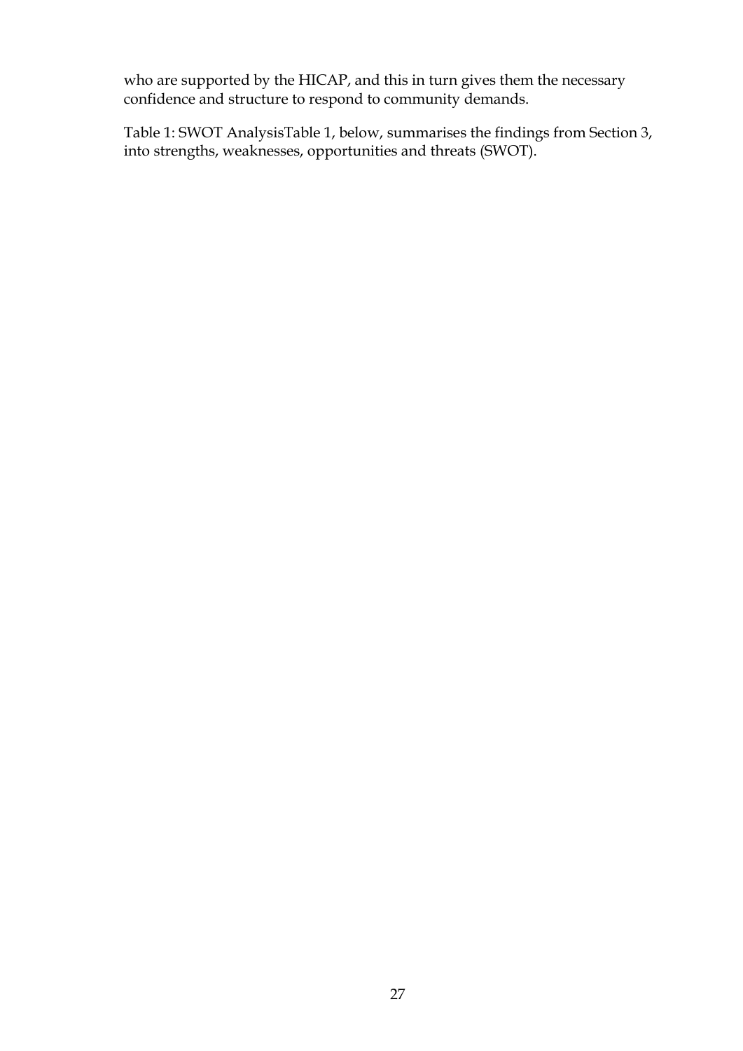who are supported by the HICAP, and this in turn gives them the necessary confidence and structure to respond to community demands.

Table 1: SWOT AnalysisTable 1, below, summarises the findings from Section 3, into strengths, weaknesses, opportunities and threats (SWOT).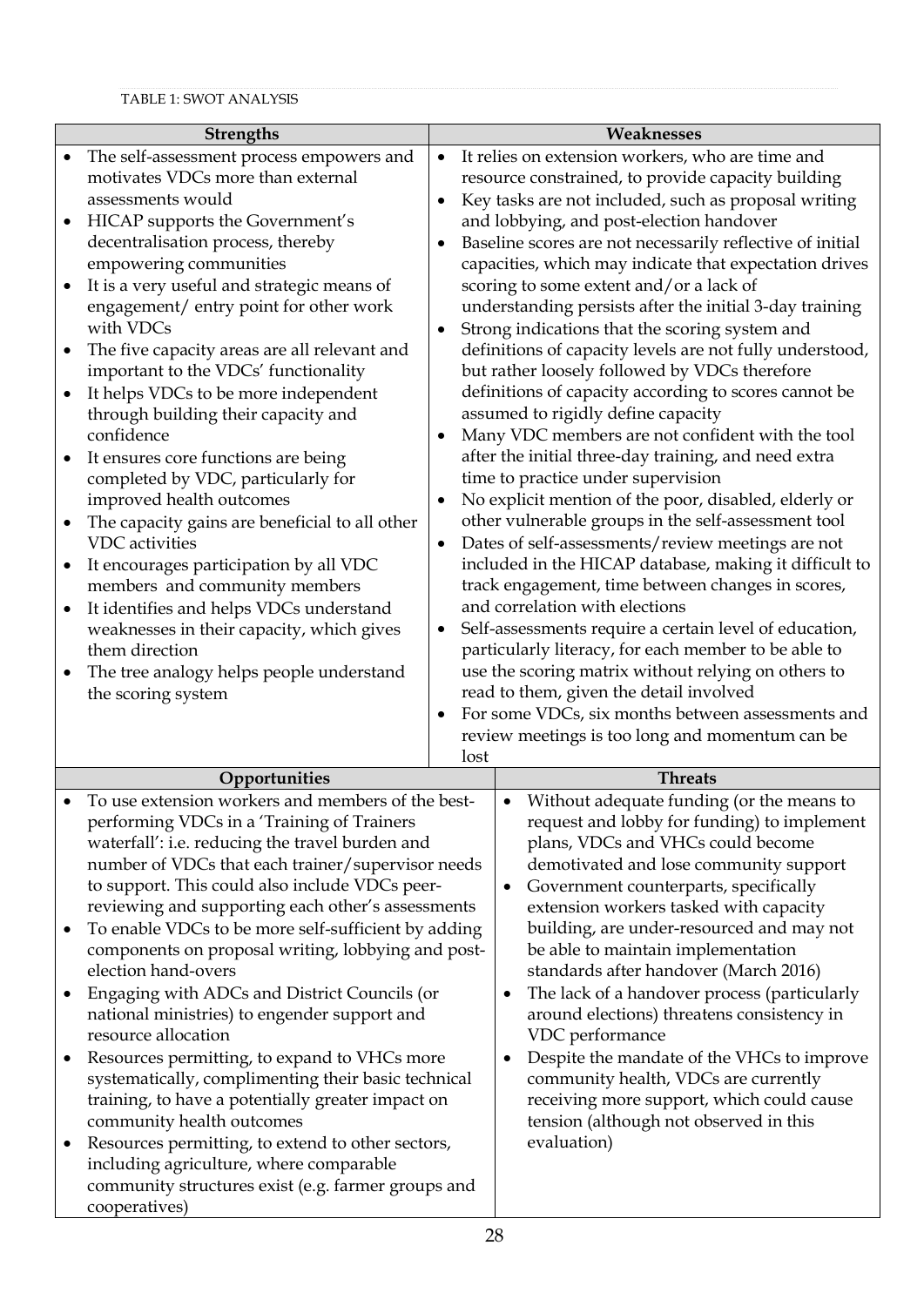TABLE 1: SWOT ANALYSIS

| Strengths | Weaknesses |
|---|---|
| • The self-assessment process empowers and motivates VDCs more than external assessments would<br>• HICAP supports the Government's decentralisation process, thereby empowering communities<br>• It is a very useful and strategic means of engagement/ entry point for other work with VDCs<br>• The five capacity areas are all relevant and important to the VDCs' functionality<br>• It helps VDCs to be more independent through building their capacity and confidence<br>• It ensures core functions are being completed by VDC, particularly for improved health outcomes<br>• The capacity gains are beneficial to all other VDC activities<br>• It encourages participation by all VDC members and community members<br>• It identifies and helps VDCs understand weaknesses in their capacity, which gives them direction<br>• The tree analogy helps people understand the scoring system | • It relies on extension workers, who are time and resource constrained, to provide capacity building<br>• Key tasks are not included, such as proposal writing and lobbying, and post-election handover<br>• Baseline scores are not necessarily reflective of initial capacities, which may indicate that expectation drives scoring to some extent and/or a lack of understanding persists after the initial 3-day training<br>• Strong indications that the scoring system and definitions of capacity levels are not fully understood, but rather loosely followed by VDCs therefore definitions of capacity according to scores cannot be assumed to rigidly define capacity<br>• Many VDC members are not confident with the tool after the initial three-day training, and need extra time to practice under supervision<br>• No explicit mention of the poor, disabled, elderly or other vulnerable groups in the self-assessment tool<br>• Dates of self-assessments/review meetings are not included in the HICAP database, making it difficult to track engagement, time between changes in scores, and correlation with elections<br>• Self-assessments require a certain level of education, particularly literacy, for each member to be able to use the scoring matrix without relying on others to read to them, given the detail involved<br>• For some VDCs, six months between assessments and review meetings is too long and momentum can be lost |
| **Opportunities** | **Threats** |
| • To use extension workers and members of the best-performing VDCs in a 'Training of Trainers waterfall': i.e. reducing the travel burden and number of VDCs that each trainer/supervisor needs to support. This could also include VDCs peer-reviewing and supporting each other's assessments<br>• To enable VDCs to be more self-sufficient by adding components on proposal writing, lobbying and post-election hand-overs<br>• Engaging with ADCs and District Councils (or national ministries) to engender support and resource allocation<br>• Resources permitting, to expand to VHCs more systematically, complimenting their basic technical training, to have a potentially greater impact on community health outcomes<br>• Resources permitting, to extend to other sectors, including agriculture, where comparable community structures exist (e.g. farmer groups and cooperatives) | • Without adequate funding (or the means to request and lobby for funding) to implement plans, VDCs and VHCs could become demotivated and lose community support<br>• Government counterparts, specifically extension workers tasked with capacity building, are under-resourced and may not be able to maintain implementation standards after handover (March 2016)<br>• The lack of a handover process (particularly around elections) threatens consistency in VDC performance<br>• Despite the mandate of the VHCs to improve community health, VDCs are currently receiving more support, which could cause tension (although not observed in this evaluation) |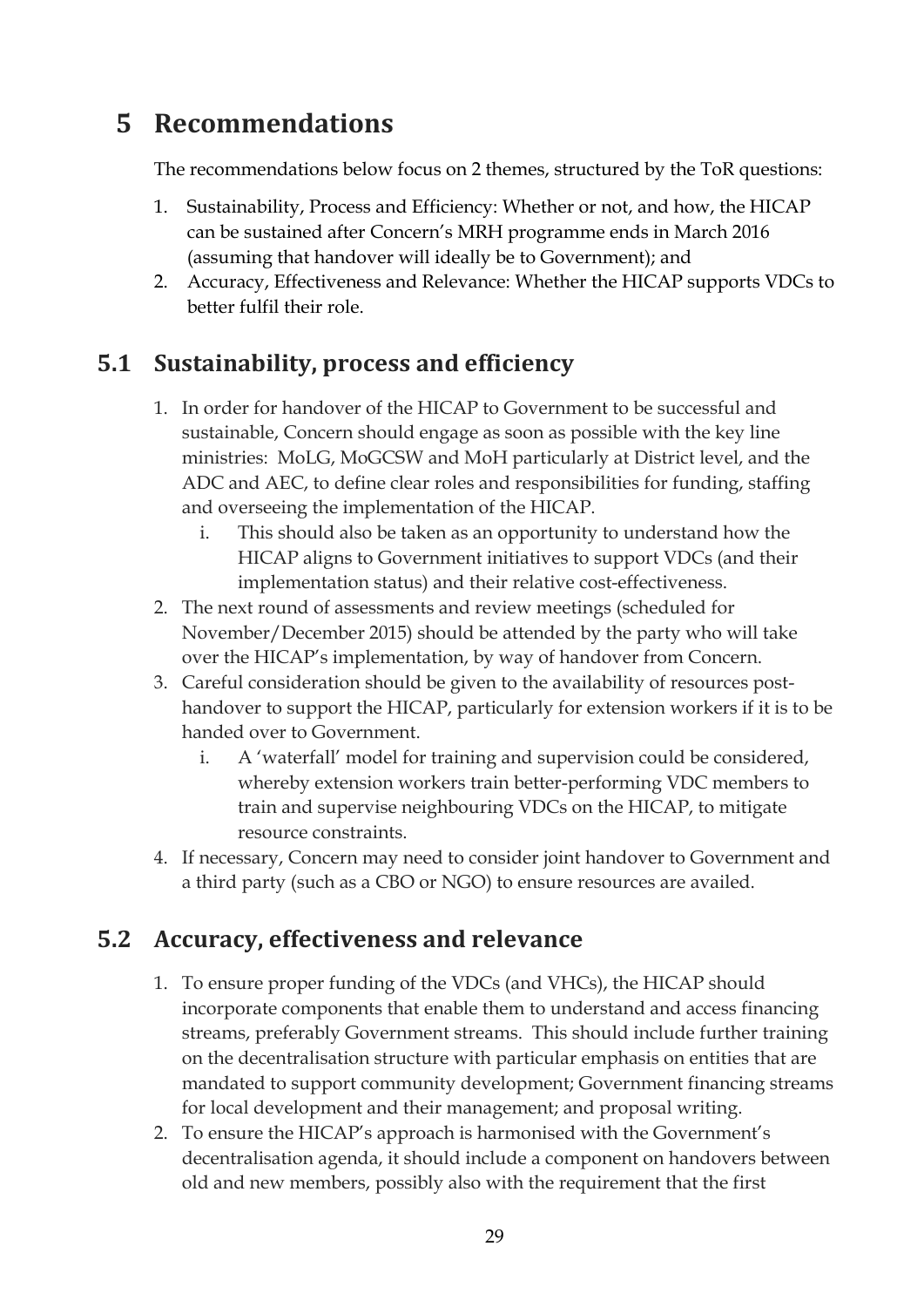# 5 Recommendations

The recommendations below focus on 2 themes, structured by the ToR questions:

1. Sustainability, Process and Efficiency: Whether or not, and how, the HICAP can be sustained after Concern's MRH programme ends in March 2016 (assuming that handover will ideally be to Government); and
2. Accuracy, Effectiveness and Relevance: Whether the HICAP supports VDCs to better fulfil their role.

## 5.1 Sustainability, process and efficiency

1. In order for handover of the HICAP to Government to be successful and sustainable, Concern should engage as soon as possible with the key line ministries: MoLG, MoGCSW and MoH particularly at District level, and the ADC and AEC, to define clear roles and responsibilities for funding, staffing and overseeing the implementation of the HICAP.
    i. This should also be taken as an opportunity to understand how the HICAP aligns to Government initiatives to support VDCs (and their implementation status) and their relative cost-effectiveness.
2. The next round of assessments and review meetings (scheduled for November/December 2015) should be attended by the party who will take over the HICAP's implementation, by way of handover from Concern.
3. Careful consideration should be given to the availability of resources post-handover to support the HICAP, particularly for extension workers if it is to be handed over to Government.
    i. A 'waterfall' model for training and supervision could be considered, whereby extension workers train better-performing VDC members to train and supervise neighbouring VDCs on the HICAP, to mitigate resource constraints.
4. If necessary, Concern may need to consider joint handover to Government and a third party (such as a CBO or NGO) to ensure resources are availed.

## 5.2 Accuracy, effectiveness and relevance

1. To ensure proper funding of the VDCs (and VHCs), the HICAP should incorporate components that enable them to understand and access financing streams, preferably Government streams. This should include further training on the decentralisation structure with particular emphasis on entities that are mandated to support community development; Government financing streams for local development and their management; and proposal writing.
2. To ensure the HICAP's approach is harmonised with the Government's decentralisation agenda, it should include a component on handovers between old and new members, possibly also with the requirement that the first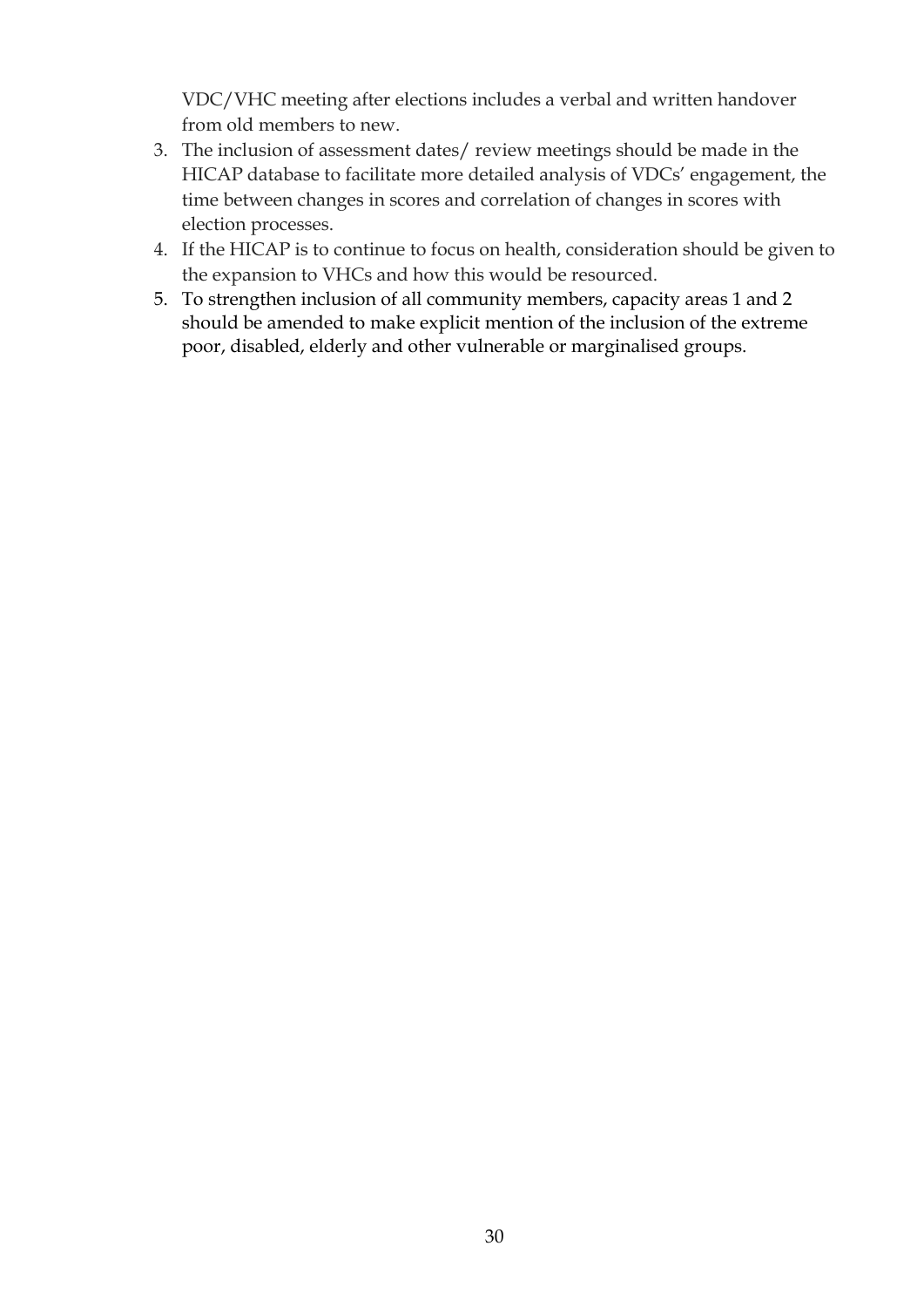VDC/VHC meeting after elections includes a verbal and written handover from old members to new.

3. The inclusion of assessment dates/ review meetings should be made in the HICAP database to facilitate more detailed analysis of VDCs' engagement, the time between changes in scores and correlation of changes in scores with election processes.
4. If the HICAP is to continue to focus on health, consideration should be given to the expansion to VHCs and how this would be resourced.
5. To strengthen inclusion of all community members, capacity areas 1 and 2 should be amended to make explicit mention of the inclusion of the extreme poor, disabled, elderly and other vulnerable or marginalised groups.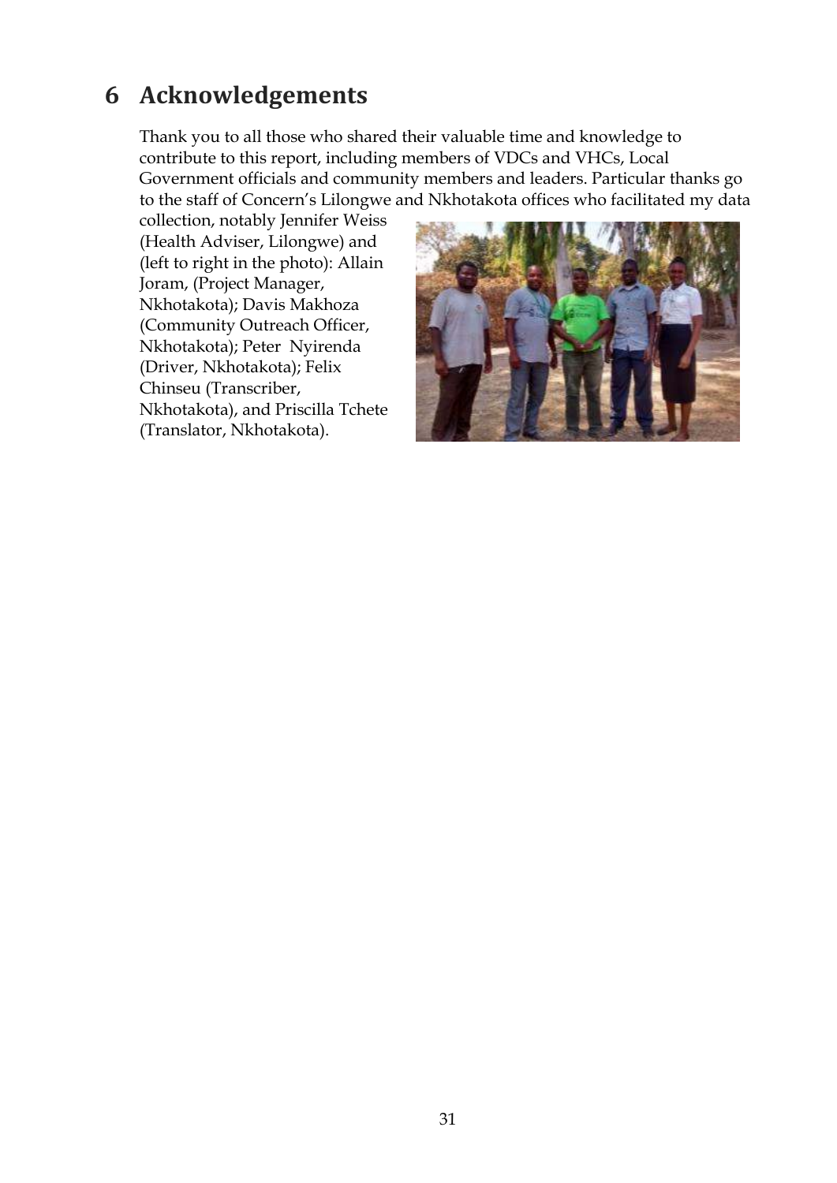# 6 Acknowledgements

Thank you to all those who shared their valuable time and knowledge to contribute to this report, including members of VDCs and VHCs, Local Government officials and community members and leaders. Particular thanks go to the staff of Concern's Lilongwe and Nkhotakota offices who facilitated my data collection, notably Jennifer Weiss (Health Adviser, Lilongwe) and (left to right in the photo): Allain Joram, (Project Manager, Nkhotakota); Davis Makhoza (Community Outreach Officer, Nkhotakota); Peter Nyirenda (Driver, Nkhotakota); Felix Chinseu (Transcriber, Nkhotakota), and Priscilla Tchete (Translator, Nkhotakota).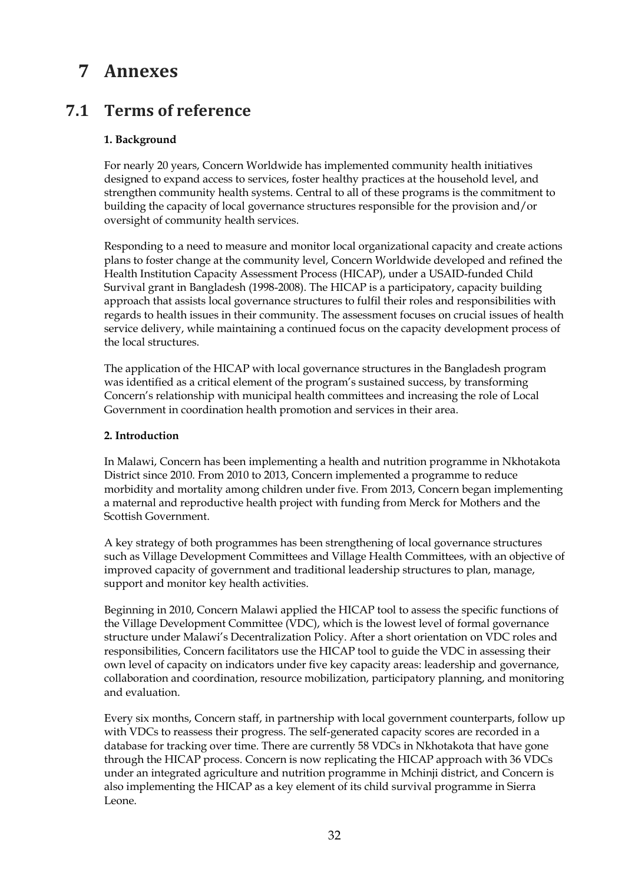# 7 Annexes

## 7.1 Terms of reference

**1. Background**

For nearly 20 years, Concern Worldwide has implemented community health initiatives designed to expand access to services, foster healthy practices at the household level, and strengthen community health systems. Central to all of these programs is the commitment to building the capacity of local governance structures responsible for the provision and/or oversight of community health services.

Responding to a need to measure and monitor local organizational capacity and create actions plans to foster change at the community level, Concern Worldwide developed and refined the Health Institution Capacity Assessment Process (HICAP), under a USAID-funded Child Survival grant in Bangladesh (1998-2008). The HICAP is a participatory, capacity building approach that assists local governance structures to fulfil their roles and responsibilities with regards to health issues in their community. The assessment focuses on crucial issues of health service delivery, while maintaining a continued focus on the capacity development process of the local structures.

The application of the HICAP with local governance structures in the Bangladesh program was identified as a critical element of the program's sustained success, by transforming Concern's relationship with municipal health committees and increasing the role of Local Government in coordination health promotion and services in their area.

**2. Introduction**

In Malawi, Concern has been implementing a health and nutrition programme in Nkhotakota District since 2010. From 2010 to 2013, Concern implemented a programme to reduce morbidity and mortality among children under five. From 2013, Concern began implementing a maternal and reproductive health project with funding from Merck for Mothers and the Scottish Government.

A key strategy of both programmes has been strengthening of local governance structures such as Village Development Committees and Village Health Committees, with an objective of improved capacity of government and traditional leadership structures to plan, manage, support and monitor key health activities.

Beginning in 2010, Concern Malawi applied the HICAP tool to assess the specific functions of the Village Development Committee (VDC), which is the lowest level of formal governance structure under Malawi's Decentralization Policy. After a short orientation on VDC roles and responsibilities, Concern facilitators use the HICAP tool to guide the VDC in assessing their own level of capacity on indicators under five key capacity areas: leadership and governance, collaboration and coordination, resource mobilization, participatory planning, and monitoring and evaluation.

Every six months, Concern staff, in partnership with local government counterparts, follow up with VDCs to reassess their progress. The self-generated capacity scores are recorded in a database for tracking over time. There are currently 58 VDCs in Nkhotakota that have gone through the HICAP process. Concern is now replicating the HICAP approach with 36 VDCs under an integrated agriculture and nutrition programme in Mchinji district, and Concern is also implementing the HICAP as a key element of its child survival programme in Sierra Leone.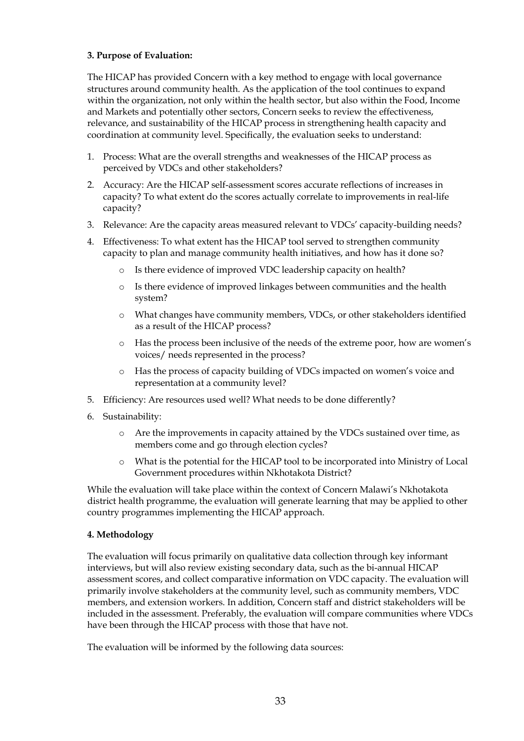**3. Purpose of Evaluation:**

The HICAP has provided Concern with a key method to engage with local governance structures around community health. As the application of the tool continues to expand within the organization, not only within the health sector, but also within the Food, Income and Markets and potentially other sectors, Concern seeks to review the effectiveness, relevance, and sustainability of the HICAP process in strengthening health capacity and coordination at community level. Specifically, the evaluation seeks to understand:

1. Process: What are the overall strengths and weaknesses of the HICAP process as perceived by VDCs and other stakeholders?
2. Accuracy: Are the HICAP self-assessment scores accurate reflections of increases in capacity? To what extent do the scores actually correlate to improvements in real-life capacity?
3. Relevance: Are the capacity areas measured relevant to VDCs' capacity-building needs?
4. Effectiveness: To what extent has the HICAP tool served to strengthen community capacity to plan and manage community health initiatives, and how has it done so?
    - Is there evidence of improved VDC leadership capacity on health?
    - Is there evidence of improved linkages between communities and the health system?
    - What changes have community members, VDCs, or other stakeholders identified as a result of the HICAP process?
    - Has the process been inclusive of the needs of the extreme poor, how are women's voices/ needs represented in the process?
    - Has the process of capacity building of VDCs impacted on women's voice and representation at a community level?
5. Efficiency: Are resources used well? What needs to be done differently?
6. Sustainability:
    - Are the improvements in capacity attained by the VDCs sustained over time, as members come and go through election cycles?
    - What is the potential for the HICAP tool to be incorporated into Ministry of Local Government procedures within Nkhotakota District?

While the evaluation will take place within the context of Concern Malawi's Nkhotakota district health programme, the evaluation will generate learning that may be applied to other country programmes implementing the HICAP approach.

**4. Methodology**

The evaluation will focus primarily on qualitative data collection through key informant interviews, but will also review existing secondary data, such as the bi-annual HICAP assessment scores, and collect comparative information on VDC capacity. The evaluation will primarily involve stakeholders at the community level, such as community members, VDC members, and extension workers. In addition, Concern staff and district stakeholders will be included in the assessment. Preferably, the evaluation will compare communities where VDCs have been through the HICAP process with those that have not.

The evaluation will be informed by the following data sources: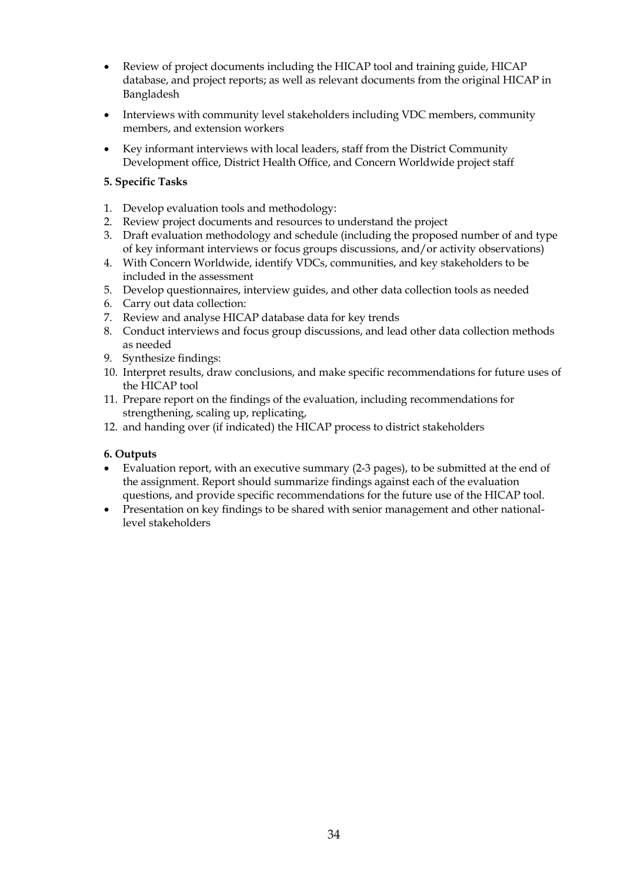- Review of project documents including the HICAP tool and training guide, HICAP database, and project reports; as well as relevant documents from the original HICAP in Bangladesh
- Interviews with community level stakeholders including VDC members, community members, and extension workers
- Key informant interviews with local leaders, staff from the District Community Development office, District Health Office, and Concern Worldwide project staff

**5. Specific Tasks**

1. Develop evaluation tools and methodology:
2. Review project documents and resources to understand the project
3. Draft evaluation methodology and schedule (including the proposed number of and type of key informant interviews or focus groups discussions, and/or activity observations)
4. With Concern Worldwide, identify VDCs, communities, and key stakeholders to be included in the assessment
5. Develop questionnaires, interview guides, and other data collection tools as needed
6. Carry out data collection:
7. Review and analyse HICAP database data for key trends
8. Conduct interviews and focus group discussions, and lead other data collection methods as needed
9. Synthesize findings:
10. Interpret results, draw conclusions, and make specific recommendations for future uses of the HICAP tool
11. Prepare report on the findings of the evaluation, including recommendations for strengthening, scaling up, replicating,
12. and handing over (if indicated) the HICAP process to district stakeholders

**6. Outputs**

- Evaluation report, with an executive summary (2-3 pages), to be submitted at the end of the assignment. Report should summarize findings against each of the evaluation questions, and provide specific recommendations for the future use of the HICAP tool.
- Presentation on key findings to be shared with senior management and other national-level stakeholders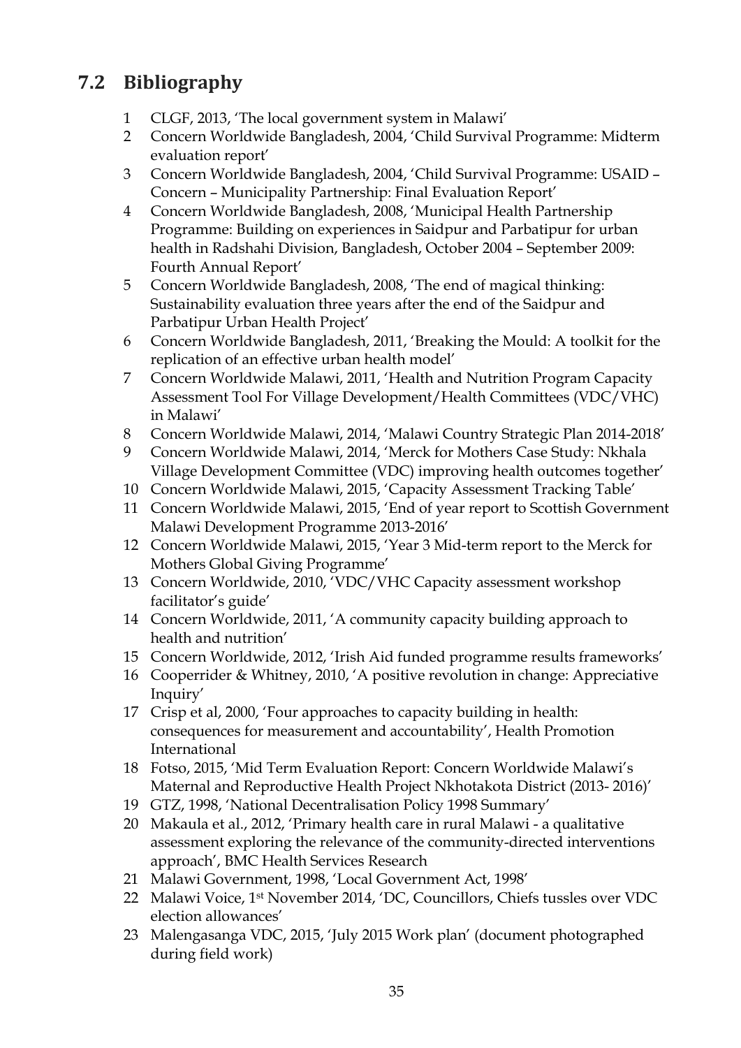## 7.2 Bibliography

1. CLGF, 2013, 'The local government system in Malawi'
2. Concern Worldwide Bangladesh, 2004, 'Child Survival Programme: Midterm evaluation report'
3. Concern Worldwide Bangladesh, 2004, 'Child Survival Programme: USAID – Concern – Municipality Partnership: Final Evaluation Report'
4. Concern Worldwide Bangladesh, 2008, 'Municipal Health Partnership Programme: Building on experiences in Saidpur and Parbatipur for urban health in Radshahi Division, Bangladesh, October 2004 – September 2009: Fourth Annual Report'
5. Concern Worldwide Bangladesh, 2008, 'The end of magical thinking: Sustainability evaluation three years after the end of the Saidpur and Parbatipur Urban Health Project'
6. Concern Worldwide Bangladesh, 2011, 'Breaking the Mould: A toolkit for the replication of an effective urban health model'
7. Concern Worldwide Malawi, 2011, 'Health and Nutrition Program Capacity Assessment Tool For Village Development/Health Committees (VDC/VHC) in Malawi'
8. Concern Worldwide Malawi, 2014, 'Malawi Country Strategic Plan 2014-2018'
9. Concern Worldwide Malawi, 2014, 'Merck for Mothers Case Study: Nkhala Village Development Committee (VDC) improving health outcomes together'
10. Concern Worldwide Malawi, 2015, 'Capacity Assessment Tracking Table'
11. Concern Worldwide Malawi, 2015, 'End of year report to Scottish Government Malawi Development Programme 2013-2016'
12. Concern Worldwide Malawi, 2015, 'Year 3 Mid-term report to the Merck for Mothers Global Giving Programme'
13. Concern Worldwide, 2010, 'VDC/VHC Capacity assessment workshop facilitator's guide'
14. Concern Worldwide, 2011, 'A community capacity building approach to health and nutrition'
15. Concern Worldwide, 2012, 'Irish Aid funded programme results frameworks'
16. Cooperrider & Whitney, 2010, 'A positive revolution in change: Appreciative Inquiry'
17. Crisp et al, 2000, 'Four approaches to capacity building in health: consequences for measurement and accountability', Health Promotion International
18. Fotso, 2015, 'Mid Term Evaluation Report: Concern Worldwide Malawi's Maternal and Reproductive Health Project Nkhotakota District (2013- 2016)'
19. GTZ, 1998, 'National Decentralisation Policy 1998 Summary'
20. Makaula et al., 2012, 'Primary health care in rural Malawi - a qualitative assessment exploring the relevance of the community-directed interventions approach', BMC Health Services Research
21. Malawi Government, 1998, 'Local Government Act, 1998'
22. Malawi Voice, 1st November 2014, 'DC, Councillors, Chiefs tussles over VDC election allowances'
23. Malengasanga VDC, 2015, 'July 2015 Work plan' (document photographed during field work)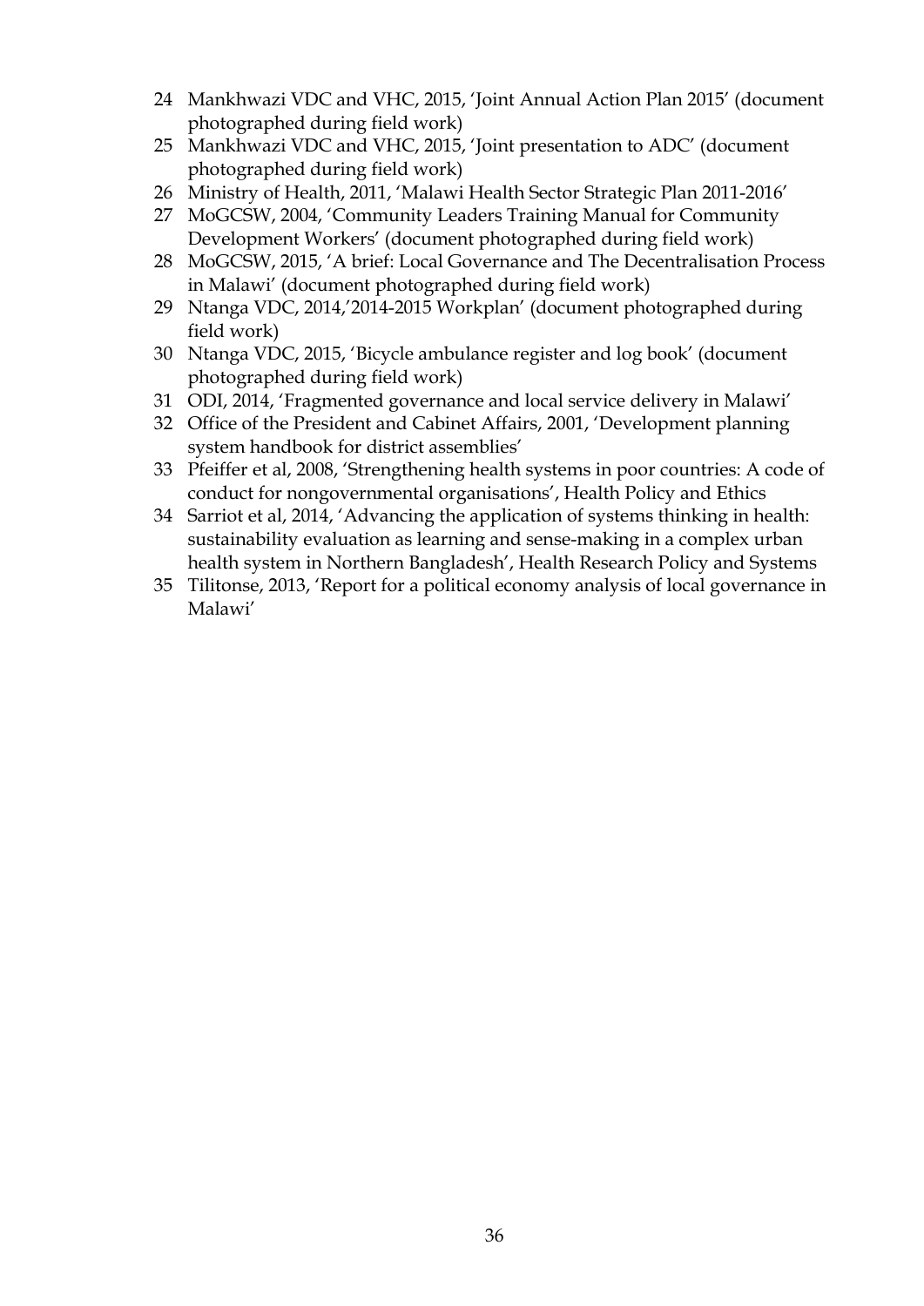24 Mankhwazi VDC and VHC, 2015, 'Joint Annual Action Plan 2015' (document photographed during field work)
25 Mankhwazi VDC and VHC, 2015, 'Joint presentation to ADC' (document photographed during field work)
26 Ministry of Health, 2011, 'Malawi Health Sector Strategic Plan 2011-2016'
27 MoGCSW, 2004, 'Community Leaders Training Manual for Community Development Workers' (document photographed during field work)
28 MoGCSW, 2015, 'A brief: Local Governance and The Decentralisation Process in Malawi' (document photographed during field work)
29 Ntanga VDC, 2014,'2014-2015 Workplan' (document photographed during field work)
30 Ntanga VDC, 2015, 'Bicycle ambulance register and log book' (document photographed during field work)
31 ODI, 2014, 'Fragmented governance and local service delivery in Malawi'
32 Office of the President and Cabinet Affairs, 2001, 'Development planning system handbook for district assemblies'
33 Pfeiffer et al, 2008, 'Strengthening health systems in poor countries: A code of conduct for nongovernmental organisations', Health Policy and Ethics
34 Sarriot et al, 2014, 'Advancing the application of systems thinking in health: sustainability evaluation as learning and sense-making in a complex urban health system in Northern Bangladesh', Health Research Policy and Systems
35 Tilitonse, 2013, 'Report for a political economy analysis of local governance in Malawi'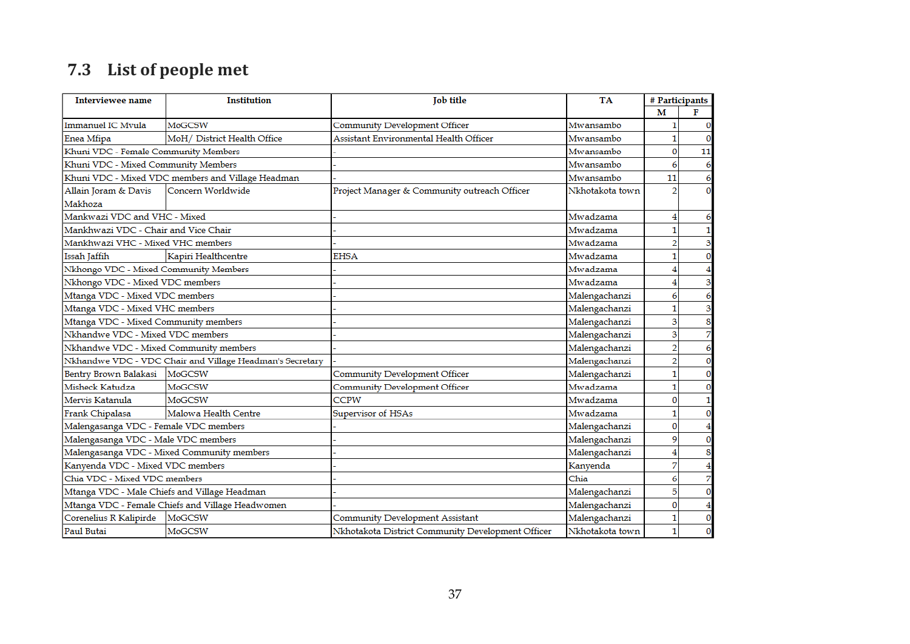## 7.3 List of people met

| Interviewee name | Institution | Job title | TA | # Participants | |
|---|---|---|---|---|---|
| | | | | M | F |
| Immanuel IC Mvula | MoGCSW | Community Development Officer | Mwansambo | 1 | 0 |
| Enea Mfipa | MoH/ District Health Office | Assistant Environmental Health Officer | Mwansambo | 1 | 0 |
| Khuni VDC - Female Community Members | | - | Mwansambo | 0 | 11 |
| Khuni VDC - Mixed Community Members | | - | Mwansambo | 6 | 6 |
| Khuni VDC - Mixed VDC members and Village Headman | | - | Mwansambo | 11 | 6 |
| Allain Joram & Davis Makhoza | Concern Worldwide | Project Manager & Community outreach Officer | Nkhotakota town | 2 | 0 |
| Mankwazi VDC and VHC - Mixed | | - | Mwadzama | 4 | 6 |
| Mankhwazi VDC - Chair and Vice Chair | | - | Mwadzama | 1 | 1 |
| Mankhwazi VHC - Mixed VHC members | | - | Mwadzama | 2 | 3 |
| Issah Jaffih | Kapiri Healthcentre | EHSA | Mwadzama | 1 | 0 |
| Nkhongo VDC - Mixed Community Members | | - | Mwadzama | 4 | 4 |
| Nkhongo VDC - Mixed VDC members | | - | Mwadzama | 4 | 3 |
| Mtanga VDC - Mixed VDC members | | - | Malengachanzi | 6 | 6 |
| Mtanga VDC - Mixed VHC members | | - | Malengachanzi | 1 | 3 |
| Mtanga VDC - Mixed Community members | | - | Malengachanzi | 3 | 8 |
| Nkhandwe VDC - Mixed VDC members | | - | Malengachanzi | 3 | 7 |
| Nkhandwe VDC - Mixed Community members | | - | Malengachanzi | 2 | 6 |
| Nkhandwe VDC - VDC Chair and Village Headman's Secretary | | - | Malengachanzi | 2 | 0 |
| Bentry Brown Balakasi | MoGCSW | Community Development Officer | Malengachanzi | 1 | 0 |
| Misheck Katudza | MoGCSW | Community Development Officer | Mwadzama | 1 | 0 |
| Mervis Katanula | MoGCSW | CCPW | Mwadzama | 0 | 1 |
| Frank Chipalasa | Malowa Health Centre | Supervisor of HSAs | Mwadzama | 1 | 0 |
| Malengasanga VDC - Female VDC members | | - | Malengachanzi | 0 | 4 |
| Malengasanga VDC - Male VDC members | | - | Malengachanzi | 9 | 0 |
| Malengasanga VDC - Mixed Community members | | - | Malengachanzi | 4 | 8 |
| Kanyenda VDC - Mixed VDC members | | - | Kanyenda | 7 | 4 |
| Chia VDC - Mixed VDC members | | - | Chia | 6 | 7 |
| Mtanga VDC - Male Chiefs and Village Headman | | - | Malengachanzi | 5 | 0 |
| Mtanga VDC - Female Chiefs and Village Headwomen | | - | Malengachanzi | 0 | 4 |
| Corenelius R Kalipirde | MoGCSW | Community Development Assistant | Malengachanzi | 1 | 0 |
| Paul Butai | MoGCSW | Nkhotakota District Community Development Officer | Nkhotakota town | 1 | 0 |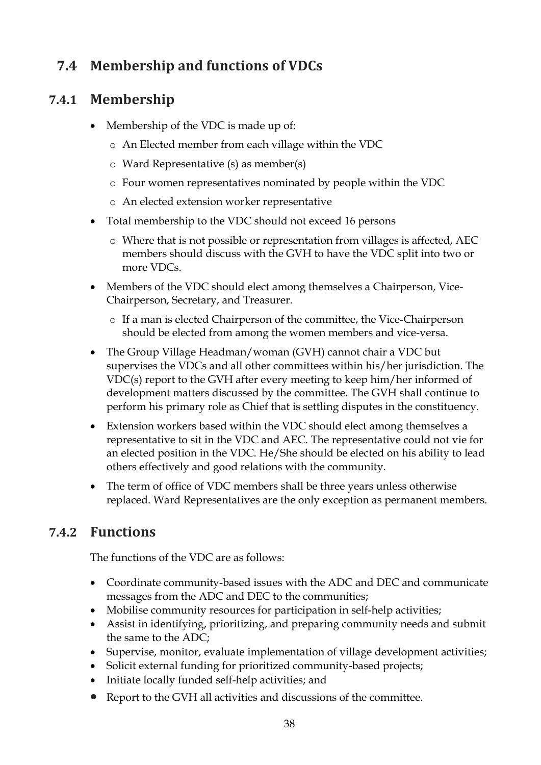## 7.4 Membership and functions of VDCs

### 7.4.1 Membership

- Membership of the VDC is made up of:
  - An Elected member from each village within the VDC
  - Ward Representative (s) as member(s)
  - Four women representatives nominated by people within the VDC
  - An elected extension worker representative
- Total membership to the VDC should not exceed 16 persons
  - Where that is not possible or representation from villages is affected, AEC members should discuss with the GVH to have the VDC split into two or more VDCs.
- Members of the VDC should elect among themselves a Chairperson, Vice-Chairperson, Secretary, and Treasurer.
  - If a man is elected Chairperson of the committee, the Vice-Chairperson should be elected from among the women members and vice-versa.
- The Group Village Headman/woman (GVH) cannot chair a VDC but supervises the VDCs and all other committees within his/her jurisdiction. The VDC(s) report to the GVH after every meeting to keep him/her informed of development matters discussed by the committee. The GVH shall continue to perform his primary role as Chief that is settling disputes in the constituency.
- Extension workers based within the VDC should elect among themselves a representative to sit in the VDC and AEC. The representative could not vie for an elected position in the VDC. He/She should be elected on his ability to lead others effectively and good relations with the community.
- The term of office of VDC members shall be three years unless otherwise replaced. Ward Representatives are the only exception as permanent members.

### 7.4.2 Functions

The functions of the VDC are as follows:

- Coordinate community-based issues with the ADC and DEC and communicate messages from the ADC and DEC to the communities;
- Mobilise community resources for participation in self-help activities;
- Assist in identifying, prioritizing, and preparing community needs and submit the same to the ADC;
- Supervise, monitor, evaluate implementation of village development activities;
- Solicit external funding for prioritized community-based projects;
- Initiate locally funded self-help activities; and
- Report to the GVH all activities and discussions of the committee.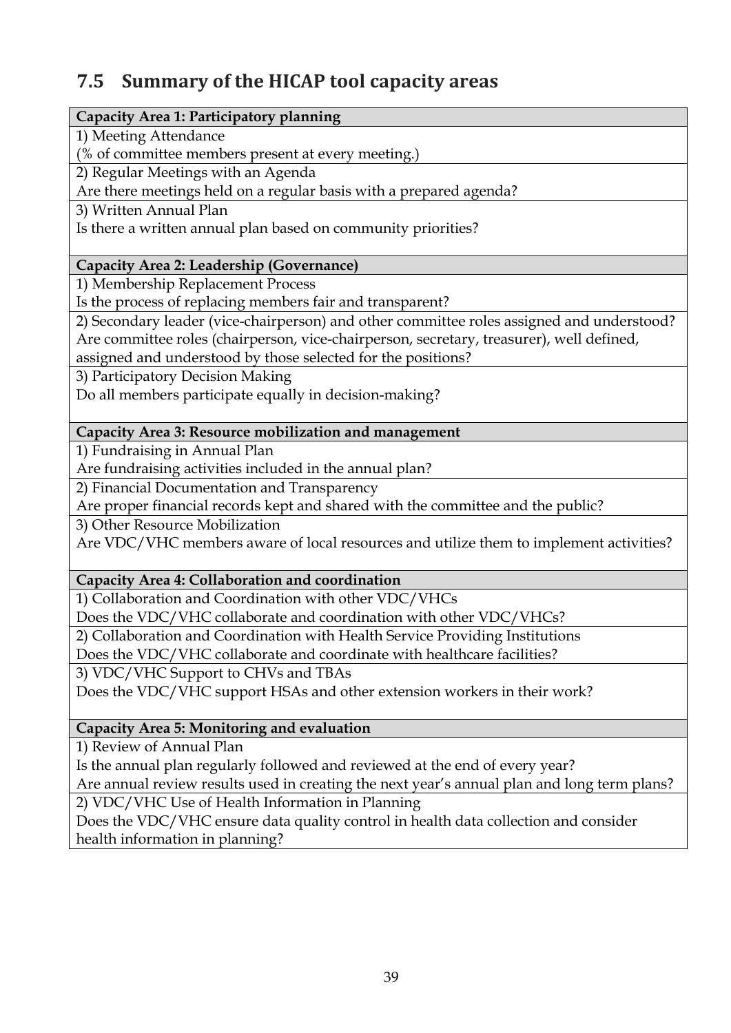## 7.5 Summary of the HICAP tool capacity areas

| **Capacity Area 1: Participatory planning** |
|---|
| 1) Meeting Attendance<br>(% of committee members present at every meeting.) |
| 2) Regular Meetings with an Agenda<br>Are there meetings held on a regular basis with a prepared agenda? |
| 3) Written Annual Plan<br>Is there a written annual plan based on community priorities? |
| **Capacity Area 2: Leadership (Governance)** |
| 1) Membership Replacement Process<br>Is the process of replacing members fair and transparent? |
| 2) Secondary leader (vice-chairperson) and other committee roles assigned and understood?<br>Are committee roles (chairperson, vice-chairperson, secretary, treasurer), well defined, assigned and understood by those selected for the positions? |
| 3) Participatory Decision Making<br>Do all members participate equally in decision-making? |
| **Capacity Area 3: Resource mobilization and management** |
| 1) Fundraising in Annual Plan<br>Are fundraising activities included in the annual plan? |
| 2) Financial Documentation and Transparency<br>Are proper financial records kept and shared with the committee and the public? |
| 3) Other Resource Mobilization<br>Are VDC/VHC members aware of local resources and utilize them to implement activities? |
| **Capacity Area 4: Collaboration and coordination** |
| 1) Collaboration and Coordination with other VDC/VHCs<br>Does the VDC/VHC collaborate and coordination with other VDC/VHCs? |
| 2) Collaboration and Coordination with Health Service Providing Institutions<br>Does the VDC/VHC collaborate and coordinate with healthcare facilities? |
| 3) VDC/VHC Support to CHVs and TBAs<br>Does the VDC/VHC support HSAs and other extension workers in their work? |
| **Capacity Area 5: Monitoring and evaluation** |
| 1) Review of Annual Plan<br>Is the annual plan regularly followed and reviewed at the end of every year?<br>Are annual review results used in creating the next year's annual plan and long term plans? |
| 2) VDC/VHC Use of Health Information in Planning<br>Does the VDC/VHC ensure data quality control in health data collection and consider health information in planning? |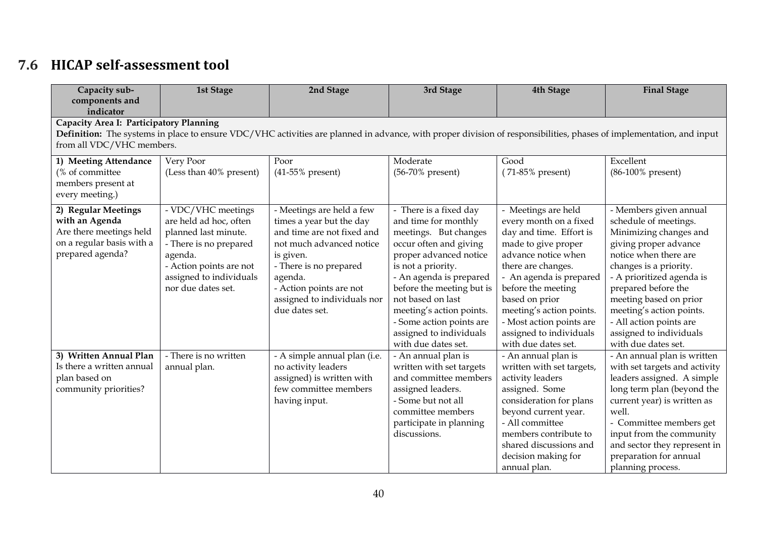## 7.6 HICAP self-assessment tool

| Capacity sub-components and indicator | 1st Stage | 2nd Stage | 3rd Stage | 4th Stage | Final Stage |
|---|---|---|---|---|---|
| **Capacity Area I: Participatory Planning**<br>**Definition:** The systems in place to ensure VDC/VHC activities are planned in advance, with proper division of responsibilities, phases of implementation, and input from all VDC/VHC members. | | | | | |
| **1) Meeting Attendance** (% of committee members present at every meeting.) | Very Poor (Less than 40% present) | Poor (41-55% present) | Moderate (56-70% present) | Good ( 71-85% present) | Excellent (86-100% present) |
| **2) Regular Meetings with an Agenda** Are there meetings held on a regular basis with a prepared agenda? | - VDC/VHC meetings are held ad hoc, often planned last minute.<br>- There is no prepared agenda.<br>- Action points are not assigned to individuals nor due dates set. | - Meetings are held a few times a year but the day and time are not fixed and not much advanced notice is given.<br>- There is no prepared agenda.<br>- Action points are not assigned to individuals nor due dates set. | - There is a fixed day and time for monthly meetings. But changes occur often and giving proper advanced notice is not a priority.<br>- An agenda is prepared before the meeting but is not based on last meeting's action points.<br>- Some action points are assigned to individuals with due dates set. | - Meetings are held every month on a fixed day and time. Effort is made to give proper advance notice when there are changes.<br>- An agenda is prepared before the meeting based on prior meeting's action points.<br>- Most action points are assigned to individuals with due dates set. | - Members given annual schedule of meetings. Minimizing changes and giving proper advance notice when there are changes is a priority.<br>- A prioritized agenda is prepared before the meeting based on prior meeting's action points.<br>- All action points are assigned to individuals with due dates set. |
| **3) Written Annual Plan** Is there a written annual plan based on community priorities? | - There is no written annual plan. | - A simple annual plan (i.e. no activity leaders assigned) is written with few committee members having input. | - An annual plan is written with set targets and committee members assigned leaders.<br>- Some but not all committee members participate in planning discussions. | - An annual plan is written with set targets, activity leaders assigned. Some consideration for plans beyond current year.<br>- All committee members contribute to shared discussions and decision making for annual plan. | - An annual plan is written with set targets and activity leaders assigned. A simple long term plan (beyond the current year) is written as well.<br>- Committee members get input from the community and sector they represent in preparation for annual planning process. |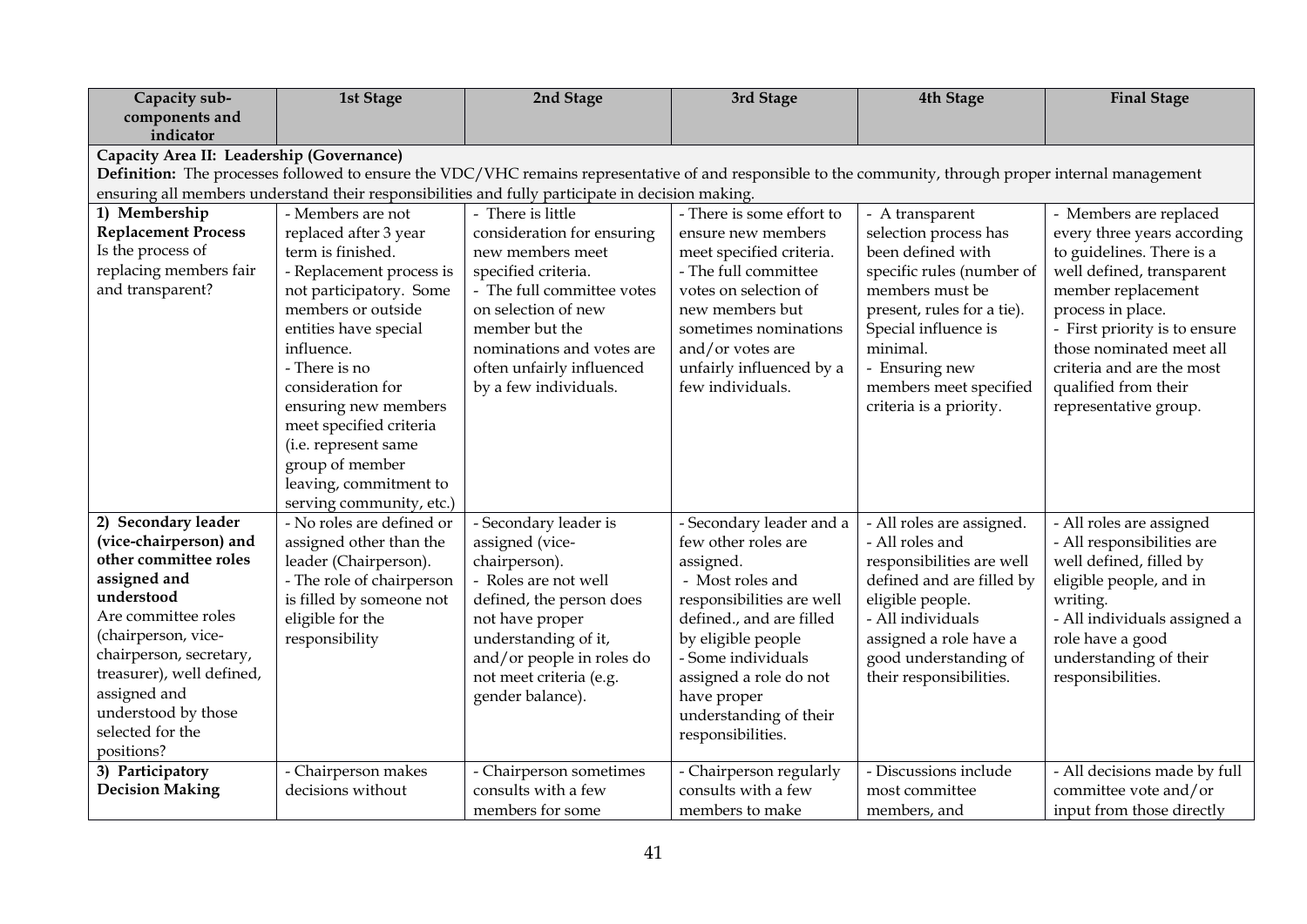| Capacity sub-components and indicator | 1st Stage | 2nd Stage | 3rd Stage | 4th Stage | Final Stage |
|---|---|---|---|---|---|
| **Capacity Area II: Leadership (Governance)**<br>**Definition:** The processes followed to ensure the VDC/VHC remains representative of and responsible to the community, through proper internal management ensuring all members understand their responsibilities and fully participate in decision making. | | | | | |
| **1) Membership Replacement Process**<br>Is the process of replacing members fair and transparent? | - Members are not replaced after 3 year term is finished.<br>- Replacement process is not participatory. Some members or outside entities have special influence.<br>- There is no consideration for ensuring new members meet specified criteria (i.e. represent same group of member leaving, commitment to serving community, etc.) | - There is little consideration for ensuring new members meet specified criteria.<br>- The full committee votes on selection of new member but the nominations and votes are often unfairly influenced by a few individuals. | - There is some effort to ensure new members meet specified criteria.<br>- The full committee votes on selection of new members but sometimes nominations and/or votes are unfairly influenced by a few individuals. | - A transparent selection process has been defined with specific rules (number of members must be present, rules for a tie). Special influence is minimal.<br>- Ensuring new members meet specified criteria is a priority. | - Members are replaced every three years according to guidelines. There is a well defined, transparent member replacement process in place.<br>- First priority is to ensure those nominated meet all criteria and are the most qualified from their representative group. |
| **2) Secondary leader (vice-chairperson) and other committee roles assigned and understood**<br>Are committee roles (chairperson, vice-chairperson, secretary, treasurer), well defined, assigned and understood by those selected for the positions? | - No roles are defined or assigned other than the leader (Chairperson).<br>- The role of chairperson is filled by someone not eligible for the responsibility | - Secondary leader is assigned (vice-chairperson).<br>- Roles are not well defined, the person does not have proper understanding of it, and/or people in roles do not meet criteria (e.g. gender balance). | - Secondary leader and a few other roles are assigned.<br>- Most roles and responsibilities are well defined., and are filled by eligible people<br>- Some individuals assigned a role do not have proper understanding of their responsibilities. | - All roles are assigned.<br>- All roles and responsibilities are well defined and are filled by eligible people.<br>- All individuals assigned a role have a good understanding of their responsibilities. | - All roles are assigned<br>- All responsibilities are well defined, filled by eligible people, and in writing.<br>- All individuals assigned a role have a good understanding of their responsibilities. |
| **3) Participatory Decision Making** | - Chairperson makes decisions without | - Chairperson sometimes consults with a few members for some | - Chairperson regularly consults with a few members to make | - Discussions include most committee members, and | - All decisions made by full committee vote and/or input from those directly |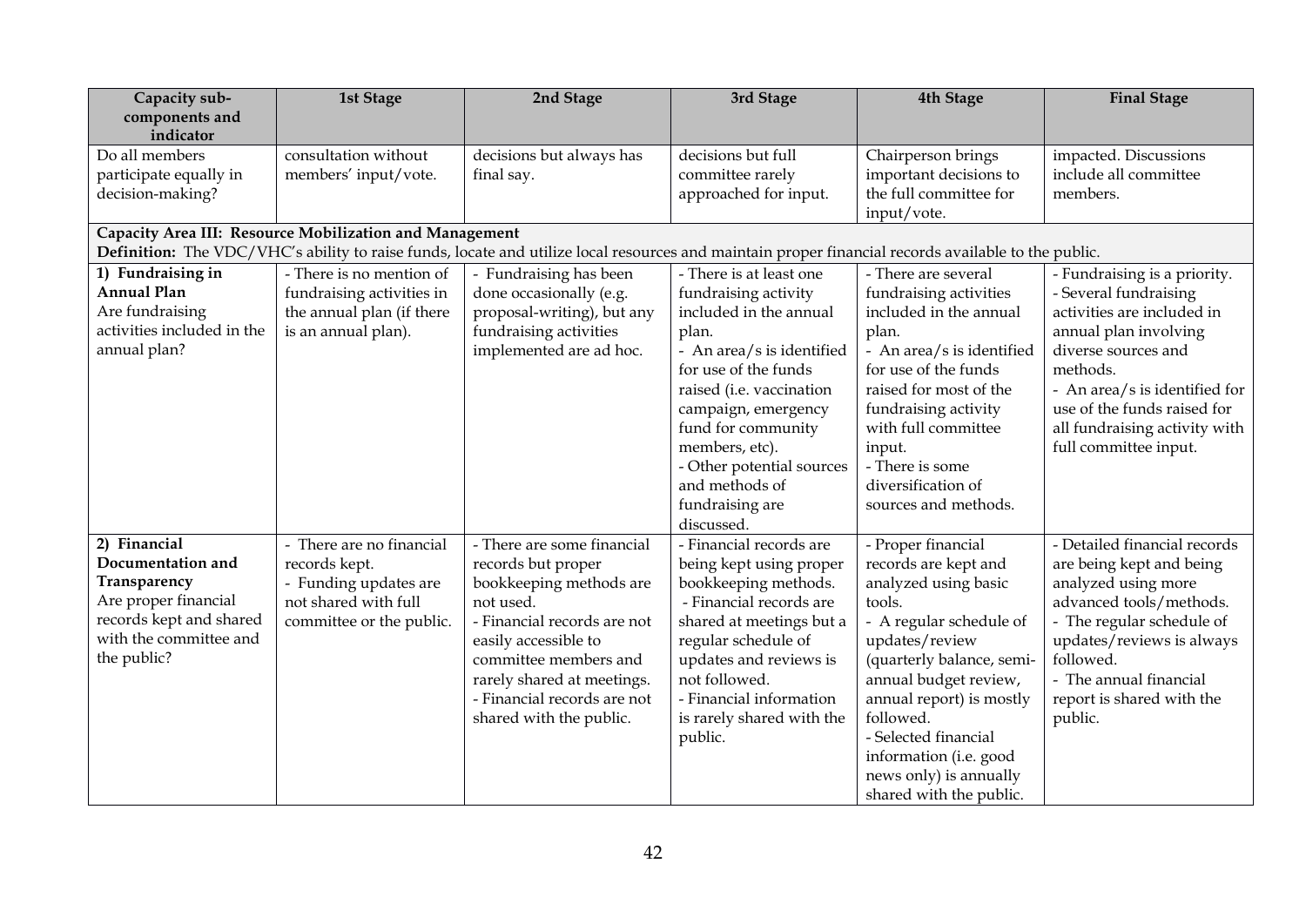| Capacity sub-components and indicator | 1st Stage | 2nd Stage | 3rd Stage | 4th Stage | Final Stage |
|---|---|---|---|---|---|
| Do all members participate equally in decision-making? | consultation without members' input/vote. | decisions but always has final say. | decisions but full committee rarely approached for input. | Chairperson brings important decisions to the full committee for input/vote. | impacted. Discussions include all committee members. |
| **Capacity Area III: Resource Mobilization and Management**<br>**Definition:** The VDC/VHC's ability to raise funds, locate and utilize local resources and maintain proper financial records available to the public. | | | | | |
| **1) Fundraising in Annual Plan**<br>Are fundraising activities included in the annual plan? | - There is no mention of fundraising activities in the annual plan (if there is an annual plan). | - Fundraising has been done occasionally (e.g. proposal-writing), but any fundraising activities implemented are ad hoc. | - There is at least one fundraising activity included in the annual plan.<br>- An area/s is identified for use of the funds raised (i.e. vaccination campaign, emergency fund for community members, etc).<br>- Other potential sources and methods of fundraising are discussed. | - There are several fundraising activities included in the annual plan.<br>- An area/s is identified for use of the funds raised for most of the fundraising activity with full committee input.<br>- There is some diversification of sources and methods. | - Fundraising is a priority.<br>- Several fundraising activities are included in annual plan involving diverse sources and methods.<br>- An area/s is identified for use of the funds raised for all fundraising activity with full committee input. |
| **2) Financial Documentation and Transparency**<br>Are proper financial records kept and shared with the committee and the public? | - There are no financial records kept.<br>- Funding updates are not shared with full committee or the public. | - There are some financial records but proper bookkeeping methods are not used.<br>- Financial records are not easily accessible to committee members and rarely shared at meetings.<br>- Financial records are not shared with the public. | - Financial records are being kept using proper bookkeeping methods.<br>- Financial records are shared at meetings but a regular schedule of updates and reviews is not followed.<br>- Financial information is rarely shared with the public. | - Proper financial records are kept and analyzed using basic tools.<br>- A regular schedule of updates/review (quarterly balance, semi-annual budget review, annual report) is mostly followed.<br>- Selected financial information (i.e. good news only) is annually shared with the public. | - Detailed financial records are being kept and being analyzed using more advanced tools/methods.<br>- The regular schedule of updates/reviews is always followed.<br>- The annual financial report is shared with the public. |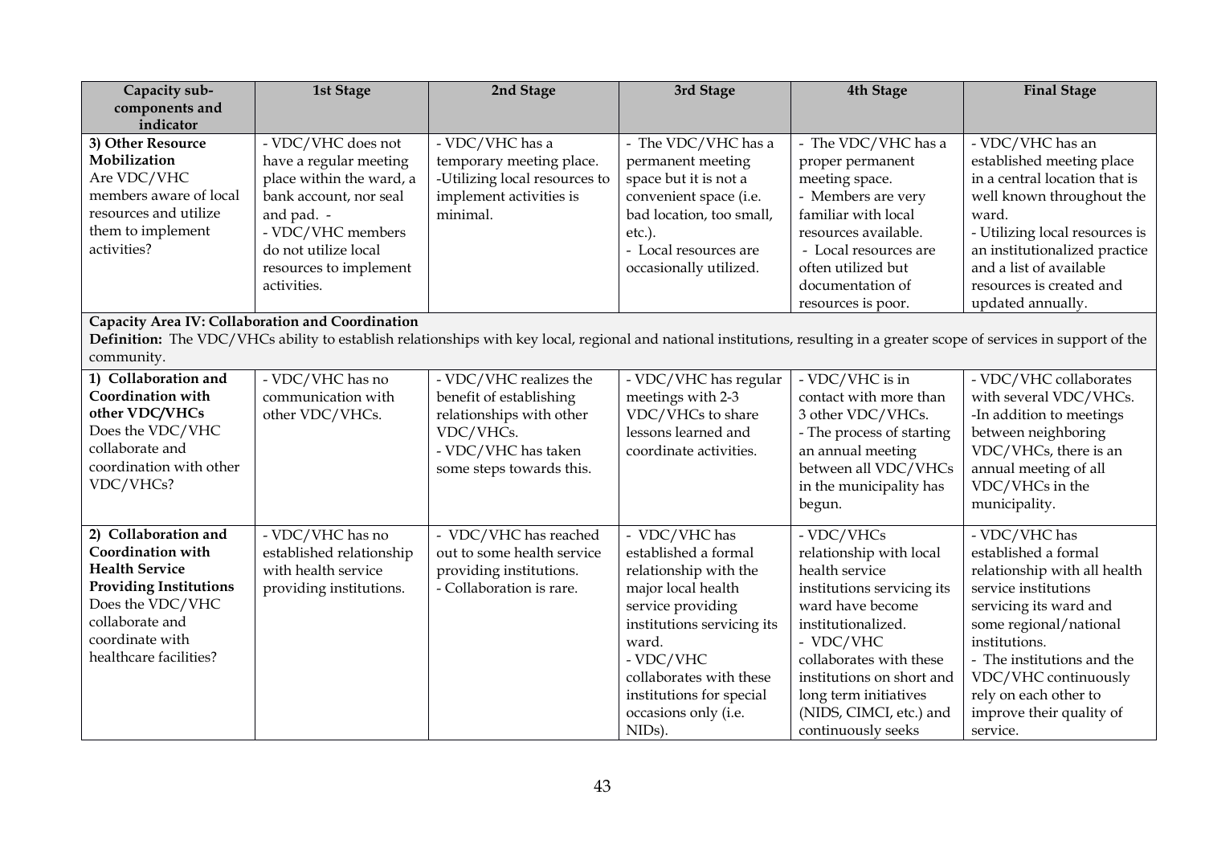| Capacity sub-components and indicator | 1st Stage | 2nd Stage | 3rd Stage | 4th Stage | Final Stage |
|---|---|---|---|---|---|
| **3) Other Resource Mobilization** Are VDC/VHC members aware of local resources and utilize them to implement activities? | - VDC/VHC does not have a regular meeting place within the ward, a bank account, nor seal and pad. - VDC/VHC members do not utilize local resources to implement activities. | - VDC/VHC has a temporary meeting place. -Utilizing local resources to implement activities is minimal. | - The VDC/VHC has a permanent meeting space but it is not a convenient space (i.e. bad location, too small, etc.). - Local resources are occasionally utilized. | - The VDC/VHC has a proper permanent meeting space. - Members are very familiar with local resources available. - Local resources are often utilized but documentation of resources is poor. | - VDC/VHC has an established meeting place in a central location that is well known throughout the ward. - Utilizing local resources is an institutionalized practice and a list of available resources is created and updated annually. |
| **Capacity Area IV: Collaboration and Coordination** **Definition:** The VDC/VHCs ability to establish relationships with key local, regional and national institutions, resulting in a greater scope of services in support of the community. | | | | | |
| **1) Collaboration and Coordination with other VDC/VHCs** Does the VDC/VHC collaborate and coordination with other VDC/VHCs? | - VDC/VHC has no communication with other VDC/VHCs. | - VDC/VHC realizes the benefit of establishing relationships with other VDC/VHCs. - VDC/VHC has taken some steps towards this. | - VDC/VHC has regular meetings with 2-3 VDC/VHCs to share lessons learned and coordinate activities. | - VDC/VHC is in contact with more than 3 other VDC/VHCs. - The process of starting an annual meeting between all VDC/VHCs in the municipality has begun. | - VDC/VHC collaborates with several VDC/VHCs. -In addition to meetings between neighboring VDC/VHCs, there is an annual meeting of all VDC/VHCs in the municipality. |
| **2) Collaboration and Coordination with Health Service Providing Institutions** Does the VDC/VHC collaborate and coordinate with healthcare facilities? | - VDC/VHC has no established relationship with health service providing institutions. | - VDC/VHC has reached out to some health service providing institutions. - Collaboration is rare. | - VDC/VHC has established a formal relationship with the major local health service providing institutions servicing its ward. - VDC/VHC collaborates with these institutions for special occasions only (i.e. NIDs). | - VDC/VHCs relationship with local health service institutions servicing its ward have become institutionalized. - VDC/VHC collaborates with these institutions on short and long term initiatives (NIDS, CIMCI, etc.) and continuously seeks | - VDC/VHC has established a formal relationship with all health service institutions servicing its ward and some regional/national institutions. - The institutions and the VDC/VHC continuously rely on each other to improve their quality of service. |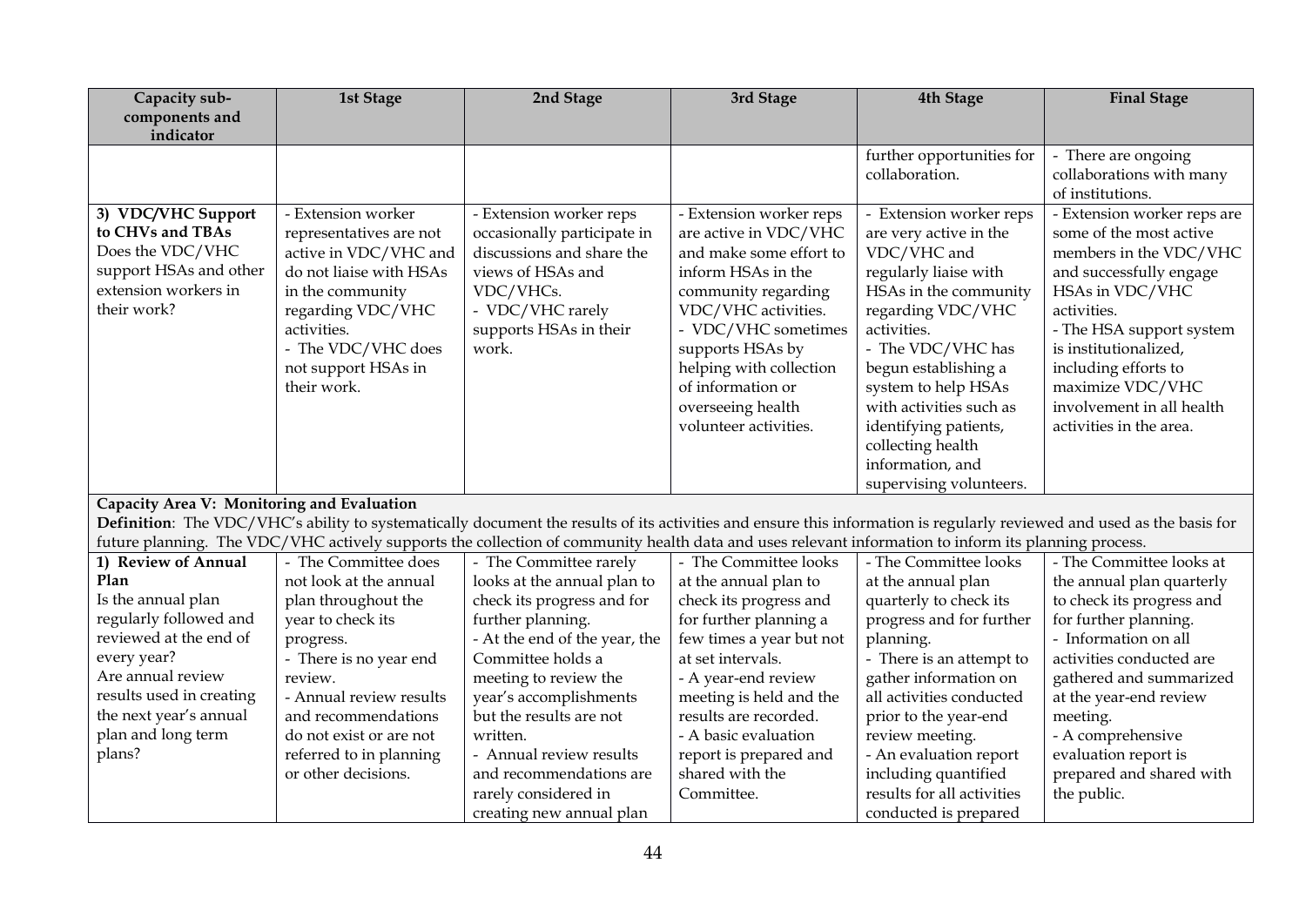| Capacity sub-components and indicator | 1st Stage | 2nd Stage | 3rd Stage | 4th Stage | Final Stage |
|---|---|---|---|---|---|
| | | | | further opportunities for collaboration. | - There are ongoing collaborations with many of institutions. |
| **3) VDC/VHC Support to CHVs and TBAs** Does the VDC/VHC support HSAs and other extension workers in their work? | - Extension worker representatives are not active in VDC/VHC and do not liaise with HSAs in the community regarding VDC/VHC activities. - The VDC/VHC does not support HSAs in their work. | - Extension worker reps occasionally participate in discussions and share the views of HSAs and VDC/VHCs. - VDC/VHC rarely supports HSAs in their work. | - Extension worker reps are active in VDC/VHC and make some effort to inform HSAs in the community regarding VDC/VHC activities. - VDC/VHC sometimes supports HSAs by helping with collection of information or overseeing health volunteer activities. | - Extension worker reps are very active in the VDC/VHC and regularly liaise with HSAs in the community regarding VDC/VHC activities. - The VDC/VHC has begun establishing a system to help HSAs with activities such as identifying patients, collecting health information, and supervising volunteers. | - Extension worker reps are some of the most active members in the VDC/VHC and successfully engage HSAs in VDC/VHC activities. - The HSA support system is institutionalized, including efforts to maximize VDC/VHC involvement in all health activities in the area. |
| **Capacity Area V: Monitoring and Evaluation** **Definition**: The VDC/VHC's ability to systematically document the results of its activities and ensure this information is regularly reviewed and used as the basis for future planning. The VDC/VHC actively supports the collection of community health data and uses relevant information to inform its planning process. | | | | | |
| **1) Review of Annual Plan** Is the annual plan regularly followed and reviewed at the end of every year? Are annual review results used in creating the next year's annual plan and long term plans? | - The Committee does not look at the annual plan throughout the year to check its progress. - There is no year end review. - Annual review results and recommendations do not exist or are not referred to in planning or other decisions. | - The Committee rarely looks at the annual plan to check its progress and for further planning. - At the end of the year, the Committee holds a meeting to review the year's accomplishments but the results are not written. - Annual review results and recommendations are rarely considered in creating new annual plan | - The Committee looks at the annual plan to check its progress and for further planning a few times a year but not at set intervals. - A year-end review meeting is held and the results are recorded. - A basic evaluation report is prepared and shared with the Committee. | - The Committee looks at the annual plan quarterly to check its progress and for further planning. - There is an attempt to gather information on all activities conducted prior to the year-end review meeting. - An evaluation report including quantified results for all activities conducted is prepared | - The Committee looks at the annual plan quarterly to check its progress and for further planning. - Information on all activities conducted are gathered and summarized at the year-end review meeting. - A comprehensive evaluation report is prepared and shared with the public. |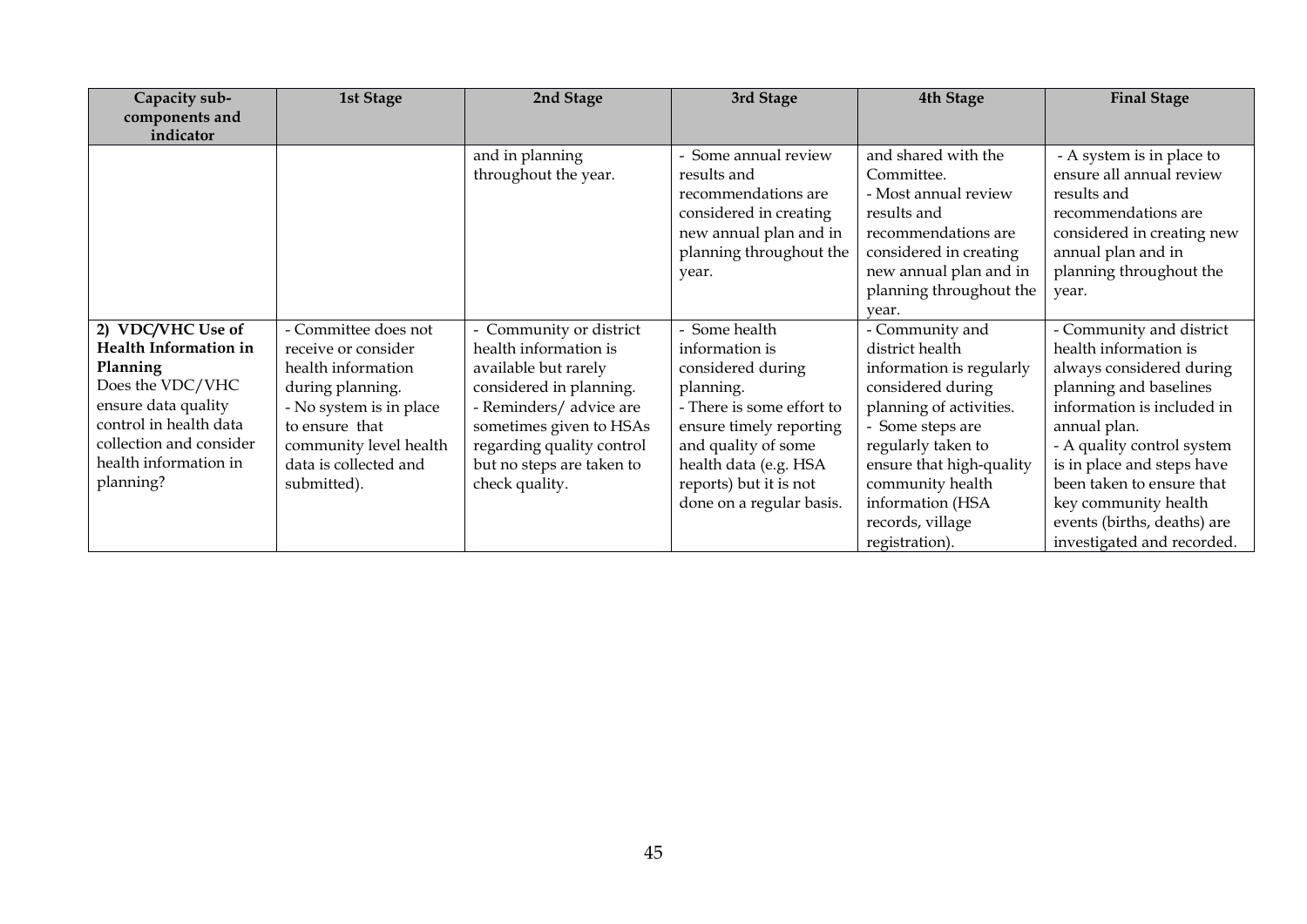| Capacity sub-components and indicator | 1st Stage | 2nd Stage | 3rd Stage | 4th Stage | Final Stage |
|---|---|---|---|---|---|
| | | and in planning throughout the year. | - Some annual review results and recommendations are considered in creating new annual plan and in planning throughout the year. | and shared with the Committee.<br>- Most annual review results and recommendations are considered in creating new annual plan and in planning throughout the year. | - A system is in place to ensure all annual review results and recommendations are considered in creating new annual plan and in planning throughout the year. |
| **2) VDC/VHC Use of Health Information in Planning**<br>Does the VDC/VHC ensure data quality control in health data collection and consider health information in planning? | - Committee does not receive or consider health information during planning.<br>- No system is in place to ensure that community level health data is collected and submitted). | - Community or district health information is available but rarely considered in planning.<br>- Reminders/ advice are sometimes given to HSAs regarding quality control but no steps are taken to check quality. | - Some health information is considered during planning.<br>- There is some effort to ensure timely reporting and quality of some health data (e.g. HSA reports) but it is not done on a regular basis. | - Community and district health information is regularly considered during planning of activities.<br>- Some steps are regularly taken to ensure that high-quality community health information (HSA records, village registration). | - Community and district health information is always considered during planning and baselines information is included in annual plan.<br>- A quality control system is in place and steps have been taken to ensure that key community health events (births, deaths) are investigated and recorded. |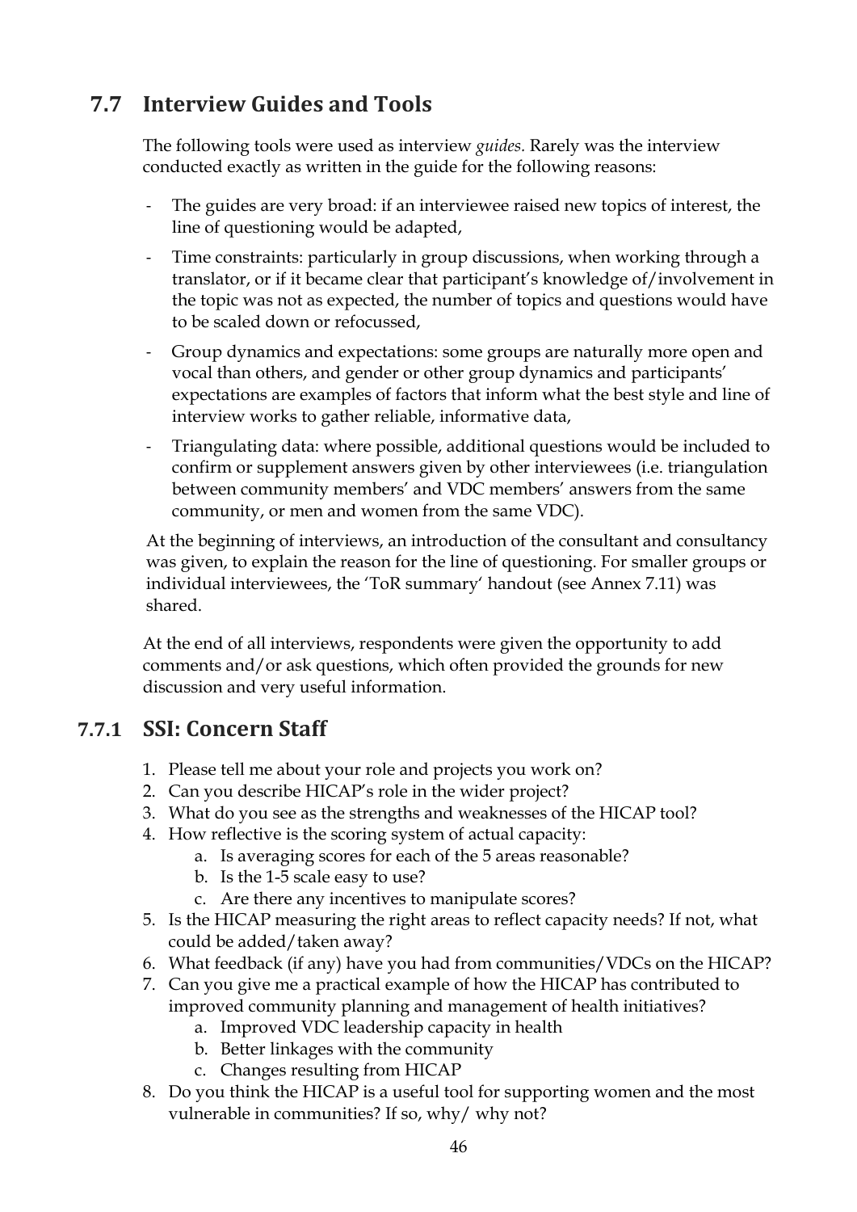## 7.7 Interview Guides and Tools

The following tools were used as interview *guides.* Rarely was the interview conducted exactly as written in the guide for the following reasons:

- The guides are very broad: if an interviewee raised new topics of interest, the line of questioning would be adapted,
- Time constraints: particularly in group discussions, when working through a translator, or if it became clear that participant's knowledge of/involvement in the topic was not as expected, the number of topics and questions would have to be scaled down or refocussed,
- Group dynamics and expectations: some groups are naturally more open and vocal than others, and gender or other group dynamics and participants' expectations are examples of factors that inform what the best style and line of interview works to gather reliable, informative data,
- Triangulating data: where possible, additional questions would be included to confirm or supplement answers given by other interviewees (i.e. triangulation between community members' and VDC members' answers from the same community, or men and women from the same VDC).

At the beginning of interviews, an introduction of the consultant and consultancy was given, to explain the reason for the line of questioning. For smaller groups or individual interviewees, the 'ToR summary' handout (see Annex 7.11) was shared.

At the end of all interviews, respondents were given the opportunity to add comments and/or ask questions, which often provided the grounds for new discussion and very useful information.

### 7.7.1 SSI: Concern Staff

1. Please tell me about your role and projects you work on?
2. Can you describe HICAP's role in the wider project?
3. What do you see as the strengths and weaknesses of the HICAP tool?
4. How reflective is the scoring system of actual capacity:
    a. Is averaging scores for each of the 5 areas reasonable?
    b. Is the 1-5 scale easy to use?
    c. Are there any incentives to manipulate scores?
5. Is the HICAP measuring the right areas to reflect capacity needs? If not, what could be added/taken away?
6. What feedback (if any) have you had from communities/VDCs on the HICAP?
7. Can you give me a practical example of how the HICAP has contributed to improved community planning and management of health initiatives?
    a. Improved VDC leadership capacity in health
    b. Better linkages with the community
    c. Changes resulting from HICAP
8. Do you think the HICAP is a useful tool for supporting women and the most vulnerable in communities? If so, why/ why not?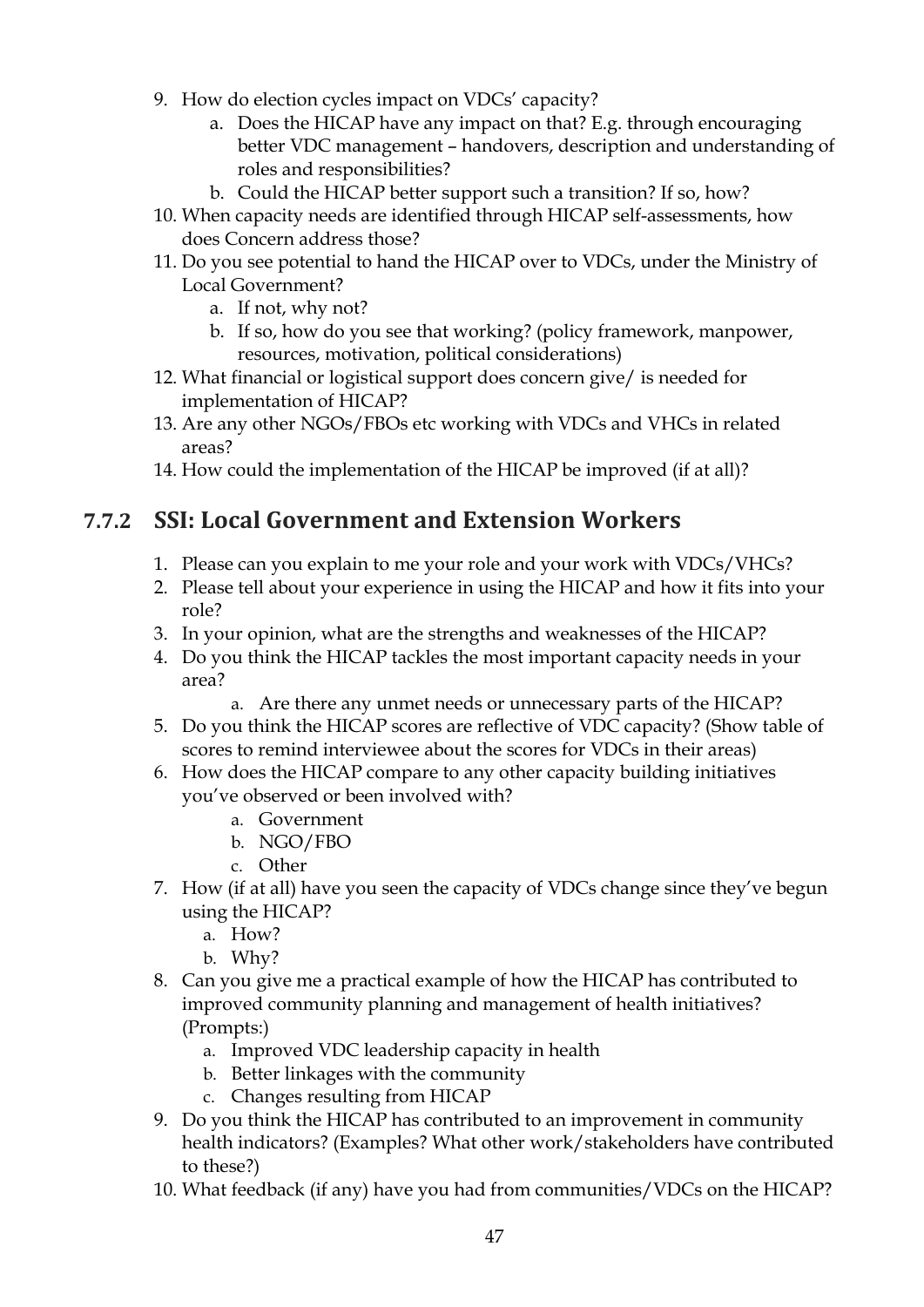9. How do election cycles impact on VDCs' capacity?
    a. Does the HICAP have any impact on that? E.g. through encouraging better VDC management – handovers, description and understanding of roles and responsibilities?
    b. Could the HICAP better support such a transition? If so, how?
10. When capacity needs are identified through HICAP self-assessments, how does Concern address those?
11. Do you see potential to hand the HICAP over to VDCs, under the Ministry of Local Government?
    a. If not, why not?
    b. If so, how do you see that working? (policy framework, manpower, resources, motivation, political considerations)
12. What financial or logistical support does concern give/ is needed for implementation of HICAP?
13. Are any other NGOs/FBOs etc working with VDCs and VHCs in related areas?
14. How could the implementation of the HICAP be improved (if at all)?

### 7.7.2 SSI: Local Government and Extension Workers

1. Please can you explain to me your role and your work with VDCs/VHCs?
2. Please tell about your experience in using the HICAP and how it fits into your role?
3. In your opinion, what are the strengths and weaknesses of the HICAP?
4. Do you think the HICAP tackles the most important capacity needs in your area?
    a. Are there any unmet needs or unnecessary parts of the HICAP?
5. Do you think the HICAP scores are reflective of VDC capacity? (Show table of scores to remind interviewee about the scores for VDCs in their areas)
6. How does the HICAP compare to any other capacity building initiatives you've observed or been involved with?
    a. Government
    b. NGO/FBO
    c. Other
7. How (if at all) have you seen the capacity of VDCs change since they've begun using the HICAP?
    a. How?
    b. Why?
8. Can you give me a practical example of how the HICAP has contributed to improved community planning and management of health initiatives? (Prompts:)
    a. Improved VDC leadership capacity in health
    b. Better linkages with the community
    c. Changes resulting from HICAP
9. Do you think the HICAP has contributed to an improvement in community health indicators? (Examples? What other work/stakeholders have contributed to these?)
10. What feedback (if any) have you had from communities/VDCs on the HICAP?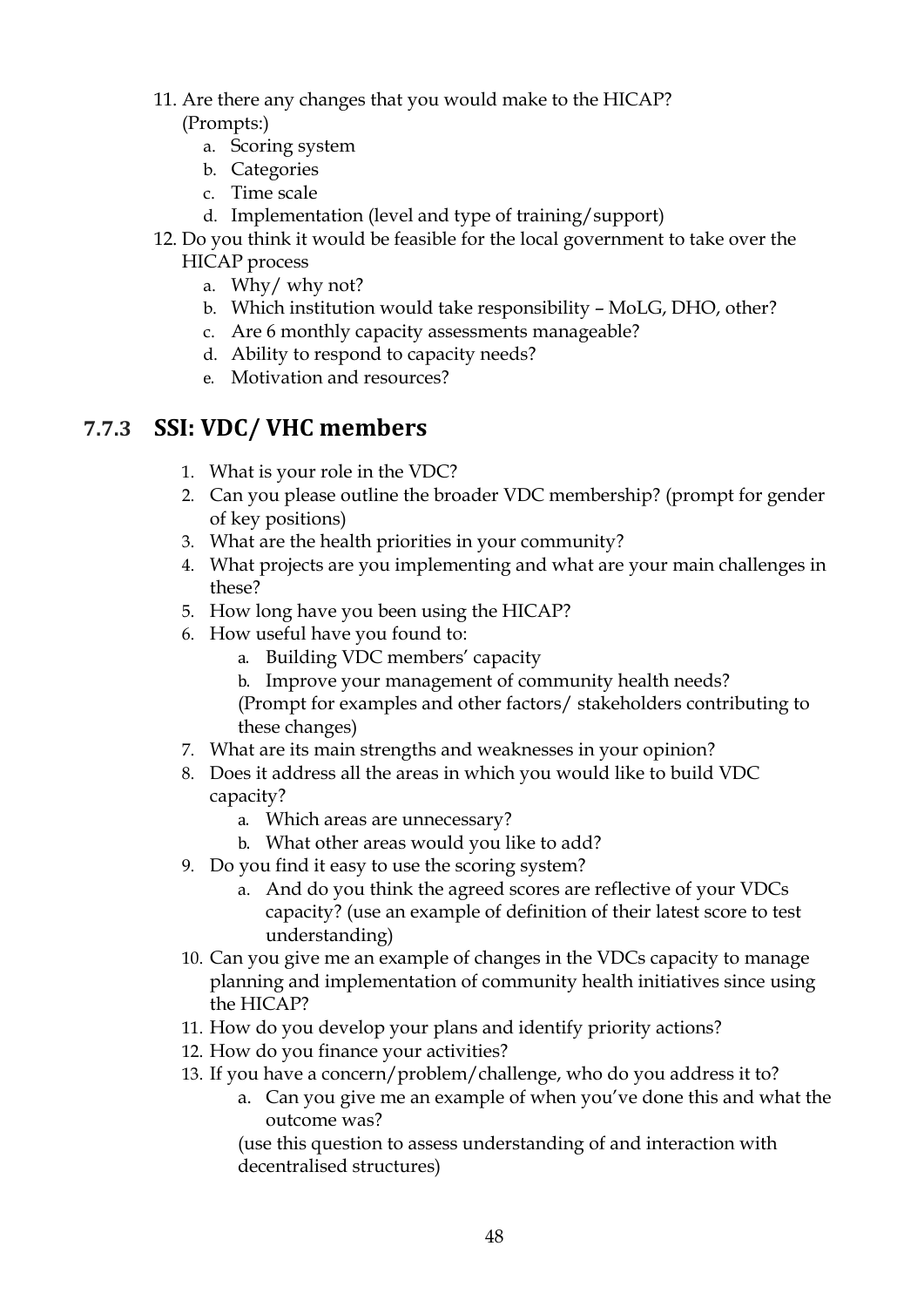11. Are there any changes that you would make to the HICAP?
    (Prompts:)
    a. Scoring system
    b. Categories
    c. Time scale
    d. Implementation (level and type of training/support)
12. Do you think it would be feasible for the local government to take over the HICAP process
    a. Why/ why not?
    b. Which institution would take responsibility – MoLG, DHO, other?
    c. Are 6 monthly capacity assessments manageable?
    d. Ability to respond to capacity needs?
    e. Motivation and resources?

### 7.7.3 SSI: VDC/ VHC members

1. What is your role in the VDC?
2. Can you please outline the broader VDC membership? (prompt for gender of key positions)
3. What are the health priorities in your community?
4. What projects are you implementing and what are your main challenges in these?
5. How long have you been using the HICAP?
6. How useful have you found to:
    a. Building VDC members' capacity
    b. Improve your management of community health needs?
    (Prompt for examples and other factors/ stakeholders contributing to these changes)
7. What are its main strengths and weaknesses in your opinion?
8. Does it address all the areas in which you would like to build VDC capacity?
    a. Which areas are unnecessary?
    b. What other areas would you like to add?
9. Do you find it easy to use the scoring system?
    a. And do you think the agreed scores are reflective of your VDCs capacity? (use an example of definition of their latest score to test understanding)
10. Can you give me an example of changes in the VDCs capacity to manage planning and implementation of community health initiatives since using the HICAP?
11. How do you develop your plans and identify priority actions?
12. How do you finance your activities?
13. If you have a concern/problem/challenge, who do you address it to?
    a. Can you give me an example of when you've done this and what the outcome was?
    (use this question to assess understanding of and interaction with decentralised structures)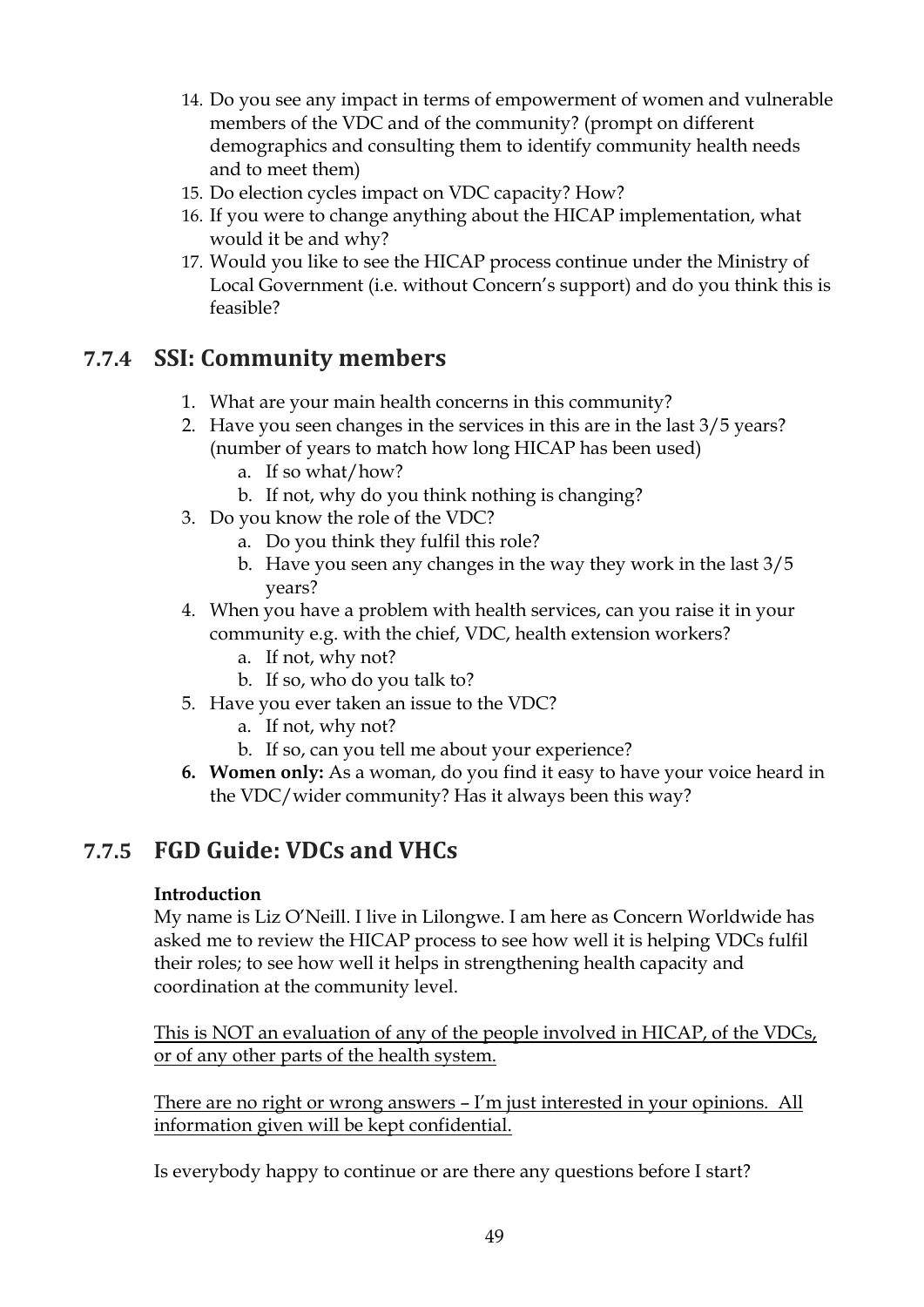14. Do you see any impact in terms of empowerment of women and vulnerable members of the VDC and of the community? (prompt on different demographics and consulting them to identify community health needs and to meet them)
15. Do election cycles impact on VDC capacity? How?
16. If you were to change anything about the HICAP implementation, what would it be and why?
17. Would you like to see the HICAP process continue under the Ministry of Local Government (i.e. without Concern's support) and do you think this is feasible?

### 7.7.4 SSI: Community members

1. What are your main health concerns in this community?
2. Have you seen changes in the services in this are in the last 3/5 years? (number of years to match how long HICAP has been used)
    a. If so what/how?
    b. If not, why do you think nothing is changing?
3. Do you know the role of the VDC?
    a. Do you think they fulfil this role?
    b. Have you seen any changes in the way they work in the last 3/5 years?
4. When you have a problem with health services, can you raise it in your community e.g. with the chief, VDC, health extension workers?
    a. If not, why not?
    b. If so, who do you talk to?
5. Have you ever taken an issue to the VDC?
    a. If not, why not?
    b. If so, can you tell me about your experience?
6. **Women only:** As a woman, do you find it easy to have your voice heard in the VDC/wider community? Has it always been this way?

### 7.7.5 FGD Guide: VDCs and VHCs

**Introduction**

My name is Liz O'Neill. I live in Lilongwe. I am here as Concern Worldwide has asked me to review the HICAP process to see how well it is helping VDCs fulfil their roles; to see how well it helps in strengthening health capacity and coordination at the community level.

<u>This is NOT an evaluation of any of the people involved in HICAP, of the VDCs, or of any other parts of the health system.</u>

<u>There are no right or wrong answers – I'm just interested in your opinions. All information given will be kept confidential.</u>

Is everybody happy to continue or are there any questions before I start?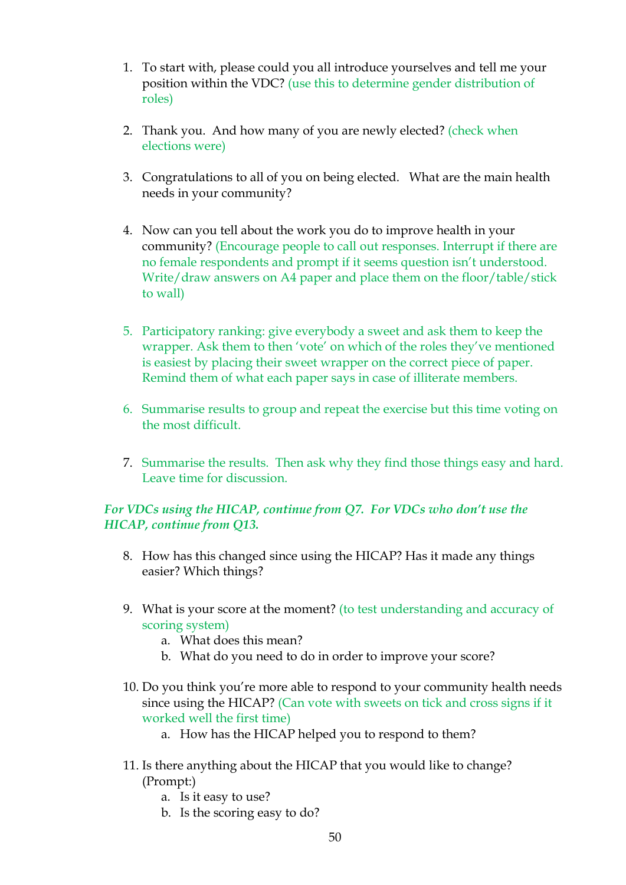1. To start with, please could you all introduce yourselves and tell me your position within the VDC? (use this to determine gender distribution of roles)

2. Thank you. And how many of you are newly elected? (check when elections were)

3. Congratulations to all of you on being elected. What are the main health needs in your community?

4. Now can you tell about the work you do to improve health in your community? (Encourage people to call out responses. Interrupt if there are no female respondents and prompt if it seems question isn't understood. Write/draw answers on A4 paper and place them on the floor/table/stick to wall)

5. Participatory ranking: give everybody a sweet and ask them to keep the wrapper. Ask them to then 'vote' on which of the roles they've mentioned is easiest by placing their sweet wrapper on the correct piece of paper. Remind them of what each paper says in case of illiterate members.

6. Summarise results to group and repeat the exercise but this time voting on the most difficult.

7. Summarise the results. Then ask why they find those things easy and hard. Leave time for discussion.

***For VDCs using the HICAP, continue from Q7. For VDCs who don't use the HICAP, continue from Q13.***

8. How has this changed since using the HICAP? Has it made any things easier? Which things?

9. What is your score at the moment? (to test understanding and accuracy of scoring system)
   a. What does this mean?
   b. What do you need to do in order to improve your score?

10. Do you think you're more able to respond to your community health needs since using the HICAP? (Can vote with sweets on tick and cross signs if it worked well the first time)
    a. How has the HICAP helped you to respond to them?

11. Is there anything about the HICAP that you would like to change? (Prompt:)
    a. Is it easy to use?
    b. Is the scoring easy to do?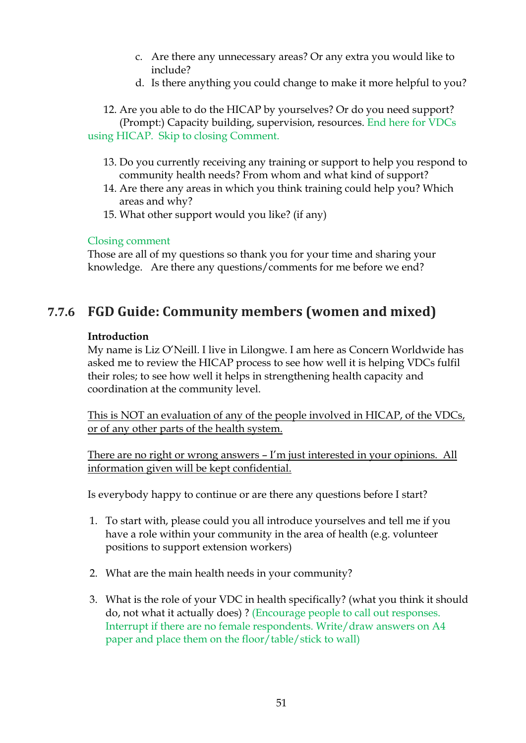c. Are there any unnecessary areas? Or any extra you would like to include?
d. Is there anything you could change to make it more helpful to you?

12. Are you able to do the HICAP by yourselves? Or do you need support? (Prompt:) Capacity building, supervision, resources. End here for VDCs using HICAP. Skip to closing Comment.

13. Do you currently receiving any training or support to help you respond to community health needs? From whom and what kind of support?
14. Are there any areas in which you think training could help you? Which areas and why?
15. What other support would you like? (if any)

Closing comment

Those are all of my questions so thank you for your time and sharing your knowledge. Are there any questions/comments for me before we end?

### 7.7.6 FGD Guide: Community members (women and mixed)

**Introduction**

My name is Liz O'Neill. I live in Lilongwe. I am here as Concern Worldwide has asked me to review the HICAP process to see how well it is helping VDCs fulfil their roles; to see how well it helps in strengthening health capacity and coordination at the community level.

<u>This is NOT an evaluation of any of the people involved in HICAP, of the VDCs, or of any other parts of the health system.</u>

<u>There are no right or wrong answers – I'm just interested in your opinions. All information given will be kept confidential.</u>

Is everybody happy to continue or are there any questions before I start?

1. To start with, please could you all introduce yourselves and tell me if you have a role within your community in the area of health (e.g. volunteer positions to support extension workers)

2. What are the main health needs in your community?

3. What is the role of your VDC in health specifically? (what you think it should do, not what it actually does) ? (Encourage people to call out responses. Interrupt if there are no female respondents. Write/draw answers on A4 paper and place them on the floor/table/stick to wall)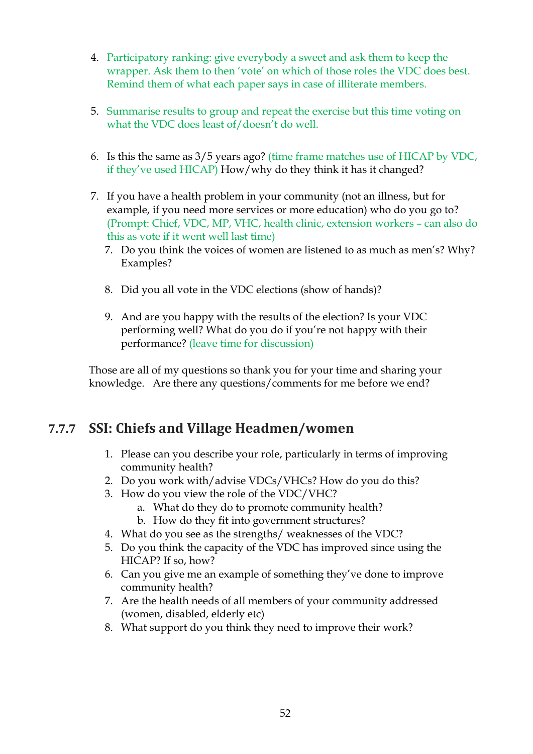4. Participatory ranking: give everybody a sweet and ask them to keep the wrapper. Ask them to then 'vote' on which of those roles the VDC does best. Remind them of what each paper says in case of illiterate members.

5. Summarise results to group and repeat the exercise but this time voting on what the VDC does least of/doesn't do well.

6. Is this the same as 3/5 years ago? (time frame matches use of HICAP by VDC, if they've used HICAP) How/why do they think it has it changed?

7. If you have a health problem in your community (not an illness, but for example, if you need more services or more education) who do you go to? (Prompt: Chief, VDC, MP, VHC, health clinic, extension workers – can also do this as vote if it went well last time)
   7. Do you think the voices of women are listened to as much as men's? Why? Examples?

   8. Did you all vote in the VDC elections (show of hands)?

   9. And are you happy with the results of the election? Is your VDC performing well? What do you do if you're not happy with their performance? (leave time for discussion)

Those are all of my questions so thank you for your time and sharing your knowledge. Are there any questions/comments for me before we end?

### 7.7.7 SSI: Chiefs and Village Headmen/women

1. Please can you describe your role, particularly in terms of improving community health?
2. Do you work with/advise VDCs/VHCs? How do you do this?
3. How do you view the role of the VDC/VHC?
   a. What do they do to promote community health?
   b. How do they fit into government structures?
4. What do you see as the strengths/ weaknesses of the VDC?
5. Do you think the capacity of the VDC has improved since using the HICAP? If so, how?
6. Can you give me an example of something they've done to improve community health?
7. Are the health needs of all members of your community addressed (women, disabled, elderly etc)
8. What support do you think they need to improve their work?